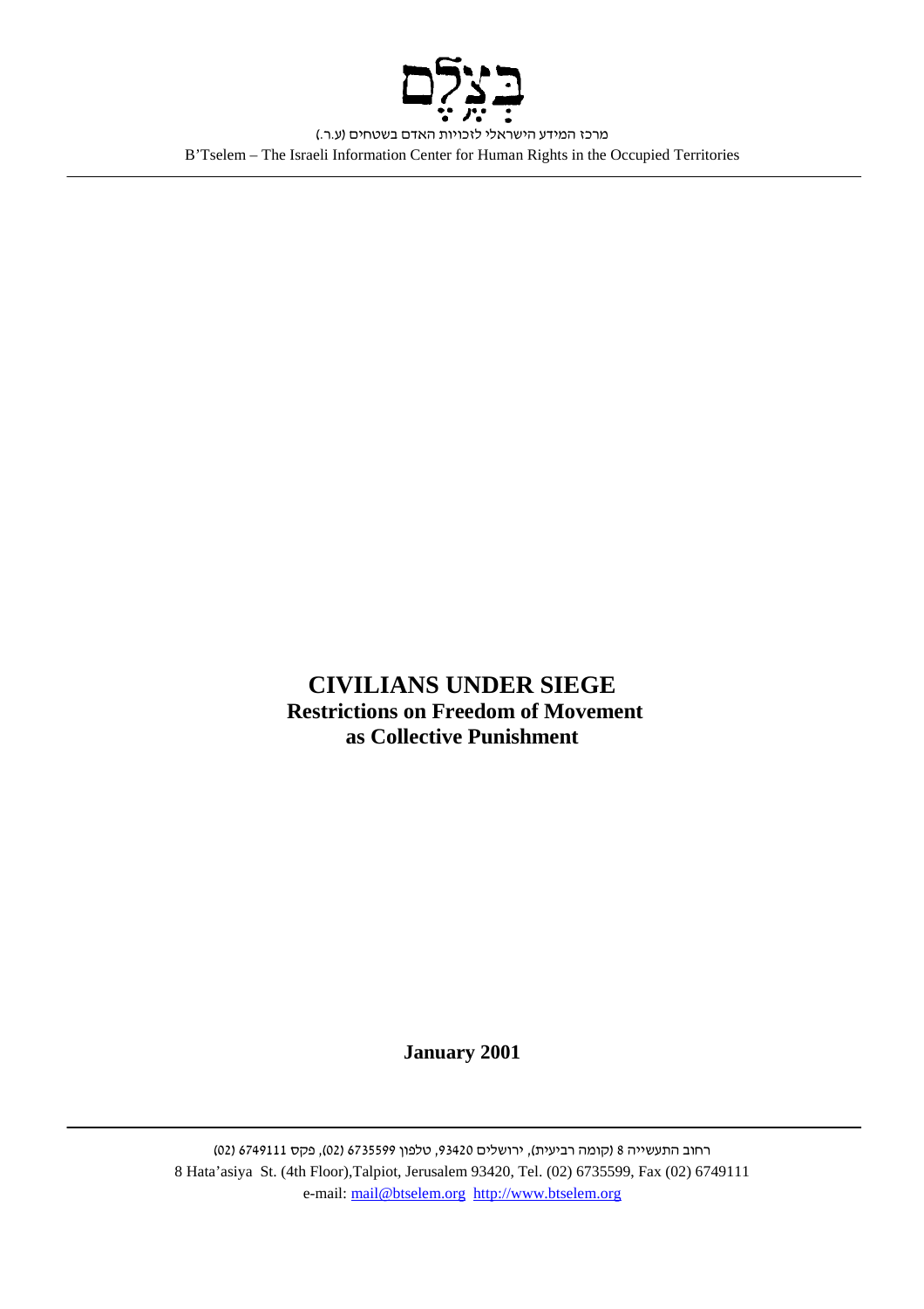בצלם

מרכז המידע הישראלי לזכויות האדם בשטחים (ע.ר.)

B'Tselem – The Israeli Information Center for Human Rights in the Occupied Territories

# CIVILIANS UNDER SIEGE

## Restrictions on Freedom of Movement as Collective Punishment

**January 2001**

רחוב התעשייה 8 (קומה רביעית), ירושלים 93420, טלפון 6735599 (02), פקס 6749111 (02)

8 Hata'asiya St. (4th Floor),Talpiot, Jerusalem 93420, Tel. (02) 6735599, Fax (02) 6749111

e-mail: mail@btselem.org http://www.btselem.org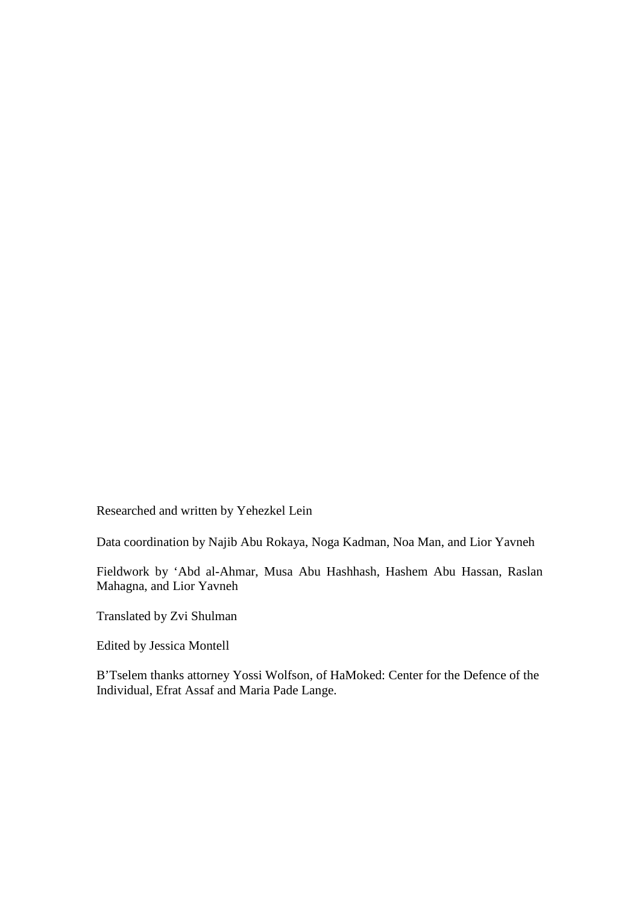Researched and written by Yehezkel Lein

Data coordination by Najib Abu Rokaya, Noga Kadman, Noa Man, and Lior Yavneh

Fieldwork by ‘Abd al-Ahmar, Musa Abu Hashhash, Hashem Abu Hassan, Raslan Mahagna, and Lior Yavneh

Translated by Zvi Shulman

Edited by Jessica Montell

B’Tselem thanks attorney Yossi Wolfson, of HaMoked: Center for the Defence of the Individual, Efrat Assaf and Maria Pade Lange.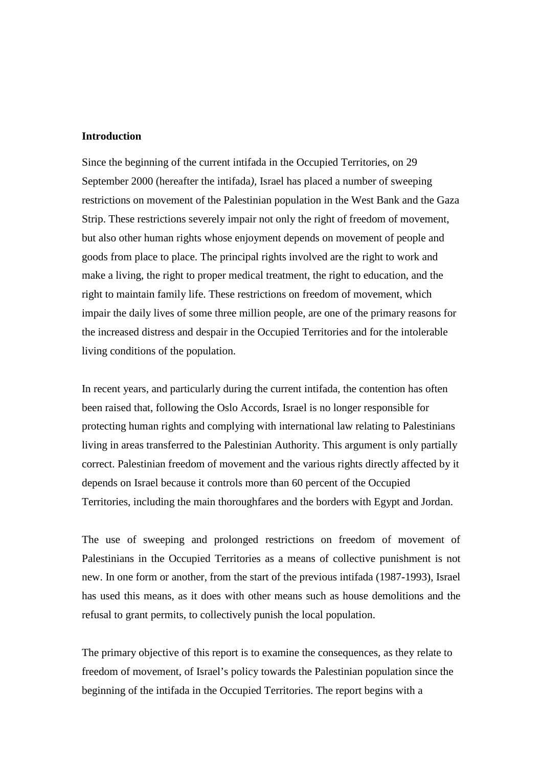**Introduction**

Since the beginning of the current intifada in the Occupied Territories, on 29 September 2000 (hereafter the intifada*)*, Israel has placed a number of sweeping restrictions on movement of the Palestinian population in the West Bank and the Gaza Strip. These restrictions severely impair not only the right of freedom of movement, but also other human rights whose enjoyment depends on movement of people and goods from place to place. The principal rights involved are the right to work and make a living, the right to proper medical treatment, the right to education, and the right to maintain family life. These restrictions on freedom of movement, which impair the daily lives of some three million people, are one of the primary reasons for the increased distress and despair in the Occupied Territories and for the intolerable living conditions of the population.

In recent years, and particularly during the current intifada, the contention has often been raised that, following the Oslo Accords, Israel is no longer responsible for protecting human rights and complying with international law relating to Palestinians living in areas transferred to the Palestinian Authority. This argument is only partially correct. Palestinian freedom of movement and the various rights directly affected by it depends on Israel because it controls more than 60 percent of the Occupied Territories, including the main thoroughfares and the borders with Egypt and Jordan.

The use of sweeping and prolonged restrictions on freedom of movement of Palestinians in the Occupied Territories as a means of collective punishment is not new. In one form or another, from the start of the previous intifada (1987-1993), Israel has used this means, as it does with other means such as house demolitions and the refusal to grant permits, to collectively punish the local population.

The primary objective of this report is to examine the consequences, as they relate to freedom of movement, of Israel's policy towards the Palestinian population since the beginning of the intifada in the Occupied Territories. The report begins with a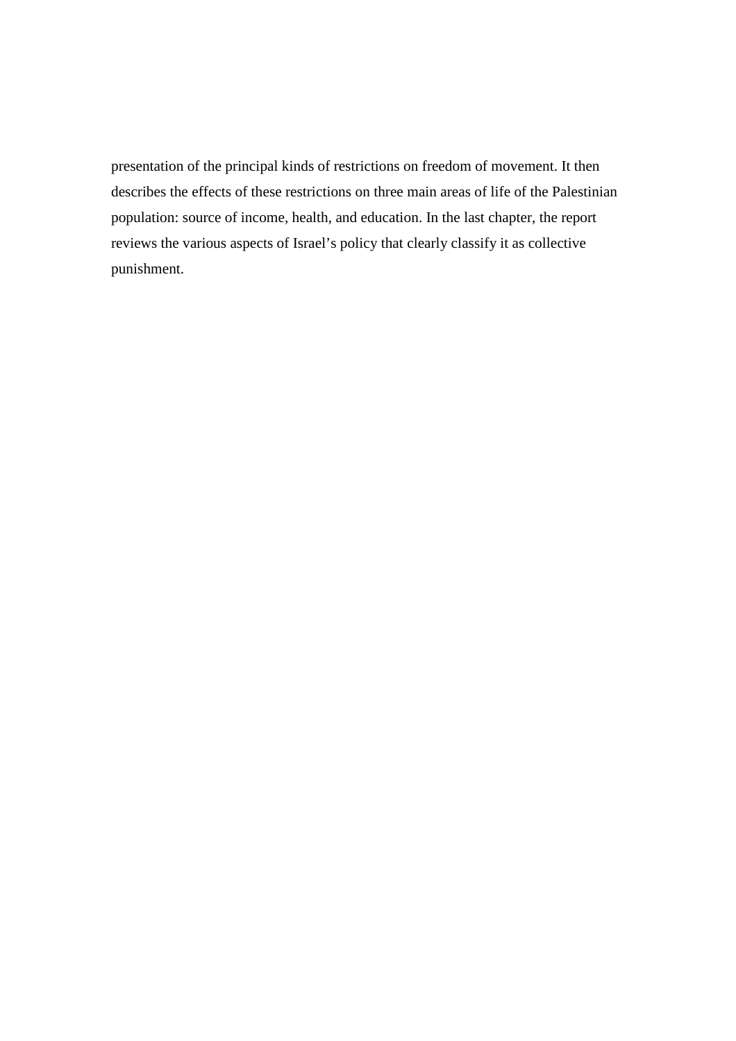presentation of the principal kinds of restrictions on freedom of movement. It then describes the effects of these restrictions on three main areas of life of the Palestinian population: source of income, health, and education. In the last chapter, the report reviews the various aspects of Israel's policy that clearly classify it as collective punishment.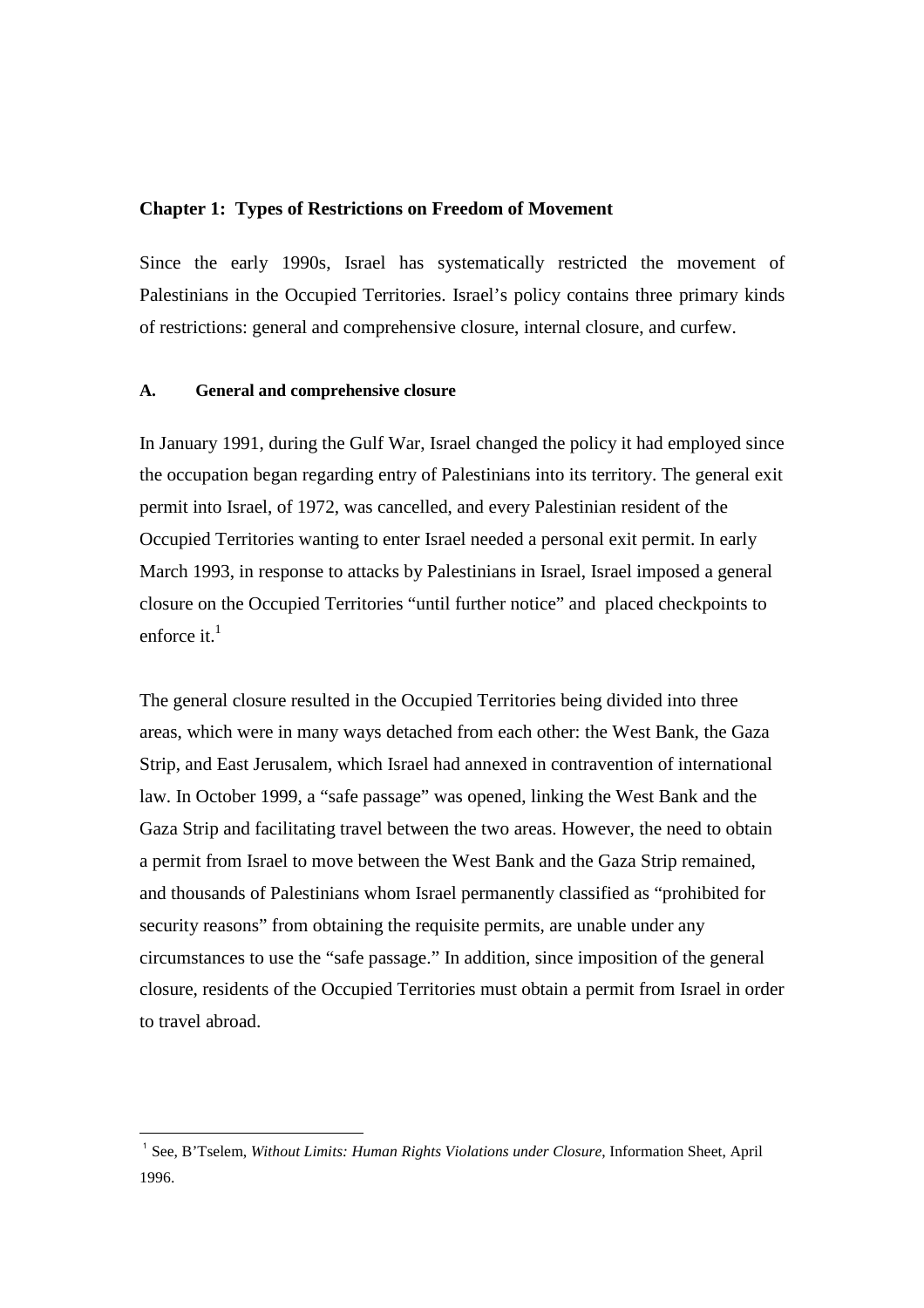## Chapter 1: Types of Restrictions on Freedom of Movement

Since the early 1990s, Israel has systematically restricted the movement of Palestinians in the Occupied Territories. Israel's policy contains three primary kinds of restrictions: general and comprehensive closure, internal closure, and curfew.

### A. General and comprehensive closure

In January 1991, during the Gulf War, Israel changed the policy it had employed since the occupation began regarding entry of Palestinians into its territory. The general exit permit into Israel, of 1972, was cancelled, and every Palestinian resident of the Occupied Territories wanting to enter Israel needed a personal exit permit. In early March 1993, in response to attacks by Palestinians in Israel, Israel imposed a general closure on the Occupied Territories "until further notice" and placed checkpoints to enforce it.[1]

The general closure resulted in the Occupied Territories being divided into three areas, which were in many ways detached from each other: the West Bank, the Gaza Strip, and East Jerusalem, which Israel had annexed in contravention of international law. In October 1999, a "safe passage" was opened, linking the West Bank and the Gaza Strip and facilitating travel between the two areas. However, the need to obtain a permit from Israel to move between the West Bank and the Gaza Strip remained, and thousands of Palestinians whom Israel permanently classified as "prohibited for security reasons" from obtaining the requisite permits, are unable under any circumstances to use the "safe passage." In addition, since imposition of the general closure, residents of the Occupied Territories must obtain a permit from Israel in order to travel abroad.

---

[1] See, B'Tselem, *Without Limits: Human Rights Violations under Closure*, Information Sheet, April 1996.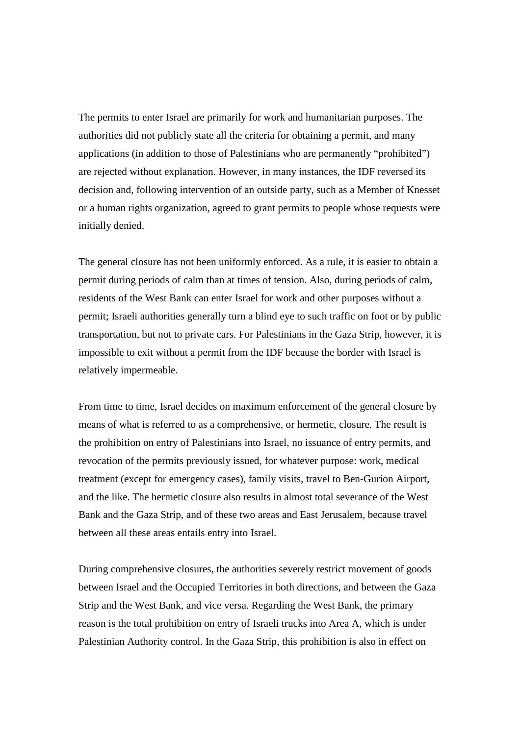The permits to enter Israel are primarily for work and humanitarian purposes. The authorities did not publicly state all the criteria for obtaining a permit, and many applications (in addition to those of Palestinians who are permanently "prohibited") are rejected without explanation. However, in many instances, the IDF reversed its decision and, following intervention of an outside party, such as a Member of Knesset or a human rights organization, agreed to grant permits to people whose requests were initially denied.

The general closure has not been uniformly enforced. As a rule, it is easier to obtain a permit during periods of calm than at times of tension. Also, during periods of calm, residents of the West Bank can enter Israel for work and other purposes without a permit; Israeli authorities generally turn a blind eye to such traffic on foot or by public transportation, but not to private cars. For Palestinians in the Gaza Strip, however, it is impossible to exit without a permit from the IDF because the border with Israel is relatively impermeable.

From time to time, Israel decides on maximum enforcement of the general closure by means of what is referred to as a comprehensive, or hermetic, closure. The result is the prohibition on entry of Palestinians into Israel, no issuance of entry permits, and revocation of the permits previously issued, for whatever purpose: work, medical treatment (except for emergency cases), family visits, travel to Ben-Gurion Airport, and the like. The hermetic closure also results in almost total severance of the West Bank and the Gaza Strip, and of these two areas and East Jerusalem, because travel between all these areas entails entry into Israel.

During comprehensive closures, the authorities severely restrict movement of goods between Israel and the Occupied Territories in both directions, and between the Gaza Strip and the West Bank, and vice versa. Regarding the West Bank, the primary reason is the total prohibition on entry of Israeli trucks into Area A, which is under Palestinian Authority control. In the Gaza Strip, this prohibition is also in effect on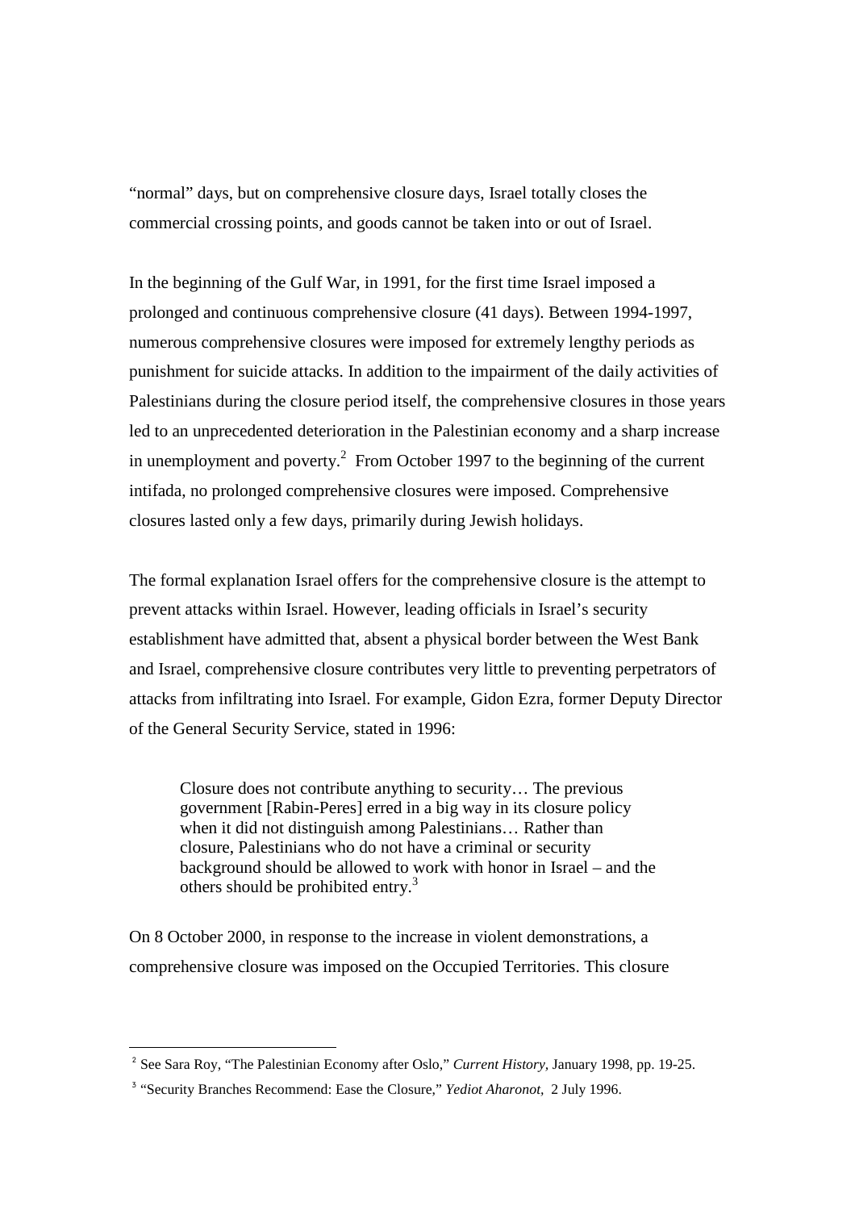"normal" days, but on comprehensive closure days, Israel totally closes the commercial crossing points, and goods cannot be taken into or out of Israel.

In the beginning of the Gulf War, in 1991, for the first time Israel imposed a prolonged and continuous comprehensive closure (41 days). Between 1994-1997, numerous comprehensive closures were imposed for extremely lengthy periods as punishment for suicide attacks. In addition to the impairment of the daily activities of Palestinians during the closure period itself, the comprehensive closures in those years led to an unprecedented deterioration in the Palestinian economy and a sharp increase in unemployment and poverty.[2] From October 1997 to the beginning of the current intifada, no prolonged comprehensive closures were imposed. Comprehensive closures lasted only a few days, primarily during Jewish holidays.

The formal explanation Israel offers for the comprehensive closure is the attempt to prevent attacks within Israel. However, leading officials in Israel's security establishment have admitted that, absent a physical border between the West Bank and Israel, comprehensive closure contributes very little to preventing perpetrators of attacks from infiltrating into Israel. For example, Gidon Ezra, former Deputy Director of the General Security Service, stated in 1996:

> Closure does not contribute anything to security… The previous government [Rabin-Peres] erred in a big way in its closure policy when it did not distinguish among Palestinians… Rather than closure, Palestinians who do not have a criminal or security background should be allowed to work with honor in Israel – and the others should be prohibited entry.[3]

On 8 October 2000, in response to the increase in violent demonstrations, a comprehensive closure was imposed on the Occupied Territories. This closure

---

[2] See Sara Roy, "The Palestinian Economy after Oslo," *Current History*, January 1998, pp. 19-25.

[3] "Security Branches Recommend: Ease the Closure," *Yediot Aharonot*, 2 July 1996.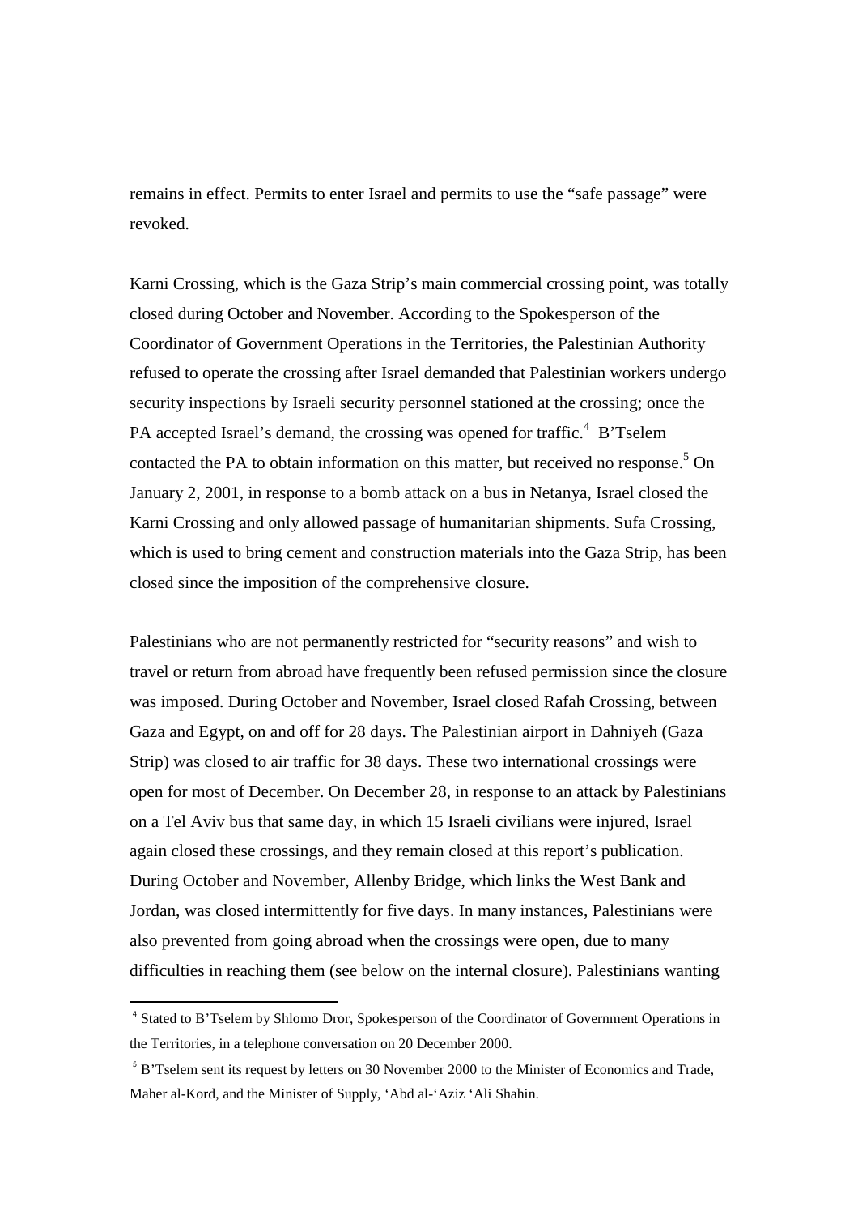remains in effect. Permits to enter Israel and permits to use the "safe passage" were revoked.

Karni Crossing, which is the Gaza Strip's main commercial crossing point, was totally closed during October and November. According to the Spokesperson of the Coordinator of Government Operations in the Territories, the Palestinian Authority refused to operate the crossing after Israel demanded that Palestinian workers undergo security inspections by Israeli security personnel stationed at the crossing; once the PA accepted Israel's demand, the crossing was opened for traffic.[4] B'Tselem contacted the PA to obtain information on this matter, but received no response.[5] On January 2, 2001, in response to a bomb attack on a bus in Netanya, Israel closed the Karni Crossing and only allowed passage of humanitarian shipments. Sufa Crossing, which is used to bring cement and construction materials into the Gaza Strip, has been closed since the imposition of the comprehensive closure.

Palestinians who are not permanently restricted for "security reasons" and wish to travel or return from abroad have frequently been refused permission since the closure was imposed. During October and November, Israel closed Rafah Crossing, between Gaza and Egypt, on and off for 28 days. The Palestinian airport in Dahniyeh (Gaza Strip) was closed to air traffic for 38 days. These two international crossings were open for most of December. On December 28, in response to an attack by Palestinians on a Tel Aviv bus that same day, in which 15 Israeli civilians were injured, Israel again closed these crossings, and they remain closed at this report's publication. During October and November, Allenby Bridge, which links the West Bank and Jordan, was closed intermittently for five days. In many instances, Palestinians were also prevented from going abroad when the crossings were open, due to many difficulties in reaching them (see below on the internal closure). Palestinians wanting

---

[4] Stated to B'Tselem by Shlomo Dror, Spokesperson of the Coordinator of Government Operations in the Territories, in a telephone conversation on 20 December 2000.

[5] B'Tselem sent its request by letters on 30 November 2000 to the Minister of Economics and Trade, Maher al-Kord, and the Minister of Supply, 'Abd al-'Aziz 'Ali Shahin.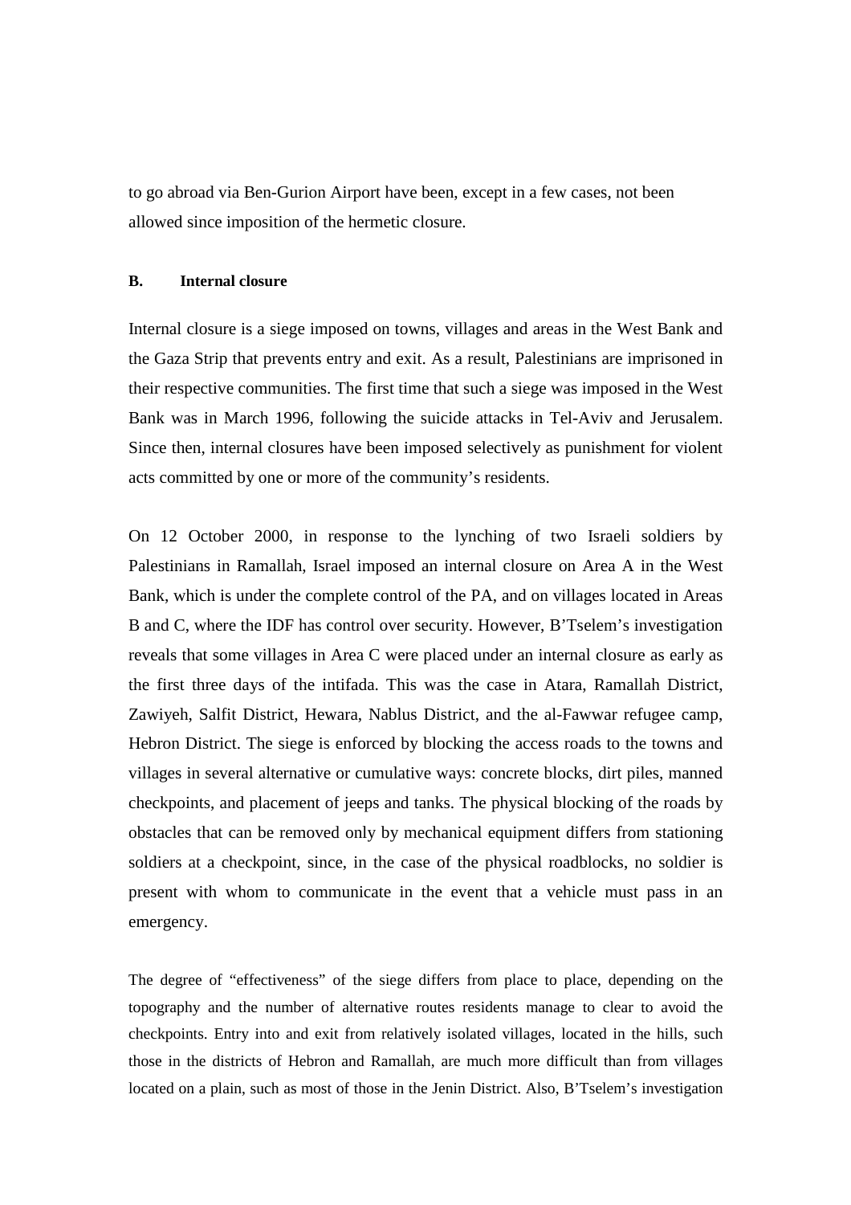to go abroad via Ben-Gurion Airport have been, except in a few cases, not been allowed since imposition of the hermetic closure.

### B. Internal closure

Internal closure is a siege imposed on towns, villages and areas in the West Bank and the Gaza Strip that prevents entry and exit. As a result, Palestinians are imprisoned in their respective communities. The first time that such a siege was imposed in the West Bank was in March 1996, following the suicide attacks in Tel-Aviv and Jerusalem. Since then, internal closures have been imposed selectively as punishment for violent acts committed by one or more of the community's residents.

On 12 October 2000, in response to the lynching of two Israeli soldiers by Palestinians in Ramallah, Israel imposed an internal closure on Area A in the West Bank, which is under the complete control of the PA, and on villages located in Areas B and C, where the IDF has control over security. However, B'Tselem's investigation reveals that some villages in Area C were placed under an internal closure as early as the first three days of the intifada. This was the case in Atara, Ramallah District, Zawiyeh, Salfit District, Hewara, Nablus District, and the al-Fawwar refugee camp, Hebron District. The siege is enforced by blocking the access roads to the towns and villages in several alternative or cumulative ways: concrete blocks, dirt piles, manned checkpoints, and placement of jeeps and tanks. The physical blocking of the roads by obstacles that can be removed only by mechanical equipment differs from stationing soldiers at a checkpoint, since, in the case of the physical roadblocks, no soldier is present with whom to communicate in the event that a vehicle must pass in an emergency.

The degree of "effectiveness" of the siege differs from place to place, depending on the topography and the number of alternative routes residents manage to clear to avoid the checkpoints. Entry into and exit from relatively isolated villages, located in the hills, such those in the districts of Hebron and Ramallah, are much more difficult than from villages located on a plain, such as most of those in the Jenin District. Also, B'Tselem's investigation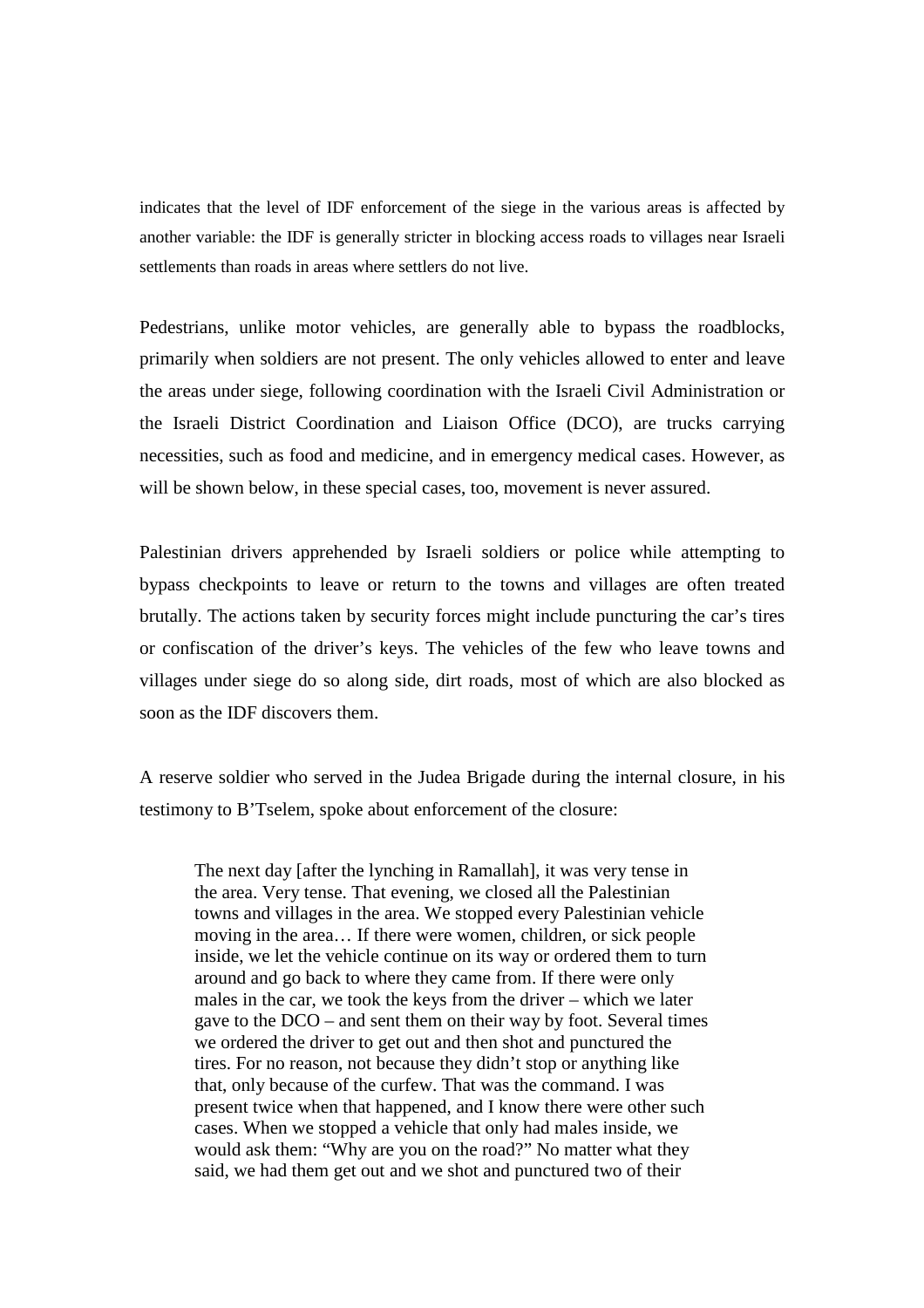indicates that the level of IDF enforcement of the siege in the various areas is affected by another variable: the IDF is generally stricter in blocking access roads to villages near Israeli settlements than roads in areas where settlers do not live.

Pedestrians, unlike motor vehicles, are generally able to bypass the roadblocks, primarily when soldiers are not present. The only vehicles allowed to enter and leave the areas under siege, following coordination with the Israeli Civil Administration or the Israeli District Coordination and Liaison Office (DCO), are trucks carrying necessities, such as food and medicine, and in emergency medical cases. However, as will be shown below, in these special cases, too, movement is never assured.

Palestinian drivers apprehended by Israeli soldiers or police while attempting to bypass checkpoints to leave or return to the towns and villages are often treated brutally. The actions taken by security forces might include puncturing the car's tires or confiscation of the driver's keys. The vehicles of the few who leave towns and villages under siege do so along side, dirt roads, most of which are also blocked as soon as the IDF discovers them.

A reserve soldier who served in the Judea Brigade during the internal closure, in his testimony to B'Tselem, spoke about enforcement of the closure:

> The next day [after the lynching in Ramallah], it was very tense in the area. Very tense. That evening, we closed all the Palestinian towns and villages in the area. We stopped every Palestinian vehicle moving in the area… If there were women, children, or sick people inside, we let the vehicle continue on its way or ordered them to turn around and go back to where they came from. If there were only males in the car, we took the keys from the driver – which we later gave to the DCO – and sent them on their way by foot. Several times we ordered the driver to get out and then shot and punctured the tires. For no reason, not because they didn't stop or anything like that, only because of the curfew. That was the command. I was present twice when that happened, and I know there were other such cases. When we stopped a vehicle that only had males inside, we would ask them: "Why are you on the road?" No matter what they said, we had them get out and we shot and punctured two of their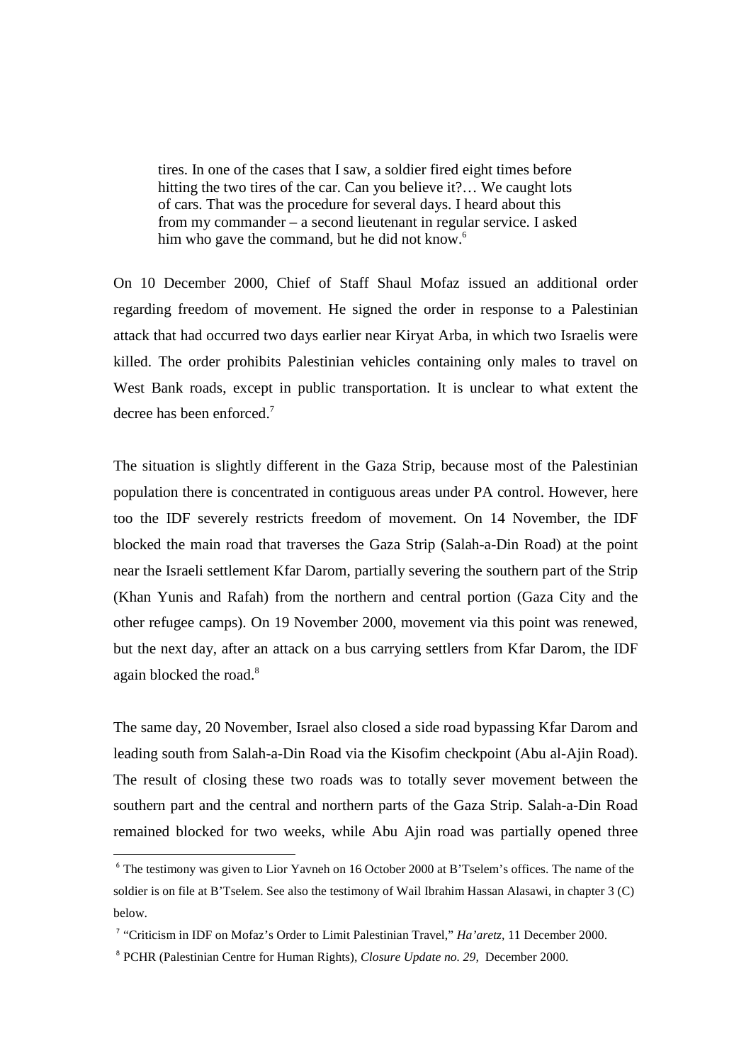> tires. In one of the cases that I saw, a soldier fired eight times before hitting the two tires of the car. Can you believe it?… We caught lots of cars. That was the procedure for several days. I heard about this from my commander – a second lieutenant in regular service. I asked him who gave the command, but he did not know.[6]

On 10 December 2000, Chief of Staff Shaul Mofaz issued an additional order regarding freedom of movement. He signed the order in response to a Palestinian attack that had occurred two days earlier near Kiryat Arba, in which two Israelis were killed. The order prohibits Palestinian vehicles containing only males to travel on West Bank roads, except in public transportation. It is unclear to what extent the decree has been enforced.[7]

The situation is slightly different in the Gaza Strip, because most of the Palestinian population there is concentrated in contiguous areas under PA control. However, here too the IDF severely restricts freedom of movement. On 14 November, the IDF blocked the main road that traverses the Gaza Strip (Salah-a-Din Road) at the point near the Israeli settlement Kfar Darom, partially severing the southern part of the Strip (Khan Yunis and Rafah) from the northern and central portion (Gaza City and the other refugee camps). On 19 November 2000, movement via this point was renewed, but the next day, after an attack on a bus carrying settlers from Kfar Darom, the IDF again blocked the road.[8]

The same day, 20 November, Israel also closed a side road bypassing Kfar Darom and leading south from Salah-a-Din Road via the Kisofim checkpoint (Abu al-Ajin Road). The result of closing these two roads was to totally sever movement between the southern part and the central and northern parts of the Gaza Strip. Salah-a-Din Road remained blocked for two weeks, while Abu Ajin road was partially opened three

---

[6] The testimony was given to Lior Yavneh on 16 October 2000 at B'Tselem's offices. The name of the soldier is on file at B'Tselem. See also the testimony of Wail Ibrahim Hassan Alasawi, in chapter 3 (C) below.

[7] "Criticism in IDF on Mofaz's Order to Limit Palestinian Travel," *Ha'aretz,* 11 December 2000.

[8] PCHR (Palestinian Centre for Human Rights), *Closure Update no. 29,* December 2000.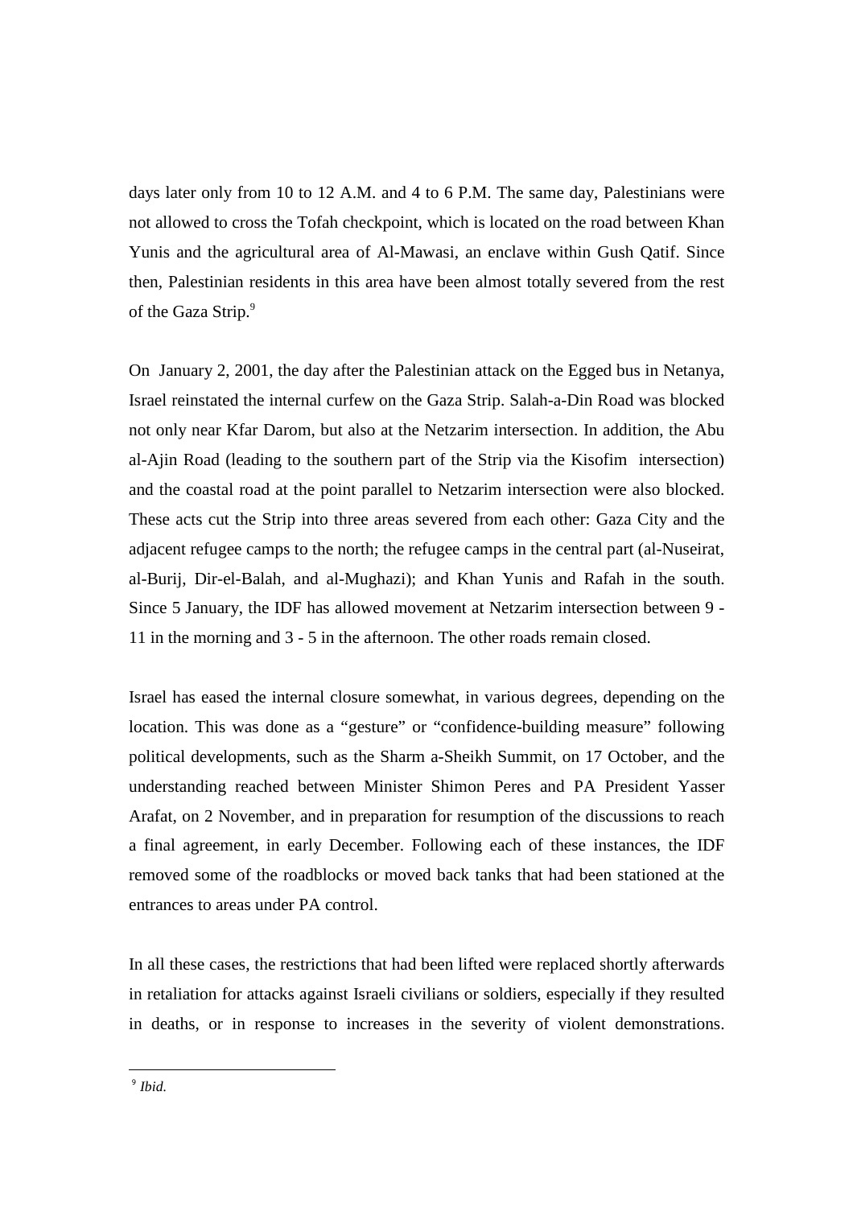days later only from 10 to 12 A.M. and 4 to 6 P.M. The same day, Palestinians were not allowed to cross the Tofah checkpoint, which is located on the road between Khan Yunis and the agricultural area of Al-Mawasi, an enclave within Gush Qatif. Since then, Palestinian residents in this area have been almost totally severed from the rest of the Gaza Strip.[9]

On January 2, 2001, the day after the Palestinian attack on the Egged bus in Netanya, Israel reinstated the internal curfew on the Gaza Strip. Salah-a-Din Road was blocked not only near Kfar Darom, but also at the Netzarim intersection. In addition, the Abu al-Ajin Road (leading to the southern part of the Strip via the Kisofim intersection) and the coastal road at the point parallel to Netzarim intersection were also blocked. These acts cut the Strip into three areas severed from each other: Gaza City and the adjacent refugee camps to the north; the refugee camps in the central part (al-Nuseirat, al-Burij, Dir-el-Balah, and al-Mughazi); and Khan Yunis and Rafah in the south. Since 5 January, the IDF has allowed movement at Netzarim intersection between 9 - 11 in the morning and 3 - 5 in the afternoon. The other roads remain closed.

Israel has eased the internal closure somewhat, in various degrees, depending on the location. This was done as a "gesture" or "confidence-building measure" following political developments, such as the Sharm a-Sheikh Summit, on 17 October, and the understanding reached between Minister Shimon Peres and PA President Yasser Arafat, on 2 November, and in preparation for resumption of the discussions to reach a final agreement, in early December. Following each of these instances, the IDF removed some of the roadblocks or moved back tanks that had been stationed at the entrances to areas under PA control.

In all these cases, the restrictions that had been lifted were replaced shortly afterwards in retaliation for attacks against Israeli civilians or soldiers, especially if they resulted in deaths, or in response to increases in the severity of violent demonstrations.

---

[9] *Ibid.*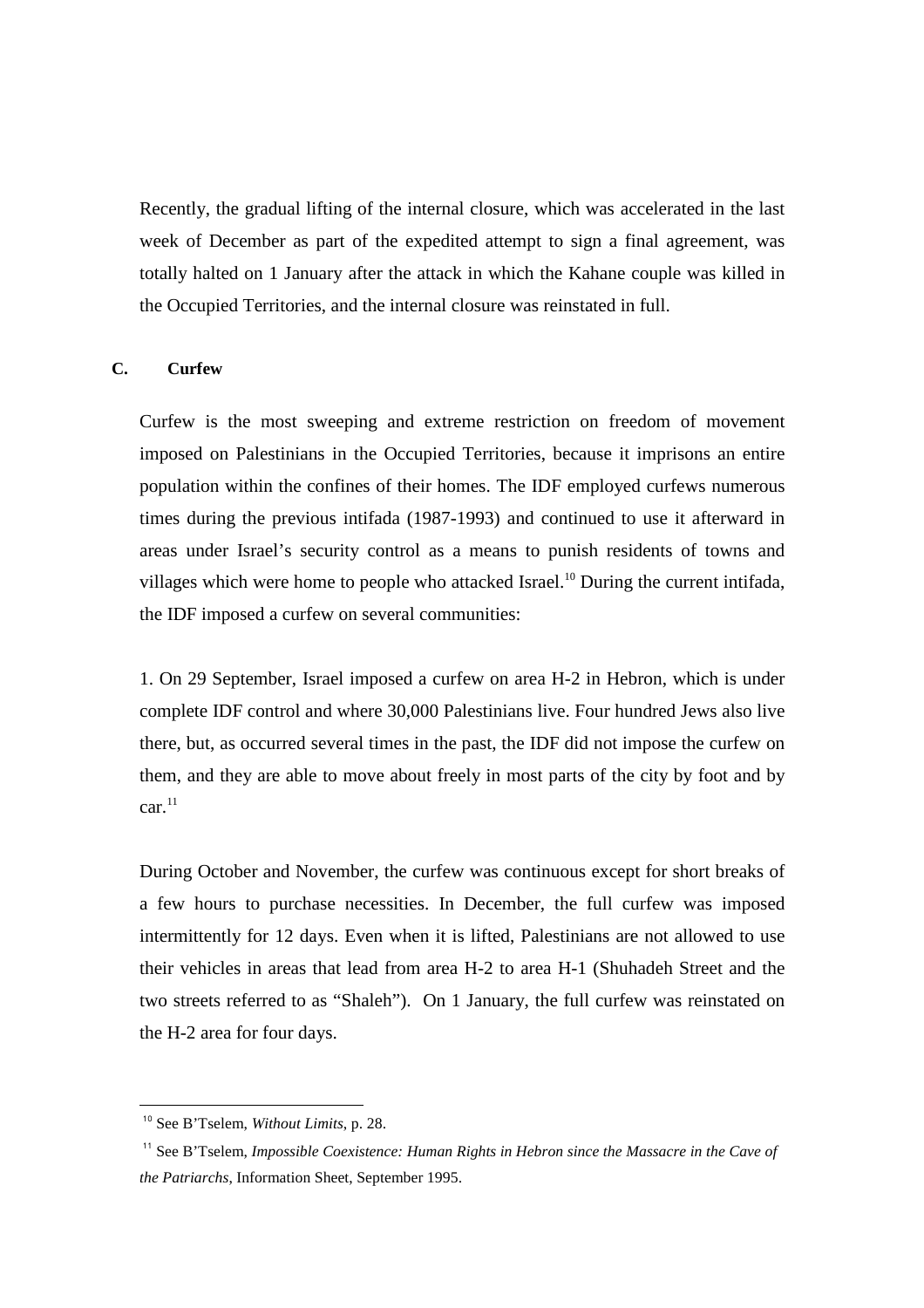Recently, the gradual lifting of the internal closure, which was accelerated in the last week of December as part of the expedited attempt to sign a final agreement, was totally halted on 1 January after the attack in which the Kahane couple was killed in the Occupied Territories, and the internal closure was reinstated in full.

## C. Curfew

Curfew is the most sweeping and extreme restriction on freedom of movement imposed on Palestinians in the Occupied Territories, because it imprisons an entire population within the confines of their homes. The IDF employed curfews numerous times during the previous intifada (1987-1993) and continued to use it afterward in areas under Israel's security control as a means to punish residents of towns and villages which were home to people who attacked Israel.[10] During the current intifada, the IDF imposed a curfew on several communities:

1. On 29 September, Israel imposed a curfew on area H-2 in Hebron, which is under complete IDF control and where 30,000 Palestinians live. Four hundred Jews also live there, but, as occurred several times in the past, the IDF did not impose the curfew on them, and they are able to move about freely in most parts of the city by foot and by car.[11]

During October and November, the curfew was continuous except for short breaks of a few hours to purchase necessities. In December, the full curfew was imposed intermittently for 12 days. Even when it is lifted, Palestinians are not allowed to use their vehicles in areas that lead from area H-2 to area H-1 (Shuhadeh Street and the two streets referred to as "Shaleh"). On 1 January, the full curfew was reinstated on the H-2 area for four days.

---

[10] See B'Tselem, *Without Limits*, p. 28.

[11] See B'Tselem, *Impossible Coexistence: Human Rights in Hebron since the Massacre in the Cave of the Patriarchs*, Information Sheet, September 1995.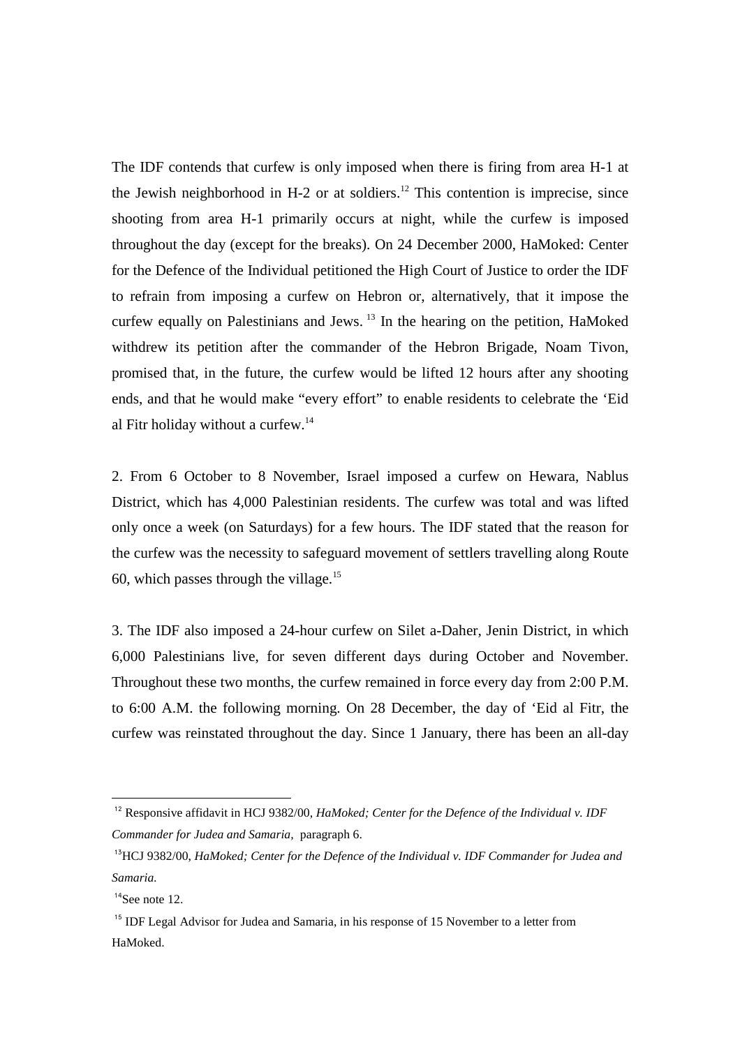The IDF contends that curfew is only imposed when there is firing from area H-1 at the Jewish neighborhood in H-2 or at soldiers.[12] This contention is imprecise, since shooting from area H-1 primarily occurs at night, while the curfew is imposed throughout the day (except for the breaks). On 24 December 2000, HaMoked: Center for the Defence of the Individual petitioned the High Court of Justice to order the IDF to refrain from imposing a curfew on Hebron or, alternatively, that it impose the curfew equally on Palestinians and Jews.[13] In the hearing on the petition, HaMoked withdrew its petition after the commander of the Hebron Brigade, Noam Tivon, promised that, in the future, the curfew would be lifted 12 hours after any shooting ends, and that he would make "every effort" to enable residents to celebrate the 'Eid al Fitr holiday without a curfew.[14]

2. From 6 October to 8 November, Israel imposed a curfew on Hewara, Nablus District, which has 4,000 Palestinian residents. The curfew was total and was lifted only once a week (on Saturdays) for a few hours. The IDF stated that the reason for the curfew was the necessity to safeguard movement of settlers travelling along Route 60, which passes through the village.[15]

3. The IDF also imposed a 24-hour curfew on Silet a-Daher, Jenin District, in which 6,000 Palestinians live, for seven different days during October and November. Throughout these two months, the curfew remained in force every day from 2:00 P.M. to 6:00 A.M. the following morning. On 28 December, the day of 'Eid al Fitr, the curfew was reinstated throughout the day. Since 1 January, there has been an all-day

---

[12] Responsive affidavit in HCJ 9382/00, *HaMoked; Center for the Defence of the Individual v. IDF Commander for Judea and Samaria,* paragraph 6.

[13] HCJ 9382/00, *HaMoked; Center for the Defence of the Individual v. IDF Commander for Judea and Samaria.*

[14] See note 12.

[15] IDF Legal Advisor for Judea and Samaria, in his response of 15 November to a letter from HaMoked.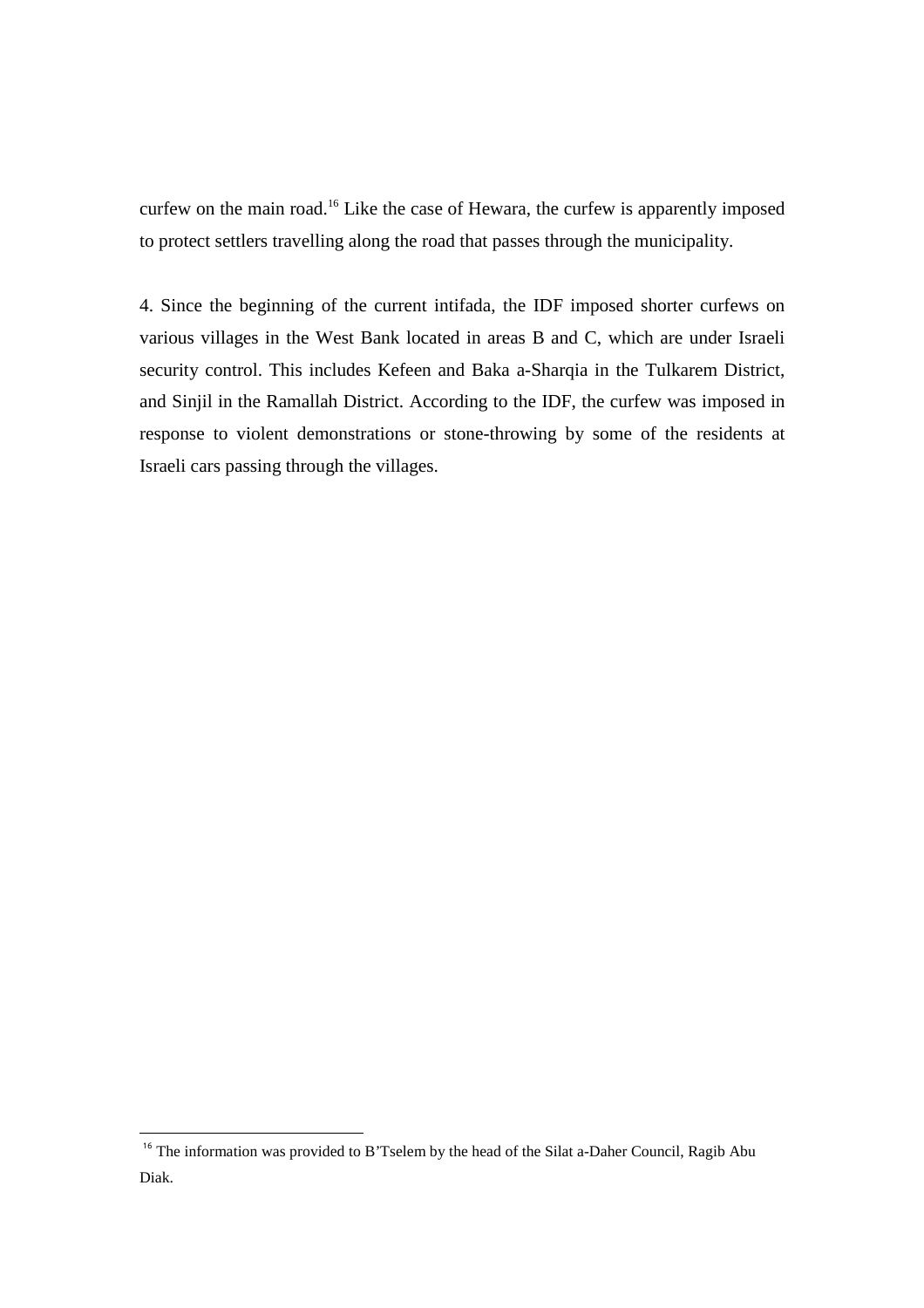curfew on the main road.[16] Like the case of Hewara, the curfew is apparently imposed to protect settlers travelling along the road that passes through the municipality.

4. Since the beginning of the current intifada, the IDF imposed shorter curfews on various villages in the West Bank located in areas B and C, which are under Israeli security control. This includes Kefeen and Baka a-Sharqia in the Tulkarem District, and Sinjil in the Ramallah District. According to the IDF, the curfew was imposed in response to violent demonstrations or stone-throwing by some of the residents at Israeli cars passing through the villages.

---

[16] The information was provided to B'Tselem by the head of the Silat a-Daher Council, Ragib Abu Diak.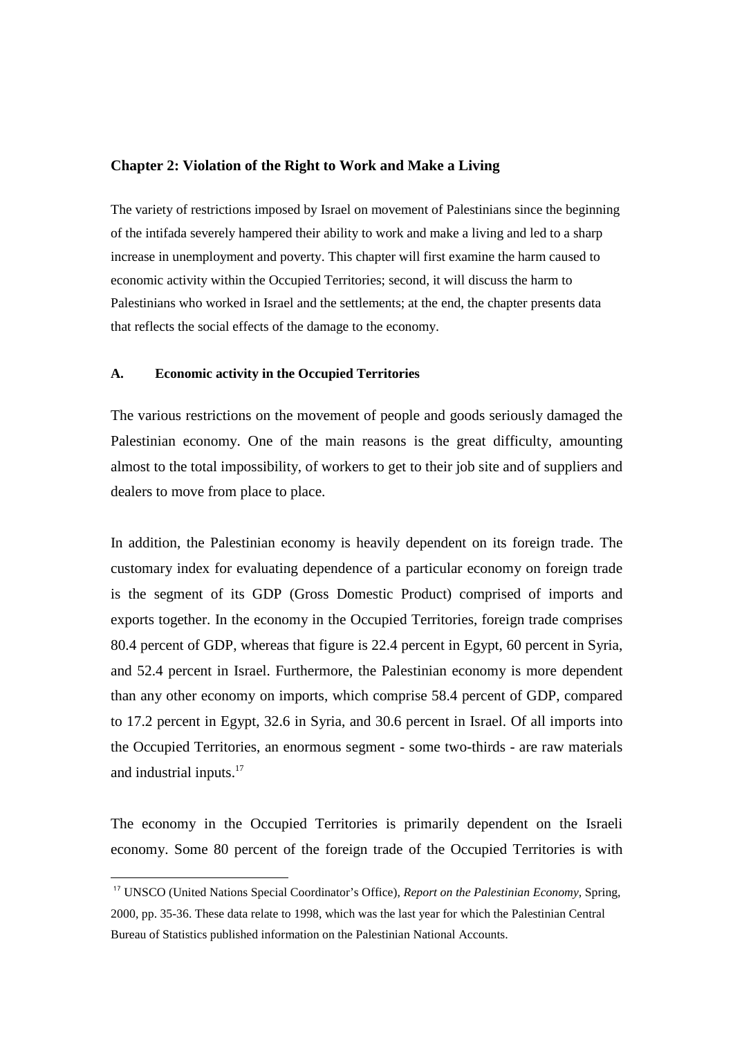## Chapter 2: Violation of the Right to Work and Make a Living

The variety of restrictions imposed by Israel on movement of Palestinians since the beginning of the intifada severely hampered their ability to work and make a living and led to a sharp increase in unemployment and poverty. This chapter will first examine the harm caused to economic activity within the Occupied Territories; second, it will discuss the harm to Palestinians who worked in Israel and the settlements; at the end, the chapter presents data that reflects the social effects of the damage to the economy.

### A. Economic activity in the Occupied Territories

The various restrictions on the movement of people and goods seriously damaged the Palestinian economy. One of the main reasons is the great difficulty, amounting almost to the total impossibility, of workers to get to their job site and of suppliers and dealers to move from place to place.

In addition, the Palestinian economy is heavily dependent on its foreign trade. The customary index for evaluating dependence of a particular economy on foreign trade is the segment of its GDP (Gross Domestic Product) comprised of imports and exports together. In the economy in the Occupied Territories, foreign trade comprises 80.4 percent of GDP, whereas that figure is 22.4 percent in Egypt, 60 percent in Syria, and 52.4 percent in Israel. Furthermore, the Palestinian economy is more dependent than any other economy on imports, which comprise 58.4 percent of GDP, compared to 17.2 percent in Egypt, 32.6 in Syria, and 30.6 percent in Israel. Of all imports into the Occupied Territories, an enormous segment - some two-thirds - are raw materials and industrial inputs.[17]

The economy in the Occupied Territories is primarily dependent on the Israeli economy. Some 80 percent of the foreign trade of the Occupied Territories is with

---

[17] UNSCO (United Nations Special Coordinator's Office), *Report on the Palestinian Economy*, Spring, 2000, pp. 35-36. These data relate to 1998, which was the last year for which the Palestinian Central Bureau of Statistics published information on the Palestinian National Accounts.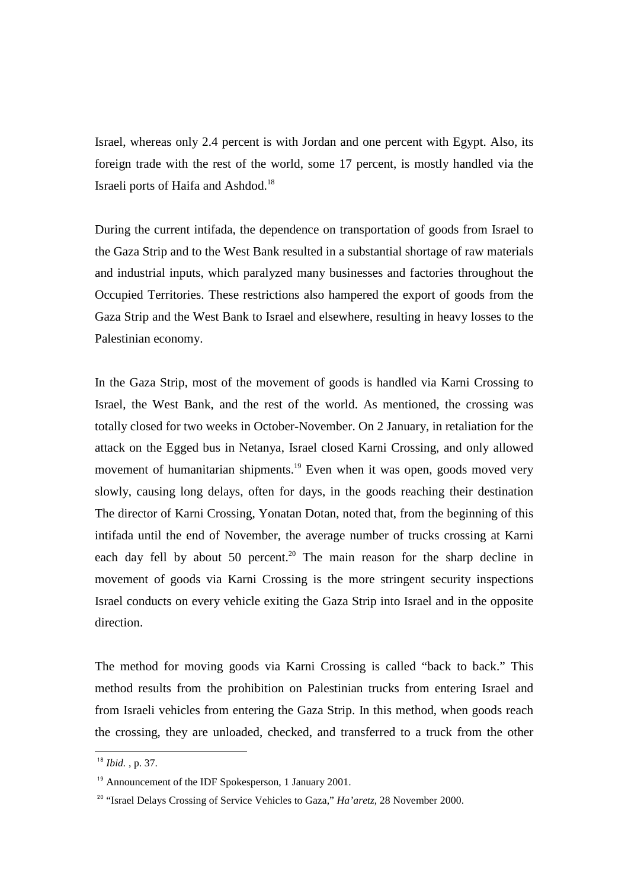Israel, whereas only 2.4 percent is with Jordan and one percent with Egypt. Also, its foreign trade with the rest of the world, some 17 percent, is mostly handled via the Israeli ports of Haifa and Ashdod.[18]

During the current intifada, the dependence on transportation of goods from Israel to the Gaza Strip and to the West Bank resulted in a substantial shortage of raw materials and industrial inputs, which paralyzed many businesses and factories throughout the Occupied Territories. These restrictions also hampered the export of goods from the Gaza Strip and the West Bank to Israel and elsewhere, resulting in heavy losses to the Palestinian economy.

In the Gaza Strip, most of the movement of goods is handled via Karni Crossing to Israel, the West Bank, and the rest of the world. As mentioned, the crossing was totally closed for two weeks in October-November. On 2 January, in retaliation for the attack on the Egged bus in Netanya, Israel closed Karni Crossing, and only allowed movement of humanitarian shipments.[19] Even when it was open, goods moved very slowly, causing long delays, often for days, in the goods reaching their destination The director of Karni Crossing, Yonatan Dotan, noted that, from the beginning of this intifada until the end of November, the average number of trucks crossing at Karni each day fell by about 50 percent.[20] The main reason for the sharp decline in movement of goods via Karni Crossing is the more stringent security inspections Israel conducts on every vehicle exiting the Gaza Strip into Israel and in the opposite direction.

The method for moving goods via Karni Crossing is called "back to back." This method results from the prohibition on Palestinian trucks from entering Israel and from Israeli vehicles from entering the Gaza Strip. In this method, when goods reach the crossing, they are unloaded, checked, and transferred to a truck from the other

---

[18] *Ibid.* , p. 37.

[19] Announcement of the IDF Spokesperson, 1 January 2001.

[20] "Israel Delays Crossing of Service Vehicles to Gaza," *Ha'aretz*, 28 November 2000.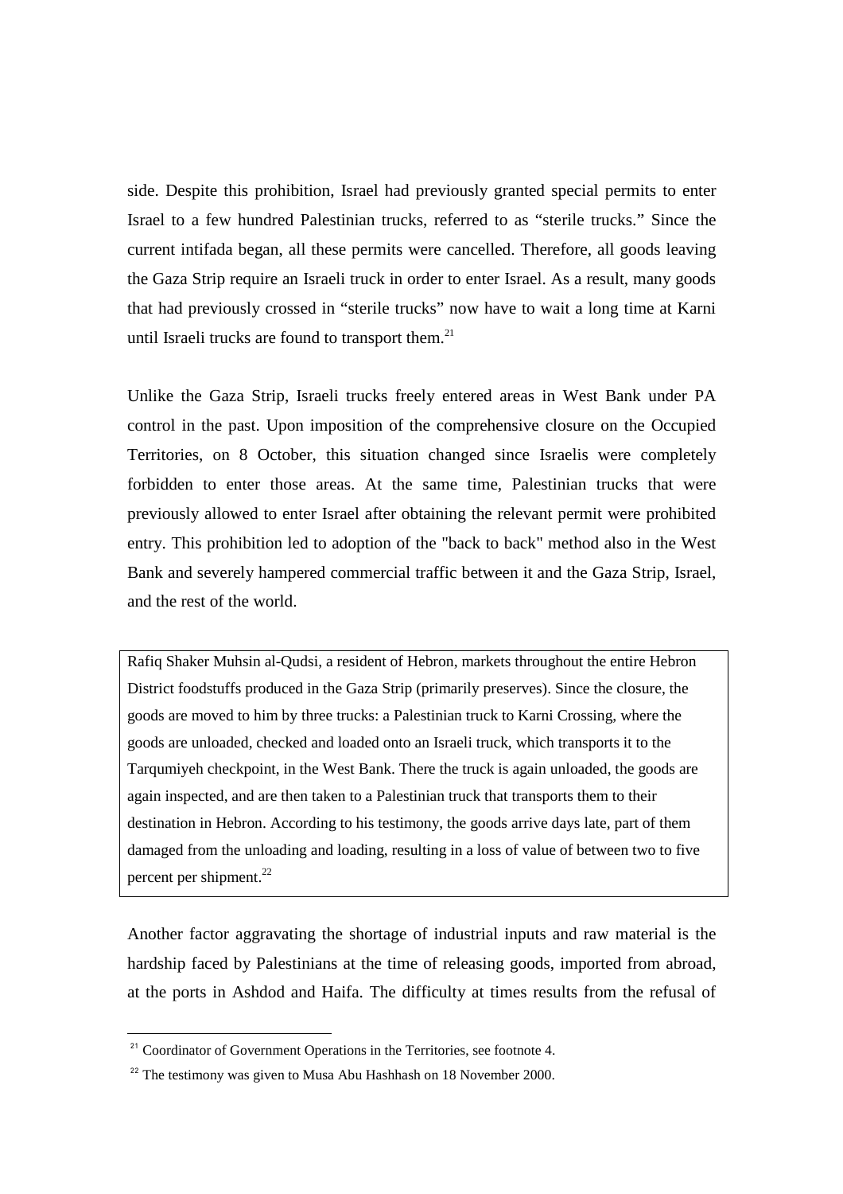side. Despite this prohibition, Israel had previously granted special permits to enter Israel to a few hundred Palestinian trucks, referred to as “sterile trucks.” Since the current intifada began, all these permits were cancelled. Therefore, all goods leaving the Gaza Strip require an Israeli truck in order to enter Israel. As a result, many goods that had previously crossed in “sterile trucks” now have to wait a long time at Karni until Israeli trucks are found to transport them.[21]

Unlike the Gaza Strip, Israeli trucks freely entered areas in West Bank under PA control in the past. Upon imposition of the comprehensive closure on the Occupied Territories, on 8 October, this situation changed since Israelis were completely forbidden to enter those areas. At the same time, Palestinian trucks that were previously allowed to enter Israel after obtaining the relevant permit were prohibited entry. This prohibition led to adoption of the "back to back" method also in the West Bank and severely hampered commercial traffic between it and the Gaza Strip, Israel, and the rest of the world.

> Rafiq Shaker Muhsin al-Qudsi, a resident of Hebron, markets throughout the entire Hebron District foodstuffs produced in the Gaza Strip (primarily preserves). Since the closure, the goods are moved to him by three trucks: a Palestinian truck to Karni Crossing, where the goods are unloaded, checked and loaded onto an Israeli truck, which transports it to the Tarqumiyeh checkpoint, in the West Bank. There the truck is again unloaded, the goods are again inspected, and are then taken to a Palestinian truck that transports them to their destination in Hebron. According to his testimony, the goods arrive days late, part of them damaged from the unloading and loading, resulting in a loss of value of between two to five percent per shipment.[22]

Another factor aggravating the shortage of industrial inputs and raw material is the hardship faced by Palestinians at the time of releasing goods, imported from abroad, at the ports in Ashdod and Haifa. The difficulty at times results from the refusal of

[21] Coordinator of Government Operations in the Territories, see footnote 4.

[22] The testimony was given to Musa Abu Hashhash on 18 November 2000.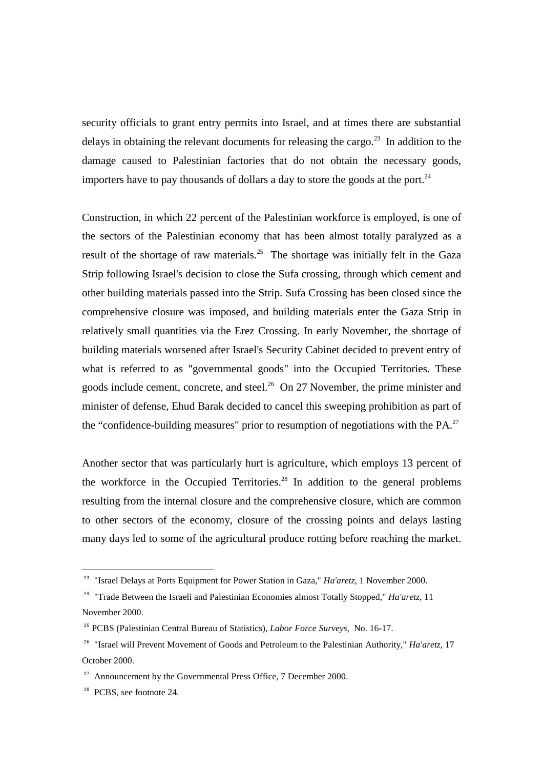security officials to grant entry permits into Israel, and at times there are substantial delays in obtaining the relevant documents for releasing the cargo.[23] In addition to the damage caused to Palestinian factories that do not obtain the necessary goods, importers have to pay thousands of dollars a day to store the goods at the port.[24]

Construction, in which 22 percent of the Palestinian workforce is employed, is one of the sectors of the Palestinian economy that has been almost totally paralyzed as a result of the shortage of raw materials.[25] The shortage was initially felt in the Gaza Strip following Israel's decision to close the Sufa crossing, through which cement and other building materials passed into the Strip. Sufa Crossing has been closed since the comprehensive closure was imposed, and building materials enter the Gaza Strip in relatively small quantities via the Erez Crossing. In early November, the shortage of building materials worsened after Israel's Security Cabinet decided to prevent entry of what is referred to as "governmental goods" into the Occupied Territories. These goods include cement, concrete, and steel.[26] On 27 November, the prime minister and minister of defense, Ehud Barak decided to cancel this sweeping prohibition as part of the "confidence-building measures" prior to resumption of negotiations with the PA.[27]

Another sector that was particularly hurt is agriculture, which employs 13 percent of the workforce in the Occupied Territories.[28] In addition to the general problems resulting from the internal closure and the comprehensive closure, which are common to other sectors of the economy, closure of the crossing points and delays lasting many days led to some of the agricultural produce rotting before reaching the market.

---

[23] "Israel Delays at Ports Equipment for Power Station in Gaza," *Ha'aretz*, 1 November 2000.

[24] "Trade Between the Israeli and Palestinian Economies almost Totally Stopped," *Ha'aretz*, 11 November 2000.

[25] PCBS (Palestinian Central Bureau of Statistics), *Labor Force Surveys*, No. 16-17.

[26] "Israel will Prevent Movement of Goods and Petroleum to the Palestinian Authority," *Ha'aretz*, 17 October 2000.

[27] Announcement by the Governmental Press Office, 7 December 2000.

[28] PCBS, see footnote 24.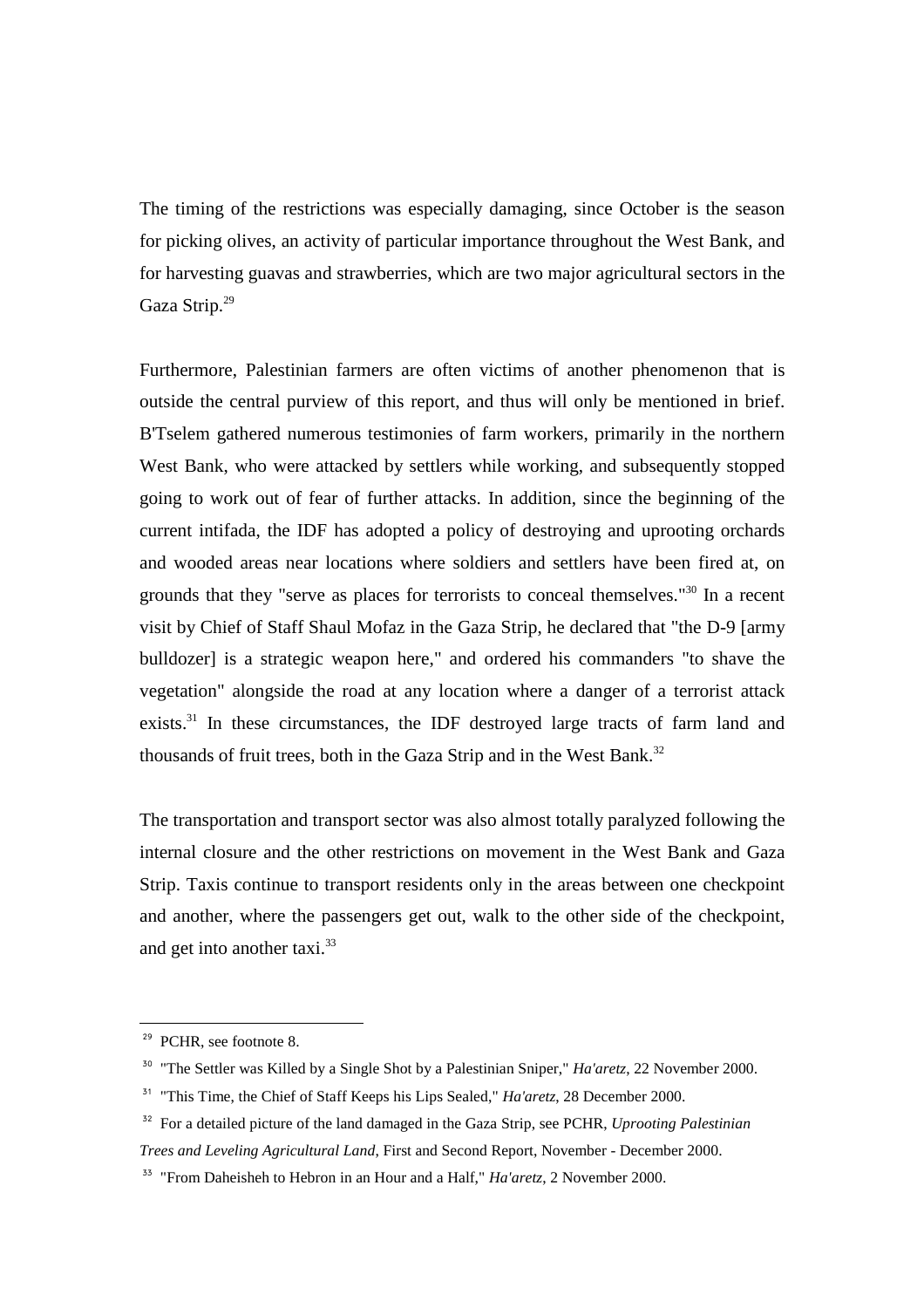The timing of the restrictions was especially damaging, since October is the season for picking olives, an activity of particular importance throughout the West Bank, and for harvesting guavas and strawberries, which are two major agricultural sectors in the Gaza Strip.[29]

Furthermore, Palestinian farmers are often victims of another phenomenon that is outside the central purview of this report, and thus will only be mentioned in brief. B'Tselem gathered numerous testimonies of farm workers, primarily in the northern West Bank, who were attacked by settlers while working, and subsequently stopped going to work out of fear of further attacks. In addition, since the beginning of the current intifada, the IDF has adopted a policy of destroying and uprooting orchards and wooded areas near locations where soldiers and settlers have been fired at, on grounds that they "serve as places for terrorists to conceal themselves."[30] In a recent visit by Chief of Staff Shaul Mofaz in the Gaza Strip, he declared that "the D-9 [army bulldozer] is a strategic weapon here," and ordered his commanders "to shave the vegetation" alongside the road at any location where a danger of a terrorist attack exists.[31] In these circumstances, the IDF destroyed large tracts of farm land and thousands of fruit trees, both in the Gaza Strip and in the West Bank.[32]

The transportation and transport sector was also almost totally paralyzed following the internal closure and the other restrictions on movement in the West Bank and Gaza Strip. Taxis continue to transport residents only in the areas between one checkpoint and another, where the passengers get out, walk to the other side of the checkpoint, and get into another taxi.[33]

---

[29] PCHR, see footnote 8.

[30] "The Settler was Killed by a Single Shot by a Palestinian Sniper," *Ha'aretz*, 22 November 2000.

[31] "This Time, the Chief of Staff Keeps his Lips Sealed," *Ha'aretz*, 28 December 2000.

[32] For a detailed picture of the land damaged in the Gaza Strip, see PCHR, *Uprooting Palestinian Trees and Leveling Agricultural Land*, First and Second Report, November - December 2000.

[33] "From Daheisheh to Hebron in an Hour and a Half," *Ha'aretz*, 2 November 2000.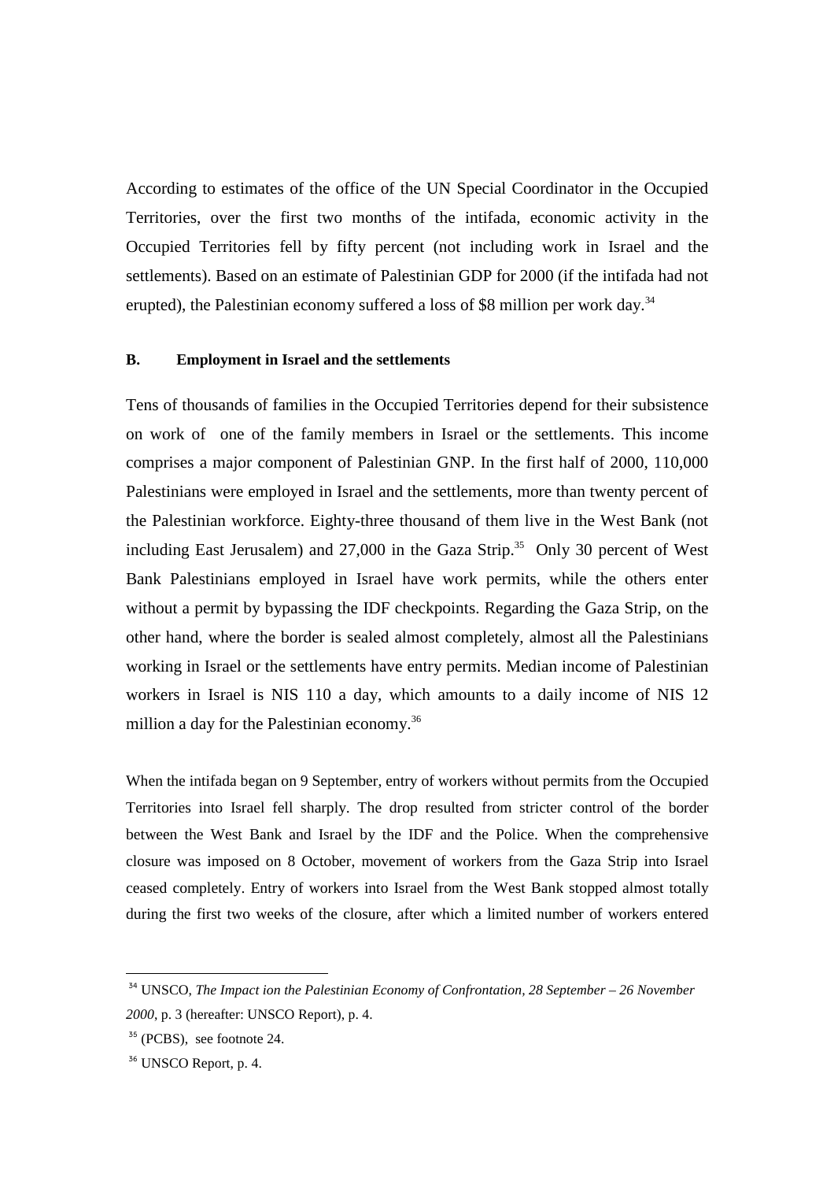According to estimates of the office of the UN Special Coordinator in the Occupied Territories, over the first two months of the intifada, economic activity in the Occupied Territories fell by fifty percent (not including work in Israel and the settlements). Based on an estimate of Palestinian GDP for 2000 (if the intifada had not erupted), the Palestinian economy suffered a loss of $8 million per work day.[34]

### B. Employment in Israel and the settlements

Tens of thousands of families in the Occupied Territories depend for their subsistence on work of one of the family members in Israel or the settlements. This income comprises a major component of Palestinian GNP. In the first half of 2000, 110,000 Palestinians were employed in Israel and the settlements, more than twenty percent of the Palestinian workforce. Eighty-three thousand of them live in the West Bank (not including East Jerusalem) and 27,000 in the Gaza Strip.[35] Only 30 percent of West Bank Palestinians employed in Israel have work permits, while the others enter without a permit by bypassing the IDF checkpoints. Regarding the Gaza Strip, on the other hand, where the border is sealed almost completely, almost all the Palestinians working in Israel or the settlements have entry permits. Median income of Palestinian workers in Israel is NIS 110 a day, which amounts to a daily income of NIS 12 million a day for the Palestinian economy.[36]

When the intifada began on 9 September, entry of workers without permits from the Occupied Territories into Israel fell sharply. The drop resulted from stricter control of the border between the West Bank and Israel by the IDF and the Police. When the comprehensive closure was imposed on 8 October, movement of workers from the Gaza Strip into Israel ceased completely. Entry of workers into Israel from the West Bank stopped almost totally during the first two weeks of the closure, after which a limited number of workers entered

---

[34] UNSCO, *The Impact ion the Palestinian Economy of Confrontation, 28 September – 26 November 2000*, p. 3 (hereafter: UNSCO Report), p. 4.

[35] (PCBS), see footnote 24.

[36] UNSCO Report, p. 4.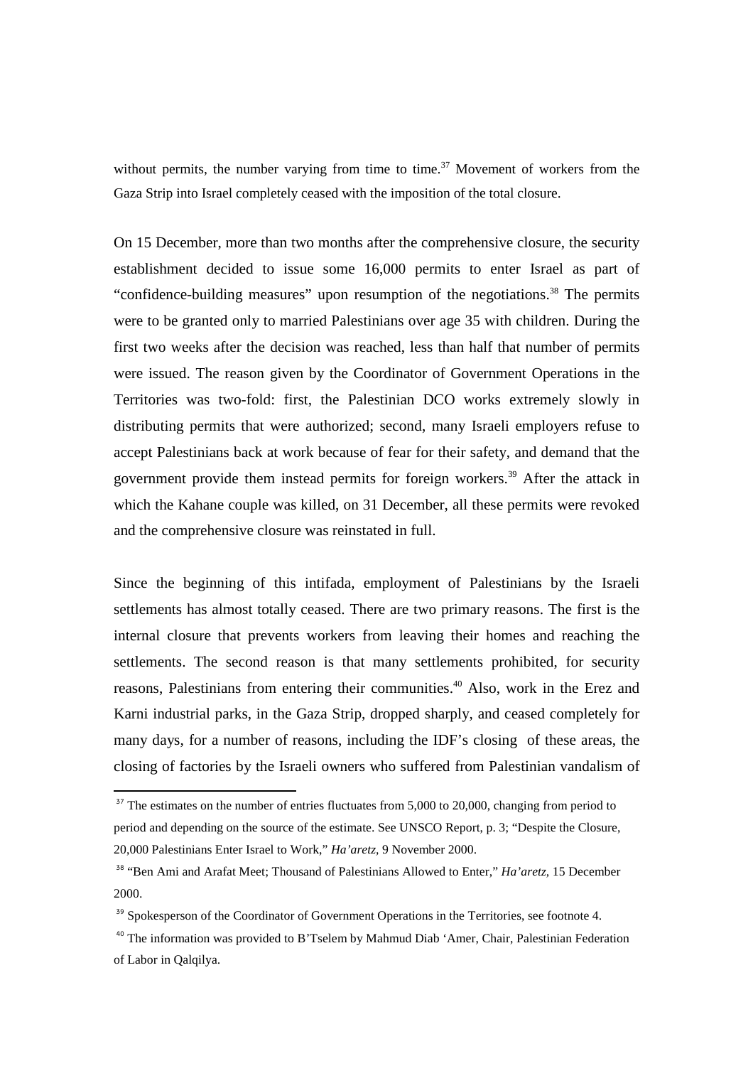without permits, the number varying from time to time.[37] Movement of workers from the Gaza Strip into Israel completely ceased with the imposition of the total closure.

On 15 December, more than two months after the comprehensive closure, the security establishment decided to issue some 16,000 permits to enter Israel as part of "confidence-building measures" upon resumption of the negotiations.[38] The permits were to be granted only to married Palestinians over age 35 with children. During the first two weeks after the decision was reached, less than half that number of permits were issued. The reason given by the Coordinator of Government Operations in the Territories was two-fold: first, the Palestinian DCO works extremely slowly in distributing permits that were authorized; second, many Israeli employers refuse to accept Palestinians back at work because of fear for their safety, and demand that the government provide them instead permits for foreign workers.[39] After the attack in which the Kahane couple was killed, on 31 December, all these permits were revoked and the comprehensive closure was reinstated in full.

Since the beginning of this intifada, employment of Palestinians by the Israeli settlements has almost totally ceased. There are two primary reasons. The first is the internal closure that prevents workers from leaving their homes and reaching the settlements. The second reason is that many settlements prohibited, for security reasons, Palestinians from entering their communities.[40] Also, work in the Erez and Karni industrial parks, in the Gaza Strip, dropped sharply, and ceased completely for many days, for a number of reasons, including the IDF's closing of these areas, the closing of factories by the Israeli owners who suffered from Palestinian vandalism of

---

[37] The estimates on the number of entries fluctuates from 5,000 to 20,000, changing from period to period and depending on the source of the estimate. See UNSCO Report, p. 3; "Despite the Closure, 20,000 Palestinians Enter Israel to Work," *Ha'aretz*, 9 November 2000.

[38] "Ben Ami and Arafat Meet; Thousand of Palestinians Allowed to Enter," *Ha'aretz*, 15 December 2000.

[39] Spokesperson of the Coordinator of Government Operations in the Territories, see footnote 4.

[40] The information was provided to B'Tselem by Mahmud Diab 'Amer, Chair, Palestinian Federation of Labor in Qalqilya.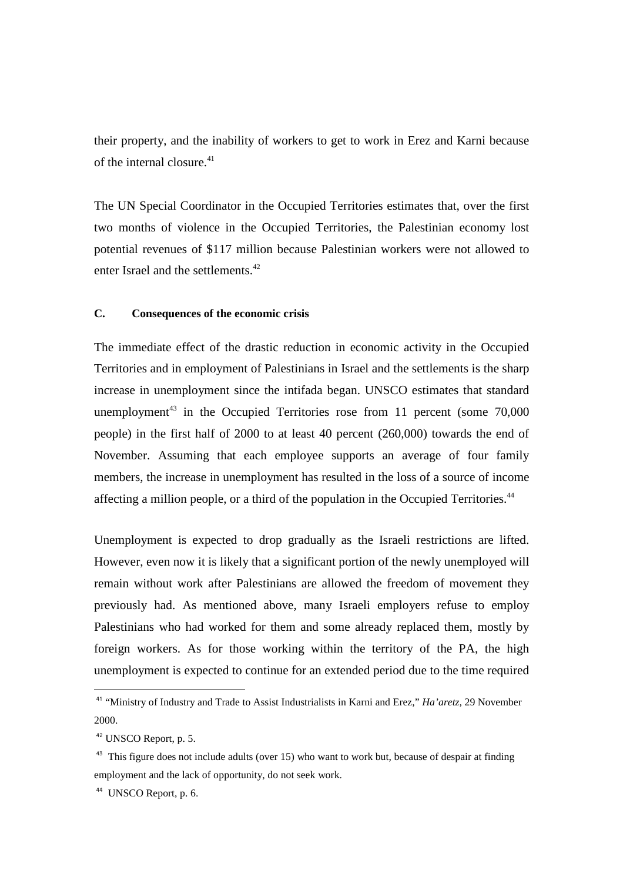their property, and the inability of workers to get to work in Erez and Karni because of the internal closure.[41]

The UN Special Coordinator in the Occupied Territories estimates that, over the first two months of violence in the Occupied Territories, the Palestinian economy lost potential revenues of $117 million because Palestinian workers were not allowed to enter Israel and the settlements.[42]

### C. Consequences of the economic crisis

The immediate effect of the drastic reduction in economic activity in the Occupied Territories and in employment of Palestinians in Israel and the settlements is the sharp increase in unemployment since the intifada began. UNSCO estimates that standard unemployment[43] in the Occupied Territories rose from 11 percent (some 70,000 people) in the first half of 2000 to at least 40 percent (260,000) towards the end of November. Assuming that each employee supports an average of four family members, the increase in unemployment has resulted in the loss of a source of income affecting a million people, or a third of the population in the Occupied Territories.[44]

Unemployment is expected to drop gradually as the Israeli restrictions are lifted. However, even now it is likely that a significant portion of the newly unemployed will remain without work after Palestinians are allowed the freedom of movement they previously had. As mentioned above, many Israeli employers refuse to employ Palestinians who had worked for them and some already replaced them, mostly by foreign workers. As for those working within the territory of the PA, the high unemployment is expected to continue for an extended period due to the time required

---

[41] "Ministry of Industry and Trade to Assist Industrialists in Karni and Erez," *Ha'aretz*, 29 November 2000.

[42] UNSCO Report, p. 5.

[43] This figure does not include adults (over 15) who want to work but, because of despair at finding employment and the lack of opportunity, do not seek work.

[44] UNSCO Report, p. 6.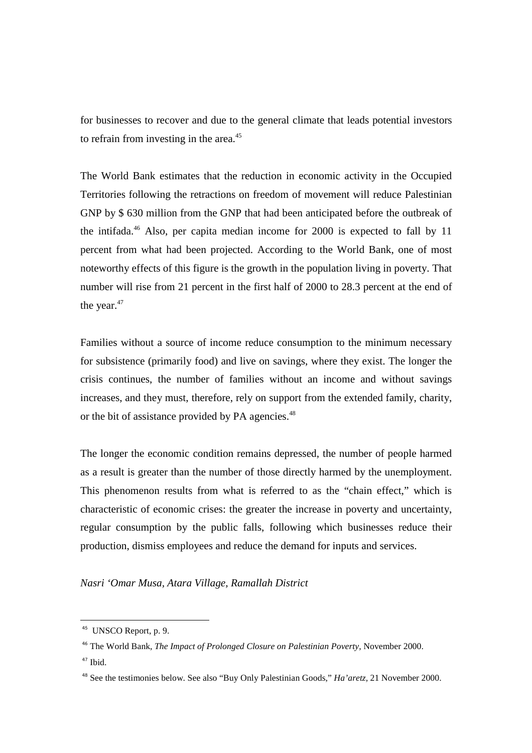for businesses to recover and due to the general climate that leads potential investors to refrain from investing in the area.[45]

The World Bank estimates that the reduction in economic activity in the Occupied Territories following the retractions on freedom of movement will reduce Palestinian GNP by $ 630 million from the GNP that had been anticipated before the outbreak of the intifada.[46] Also, per capita median income for 2000 is expected to fall by 11 percent from what had been projected. According to the World Bank, one of most noteworthy effects of this figure is the growth in the population living in poverty. That number will rise from 21 percent in the first half of 2000 to 28.3 percent at the end of the year.[47]

Families without a source of income reduce consumption to the minimum necessary for subsistence (primarily food) and live on savings, where they exist. The longer the crisis continues, the number of families without an income and without savings increases, and they must, therefore, rely on support from the extended family, charity, or the bit of assistance provided by PA agencies.[48]

The longer the economic condition remains depressed, the number of people harmed as a result is greater than the number of those directly harmed by the unemployment. This phenomenon results from what is referred to as the "chain effect," which is characteristic of economic crises: the greater the increase in poverty and uncertainty, regular consumption by the public falls, following which businesses reduce their production, dismiss employees and reduce the demand for inputs and services.

*Nasri 'Omar Musa, Atara Village, Ramallah District*

---

[45] UNSCO Report, p. 9.

[46] The World Bank, *The Impact of Prolonged Closure on Palestinian Poverty,* November 2000.

[47] Ibid.

[48] See the testimonies below. See also "Buy Only Palestinian Goods," *Ha'aretz,* 21 November 2000.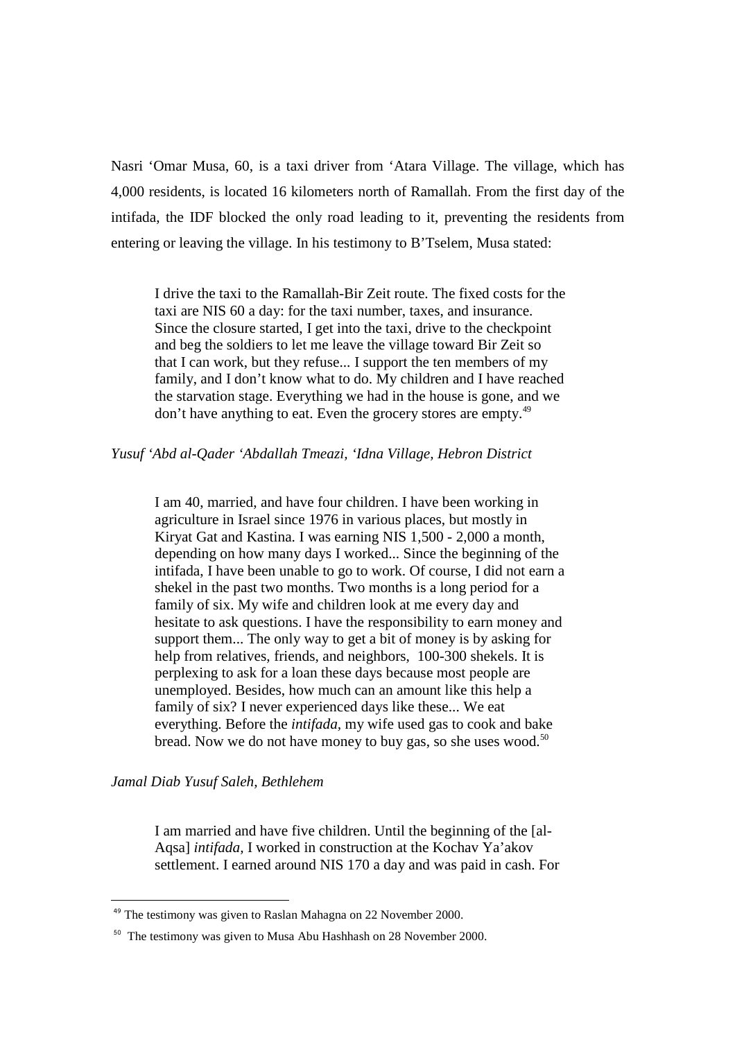Nasri 'Omar Musa, 60, is a taxi driver from 'Atara Village. The village, which has 4,000 residents, is located 16 kilometers north of Ramallah. From the first day of the intifada, the IDF blocked the only road leading to it, preventing the residents from entering or leaving the village. In his testimony to B'Tselem, Musa stated:

> I drive the taxi to the Ramallah-Bir Zeit route. The fixed costs for the taxi are NIS 60 a day: for the taxi number, taxes, and insurance. Since the closure started, I get into the taxi, drive to the checkpoint and beg the soldiers to let me leave the village toward Bir Zeit so that I can work, but they refuse... I support the ten members of my family, and I don't know what to do. My children and I have reached the starvation stage. Everything we had in the house is gone, and we don't have anything to eat. Even the grocery stores are empty.[49]

*Yusuf 'Abd al-Qader 'Abdallah Tmeazi, 'Idna Village, Hebron District*

> I am 40, married, and have four children. I have been working in agriculture in Israel since 1976 in various places, but mostly in Kiryat Gat and Kastina. I was earning NIS 1,500 - 2,000 a month, depending on how many days I worked... Since the beginning of the intifada, I have been unable to go to work. Of course, I did not earn a shekel in the past two months. Two months is a long period for a family of six. My wife and children look at me every day and hesitate to ask questions. I have the responsibility to earn money and support them... The only way to get a bit of money is by asking for help from relatives, friends, and neighbors, 100-300 shekels. It is perplexing to ask for a loan these days because most people are unemployed. Besides, how much can an amount like this help a family of six? I never experienced days like these... We eat everything. Before the *intifada*, my wife used gas to cook and bake bread. Now we do not have money to buy gas, so she uses wood.[50]

*Jamal Diab Yusuf Saleh, Bethlehem*

> I am married and have five children. Until the beginning of the [al-Aqsa] *intifada*, I worked in construction at the Kochav Ya'akov settlement. I earned around NIS 170 a day and was paid in cash. For

---

[49] The testimony was given to Raslan Mahagna on 22 November 2000.

[50] The testimony was given to Musa Abu Hashhash on 28 November 2000.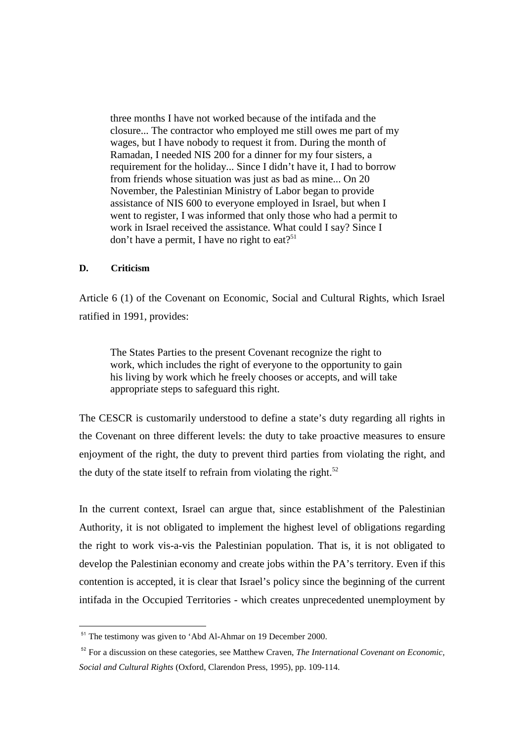> three months I have not worked because of the intifada and the closure... The contractor who employed me still owes me part of my wages, but I have nobody to request it from. During the month of Ramadan, I needed NIS 200 for a dinner for my four sisters, a requirement for the holiday... Since I didn't have it, I had to borrow from friends whose situation was just as bad as mine... On 20 November, the Palestinian Ministry of Labor began to provide assistance of NIS 600 to everyone employed in Israel, but when I went to register, I was informed that only those who had a permit to work in Israel received the assistance. What could I say? Since I don't have a permit, I have no right to eat?[51]

#### D. Criticism

Article 6 (1) of the Covenant on Economic, Social and Cultural Rights, which Israel ratified in 1991, provides:

> The States Parties to the present Covenant recognize the right to work, which includes the right of everyone to the opportunity to gain his living by work which he freely chooses or accepts, and will take appropriate steps to safeguard this right.

The CESCR is customarily understood to define a state's duty regarding all rights in the Covenant on three different levels: the duty to take proactive measures to ensure enjoyment of the right, the duty to prevent third parties from violating the right, and the duty of the state itself to refrain from violating the right.[52]

In the current context, Israel can argue that, since establishment of the Palestinian Authority, it is not obligated to implement the highest level of obligations regarding the right to work vis-a-vis the Palestinian population. That is, it is not obligated to develop the Palestinian economy and create jobs within the PA's territory. Even if this contention is accepted, it is clear that Israel's policy since the beginning of the current intifada in the Occupied Territories - which creates unprecedented unemployment by

---

[51] The testimony was given to 'Abd Al-Ahmar on 19 December 2000.

[52] For a discussion on these categories, see Matthew Craven, *The International Covenant on Economic, Social and Cultural Rights* (Oxford, Clarendon Press, 1995), pp. 109-114.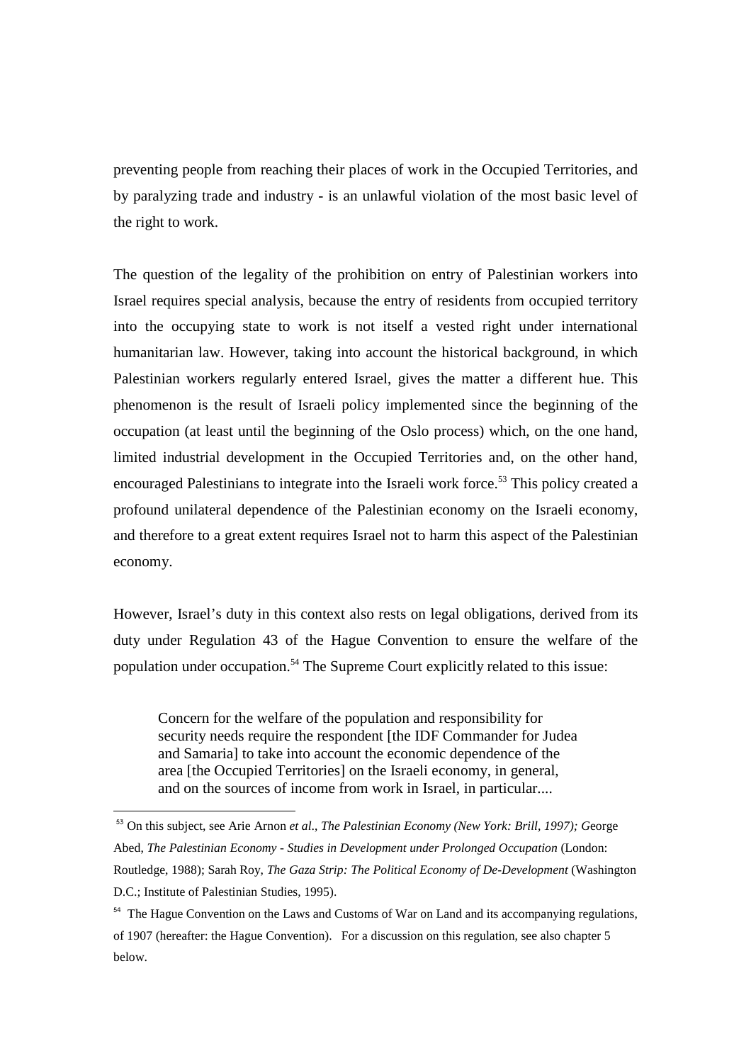preventing people from reaching their places of work in the Occupied Territories, and by paralyzing trade and industry - is an unlawful violation of the most basic level of the right to work.

The question of the legality of the prohibition on entry of Palestinian workers into Israel requires special analysis, because the entry of residents from occupied territory into the occupying state to work is not itself a vested right under international humanitarian law. However, taking into account the historical background, in which Palestinian workers regularly entered Israel, gives the matter a different hue. This phenomenon is the result of Israeli policy implemented since the beginning of the occupation (at least until the beginning of the Oslo process) which, on the one hand, limited industrial development in the Occupied Territories and, on the other hand, encouraged Palestinians to integrate into the Israeli work force.[53] This policy created a profound unilateral dependence of the Palestinian economy on the Israeli economy, and therefore to a great extent requires Israel not to harm this aspect of the Palestinian economy.

However, Israel's duty in this context also rests on legal obligations, derived from its duty under Regulation 43 of the Hague Convention to ensure the welfare of the population under occupation.[54] The Supreme Court explicitly related to this issue:

> Concern for the welfare of the population and responsibility for security needs require the respondent [the IDF Commander for Judea and Samaria] to take into account the economic dependence of the area [the Occupied Territories] on the Israeli economy, in general, and on the sources of income from work in Israel, in particular....

---

[53] On this subject, see Arie Arnon *et al*., *The Palestinian Economy (New York: Brill, 1997); G*eorge Abed, *The Palestinian Economy - Studies in Development under Prolonged Occupation* (London: Routledge, 1988); Sarah Roy, *The Gaza Strip: The Political Economy of De-Development* (Washington D.C.; Institute of Palestinian Studies, 1995).

[54] The Hague Convention on the Laws and Customs of War on Land and its accompanying regulations, of 1907 (hereafter: the Hague Convention). For a discussion on this regulation, see also chapter 5 below.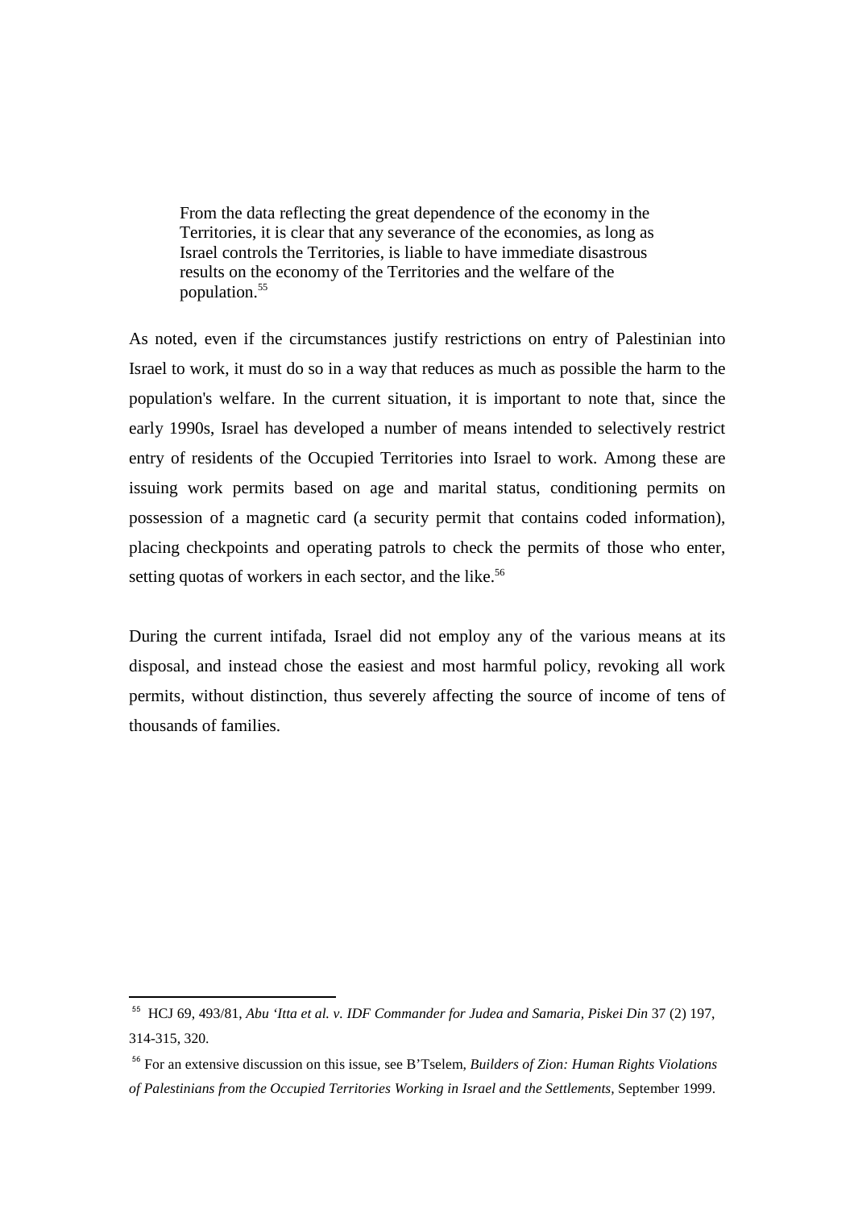> From the data reflecting the great dependence of the economy in the Territories, it is clear that any severance of the economies, as long as Israel controls the Territories, is liable to have immediate disastrous results on the economy of the Territories and the welfare of the population.[55]

As noted, even if the circumstances justify restrictions on entry of Palestinian into Israel to work, it must do so in a way that reduces as much as possible the harm to the population's welfare. In the current situation, it is important to note that, since the early 1990s, Israel has developed a number of means intended to selectively restrict entry of residents of the Occupied Territories into Israel to work. Among these are issuing work permits based on age and marital status, conditioning permits on possession of a magnetic card (a security permit that contains coded information), placing checkpoints and operating patrols to check the permits of those who enter, setting quotas of workers in each sector, and the like.[56]

During the current intifada, Israel did not employ any of the various means at its disposal, and instead chose the easiest and most harmful policy, revoking all work permits, without distinction, thus severely affecting the source of income of tens of thousands of families.

---

[55] HCJ 69, 493/81, *Abu 'Itta et al. v. IDF Commander for Judea and Samaria, Piskei Din* 37 (2) 197, 314-315, 320.

[56] For an extensive discussion on this issue, see B'Tselem, *Builders of Zion: Human Rights Violations of Palestinians from the Occupied Territories Working in Israel and the Settlements*, September 1999.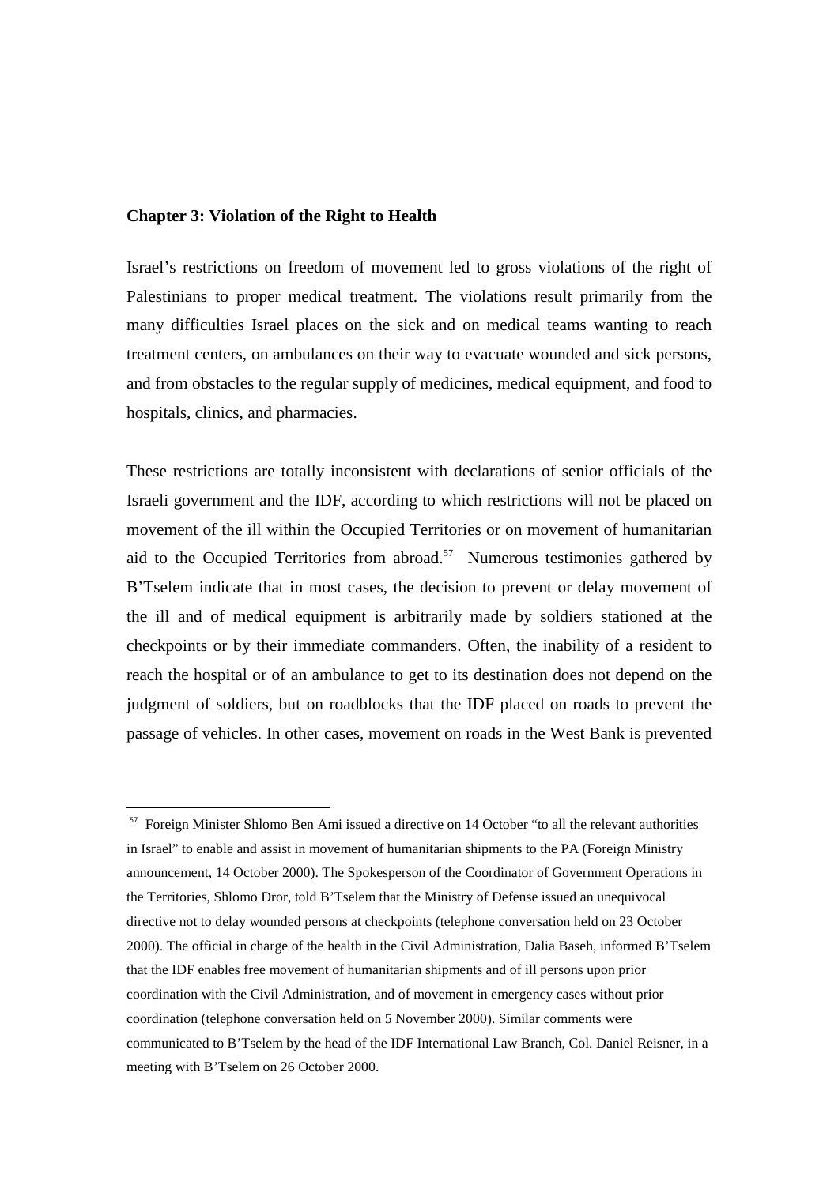## Chapter 3: Violation of the Right to Health

Israel's restrictions on freedom of movement led to gross violations of the right of Palestinians to proper medical treatment. The violations result primarily from the many difficulties Israel places on the sick and on medical teams wanting to reach treatment centers, on ambulances on their way to evacuate wounded and sick persons, and from obstacles to the regular supply of medicines, medical equipment, and food to hospitals, clinics, and pharmacies.

These restrictions are totally inconsistent with declarations of senior officials of the Israeli government and the IDF, according to which restrictions will not be placed on movement of the ill within the Occupied Territories or on movement of humanitarian aid to the Occupied Territories from abroad.[57] Numerous testimonies gathered by B'Tselem indicate that in most cases, the decision to prevent or delay movement of the ill and of medical equipment is arbitrarily made by soldiers stationed at the checkpoints or by their immediate commanders. Often, the inability of a resident to reach the hospital or of an ambulance to get to its destination does not depend on the judgment of soldiers, but on roadblocks that the IDF placed on roads to prevent the passage of vehicles. In other cases, movement on roads in the West Bank is prevented

---

[57] Foreign Minister Shlomo Ben Ami issued a directive on 14 October "to all the relevant authorities in Israel" to enable and assist in movement of humanitarian shipments to the PA (Foreign Ministry announcement, 14 October 2000). The Spokesperson of the Coordinator of Government Operations in the Territories, Shlomo Dror, told B'Tselem that the Ministry of Defense issued an unequivocal directive not to delay wounded persons at checkpoints (telephone conversation held on 23 October 2000). The official in charge of the health in the Civil Administration, Dalia Baseh, informed B'Tselem that the IDF enables free movement of humanitarian shipments and of ill persons upon prior coordination with the Civil Administration, and of movement in emergency cases without prior coordination (telephone conversation held on 5 November 2000). Similar comments were communicated to B'Tselem by the head of the IDF International Law Branch, Col. Daniel Reisner, in a meeting with B'Tselem on 26 October 2000.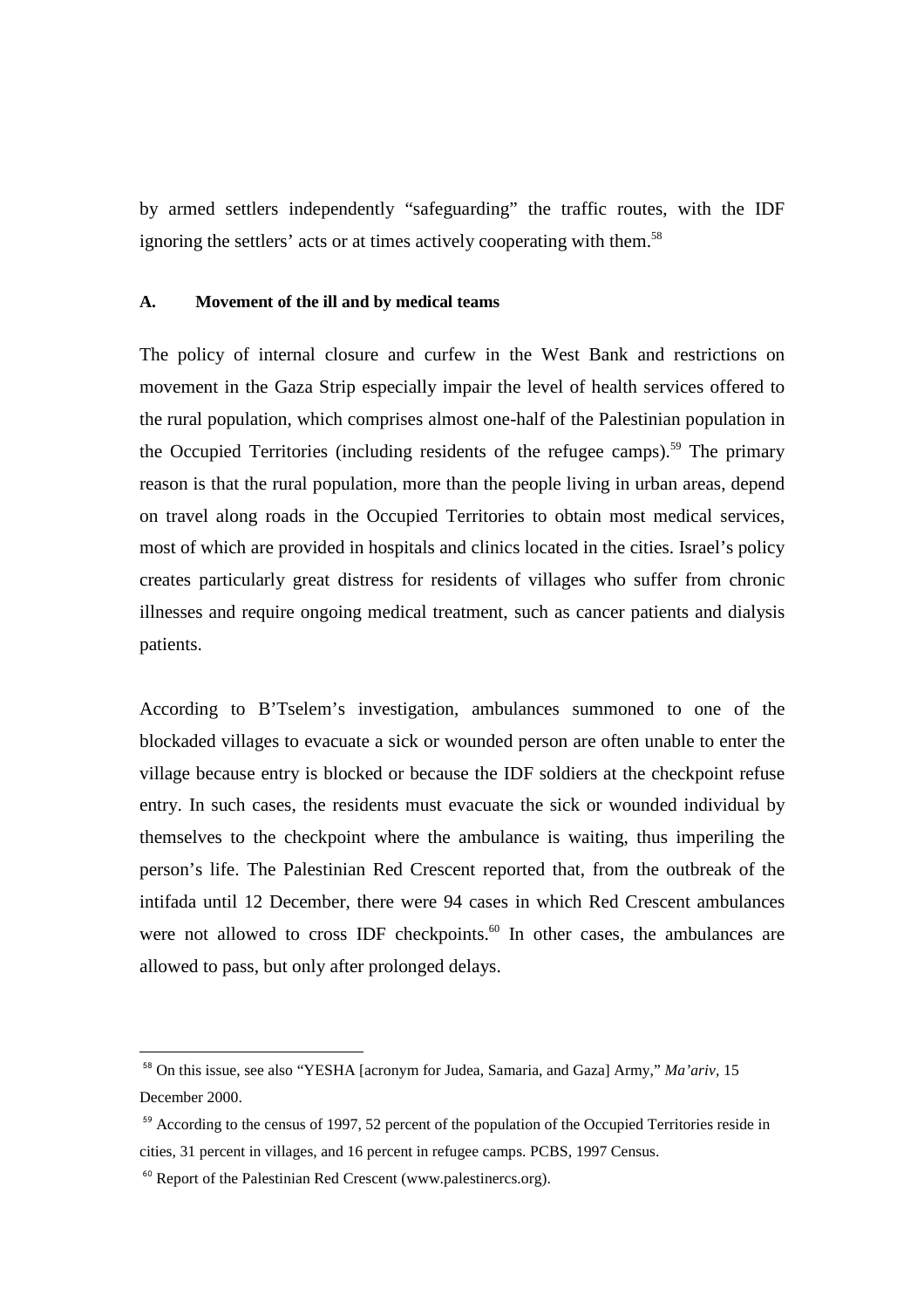by armed settlers independently "safeguarding" the traffic routes, with the IDF ignoring the settlers' acts or at times actively cooperating with them.[58]

### A. Movement of the ill and by medical teams

The policy of internal closure and curfew in the West Bank and restrictions on movement in the Gaza Strip especially impair the level of health services offered to the rural population, which comprises almost one-half of the Palestinian population in the Occupied Territories (including residents of the refugee camps).[59] The primary reason is that the rural population, more than the people living in urban areas, depend on travel along roads in the Occupied Territories to obtain most medical services, most of which are provided in hospitals and clinics located in the cities. Israel's policy creates particularly great distress for residents of villages who suffer from chronic illnesses and require ongoing medical treatment, such as cancer patients and dialysis patients.

According to B'Tselem's investigation, ambulances summoned to one of the blockaded villages to evacuate a sick or wounded person are often unable to enter the village because entry is blocked or because the IDF soldiers at the checkpoint refuse entry. In such cases, the residents must evacuate the sick or wounded individual by themselves to the checkpoint where the ambulance is waiting, thus imperiling the person's life. The Palestinian Red Crescent reported that, from the outbreak of the intifada until 12 December, there were 94 cases in which Red Crescent ambulances were not allowed to cross IDF checkpoints.[60] In other cases, the ambulances are allowed to pass, but only after prolonged delays.

---

[58] On this issue, see also "YESHA [acronym for Judea, Samaria, and Gaza] Army," *Ma'ariv*, 15 December 2000.

[59] According to the census of 1997, 52 percent of the population of the Occupied Territories reside in cities, 31 percent in villages, and 16 percent in refugee camps. PCBS, 1997 Census.

[60] Report of the Palestinian Red Crescent (www.palestinercs.org).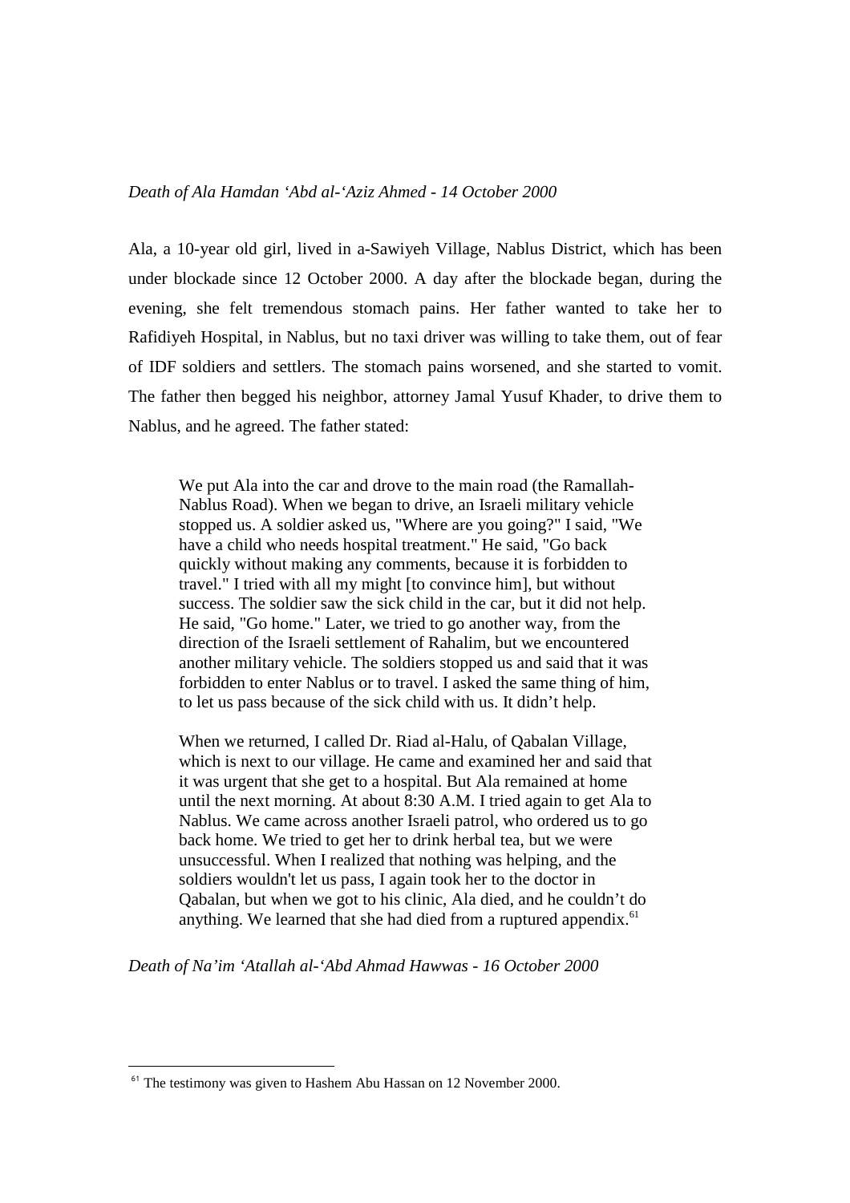*Death of Ala Hamdan ʻAbd al-ʻAziz Ahmed - 14 October 2000*

Ala, a 10-year old girl, lived in a-Sawiyeh Village, Nablus District, which has been under blockade since 12 October 2000. A day after the blockade began, during the evening, she felt tremendous stomach pains. Her father wanted to take her to Rafidiyeh Hospital, in Nablus, but no taxi driver was willing to take them, out of fear of IDF soldiers and settlers. The stomach pains worsened, and she started to vomit. The father then begged his neighbor, attorney Jamal Yusuf Khader, to drive them to Nablus, and he agreed. The father stated:

> We put Ala into the car and drove to the main road (the Ramallah-Nablus Road). When we began to drive, an Israeli military vehicle stopped us. A soldier asked us, "Where are you going?" I said, "We have a child who needs hospital treatment." He said, "Go back quickly without making any comments, because it is forbidden to travel." I tried with all my might [to convince him], but without success. The soldier saw the sick child in the car, but it did not help. He said, "Go home." Later, we tried to go another way, from the direction of the Israeli settlement of Rahalim, but we encountered another military vehicle. The soldiers stopped us and said that it was forbidden to enter Nablus or to travel. I asked the same thing of him, to let us pass because of the sick child with us. It didn't help.
>
> When we returned, I called Dr. Riad al-Halu, of Qabalan Village, which is next to our village. He came and examined her and said that it was urgent that she get to a hospital. But Ala remained at home until the next morning. At about 8:30 A.M. I tried again to get Ala to Nablus. We came across another Israeli patrol, who ordered us to go back home. We tried to get her to drink herbal tea, but we were unsuccessful. When I realized that nothing was helping, and the soldiers wouldn't let us pass, I again took her to the doctor in Qabalan, but when we got to his clinic, Ala died, and he couldn't do anything. We learned that she had died from a ruptured appendix.[61]

*Death of Na'im ʻAtallah al-ʻAbd Ahmad Hawwas - 16 October 2000*

[61] The testimony was given to Hashem Abu Hassan on 12 November 2000.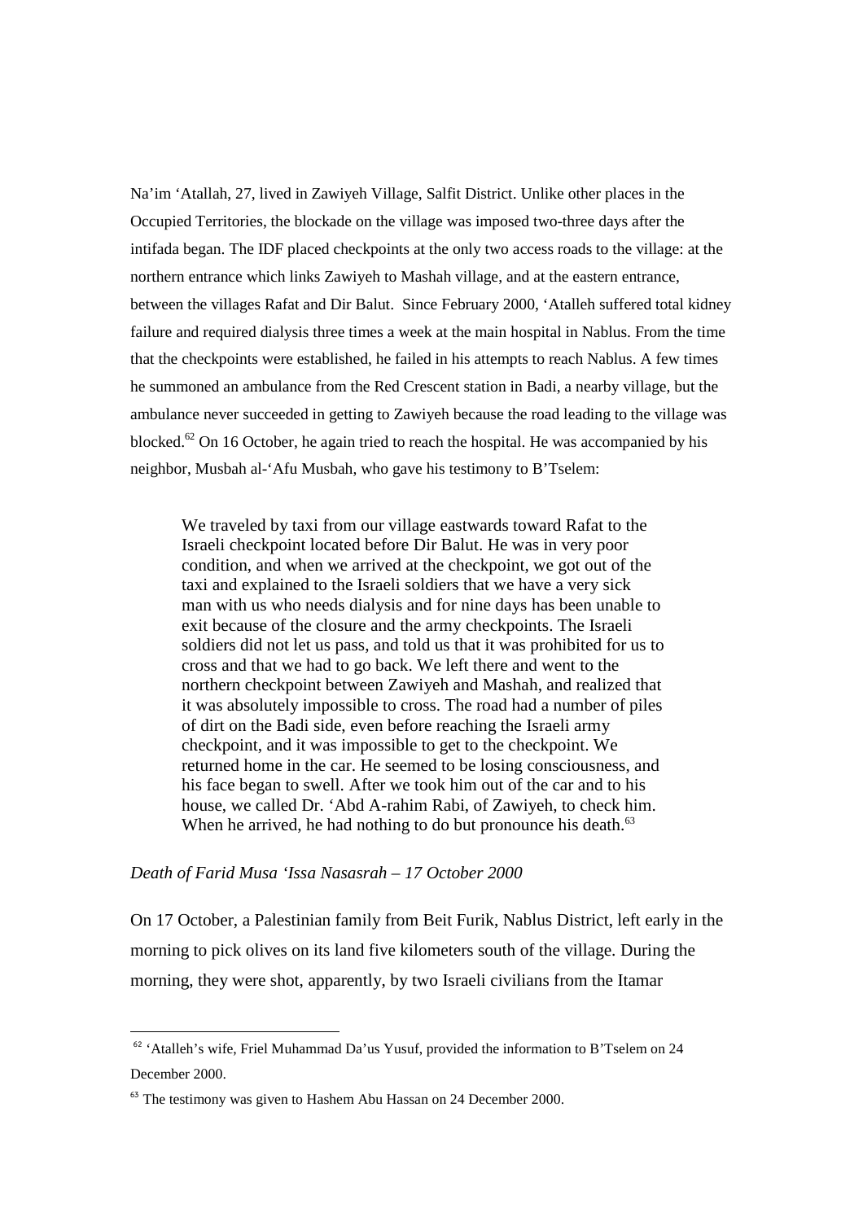Na'im 'Atallah, 27, lived in Zawiyeh Village, Salfit District. Unlike other places in the Occupied Territories, the blockade on the village was imposed two-three days after the intifada began. The IDF placed checkpoints at the only two access roads to the village: at the northern entrance which links Zawiyeh to Mashah village, and at the eastern entrance, between the villages Rafat and Dir Balut. Since February 2000, 'Atalleh suffered total kidney failure and required dialysis three times a week at the main hospital in Nablus. From the time that the checkpoints were established, he failed in his attempts to reach Nablus. A few times he summoned an ambulance from the Red Crescent station in Badi, a nearby village, but the ambulance never succeeded in getting to Zawiyeh because the road leading to the village was blocked.[62] On 16 October, he again tried to reach the hospital. He was accompanied by his neighbor, Musbah al-'Afu Musbah, who gave his testimony to B'Tselem:

> We traveled by taxi from our village eastwards toward Rafat to the Israeli checkpoint located before Dir Balut. He was in very poor condition, and when we arrived at the checkpoint, we got out of the taxi and explained to the Israeli soldiers that we have a very sick man with us who needs dialysis and for nine days has been unable to exit because of the closure and the army checkpoints. The Israeli soldiers did not let us pass, and told us that it was prohibited for us to cross and that we had to go back. We left there and went to the northern checkpoint between Zawiyeh and Mashah, and realized that it was absolutely impossible to cross. The road had a number of piles of dirt on the Badi side, even before reaching the Israeli army checkpoint, and it was impossible to get to the checkpoint. We returned home in the car. He seemed to be losing consciousness, and his face began to swell. After we took him out of the car and to his house, we called Dr. 'Abd A-rahim Rabi, of Zawiyeh, to check him. When he arrived, he had nothing to do but pronounce his death.[63]

*Death of Farid Musa 'Issa Nasasrah – 17 October 2000*

On 17 October, a Palestinian family from Beit Furik, Nablus District, left early in the morning to pick olives on its land five kilometers south of the village. During the morning, they were shot, apparently, by two Israeli civilians from the Itamar

---

[62] 'Atalleh's wife, Friel Muhammad Da'us Yusuf, provided the information to B'Tselem on 24 December 2000.

[63] The testimony was given to Hashem Abu Hassan on 24 December 2000.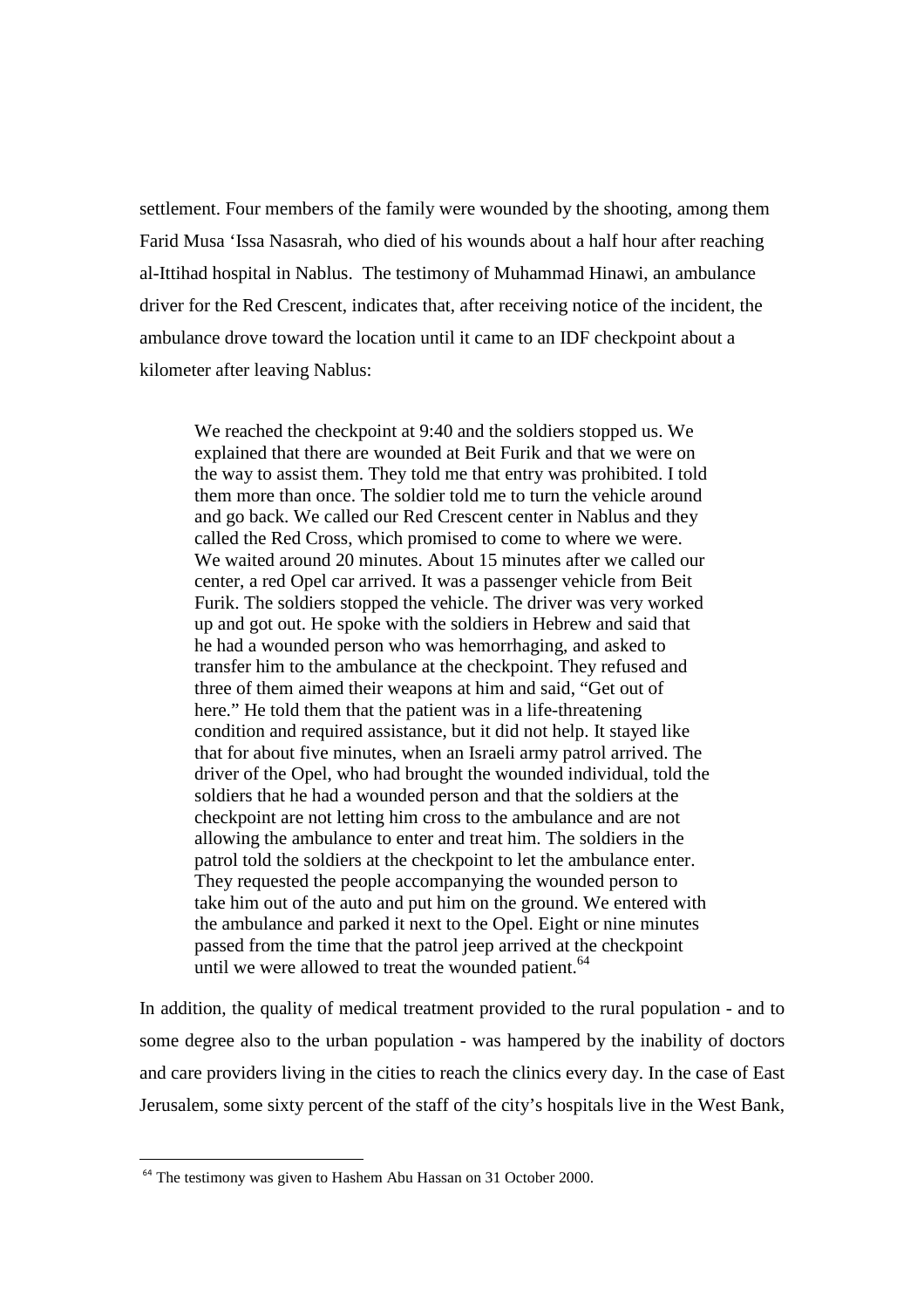settlement. Four members of the family were wounded by the shooting, among them Farid Musa 'Issa Nasasrah, who died of his wounds about a half hour after reaching al-Ittihad hospital in Nablus. The testimony of Muhammad Hinawi, an ambulance driver for the Red Crescent, indicates that, after receiving notice of the incident, the ambulance drove toward the location until it came to an IDF checkpoint about a kilometer after leaving Nablus:

> We reached the checkpoint at 9:40 and the soldiers stopped us. We explained that there are wounded at Beit Furik and that we were on the way to assist them. They told me that entry was prohibited. I told them more than once. The soldier told me to turn the vehicle around and go back. We called our Red Crescent center in Nablus and they called the Red Cross, which promised to come to where we were. We waited around 20 minutes. About 15 minutes after we called our center, a red Opel car arrived. It was a passenger vehicle from Beit Furik. The soldiers stopped the vehicle. The driver was very worked up and got out. He spoke with the soldiers in Hebrew and said that he had a wounded person who was hemorrhaging, and asked to transfer him to the ambulance at the checkpoint. They refused and three of them aimed their weapons at him and said, "Get out of here." He told them that the patient was in a life-threatening condition and required assistance, but it did not help. It stayed like that for about five minutes, when an Israeli army patrol arrived. The driver of the Opel, who had brought the wounded individual, told the soldiers that he had a wounded person and that the soldiers at the checkpoint are not letting him cross to the ambulance and are not allowing the ambulance to enter and treat him. The soldiers in the patrol told the soldiers at the checkpoint to let the ambulance enter. They requested the people accompanying the wounded person to take him out of the auto and put him on the ground. We entered with the ambulance and parked it next to the Opel. Eight or nine minutes passed from the time that the patrol jeep arrived at the checkpoint until we were allowed to treat the wounded patient.[64]

In addition, the quality of medical treatment provided to the rural population - and to some degree also to the urban population - was hampered by the inability of doctors and care providers living in the cities to reach the clinics every day. In the case of East Jerusalem, some sixty percent of the staff of the city's hospitals live in the West Bank,

---

[64] The testimony was given to Hashem Abu Hassan on 31 October 2000.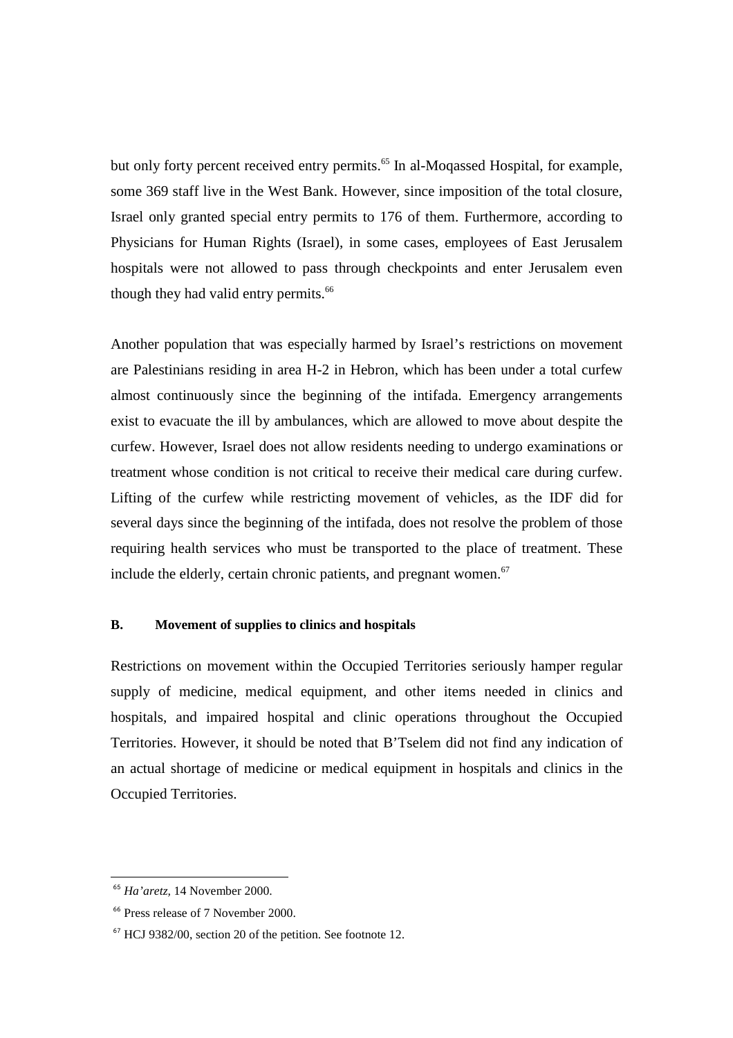but only forty percent received entry permits.[65] In al-Moqassed Hospital, for example, some 369 staff live in the West Bank. However, since imposition of the total closure, Israel only granted special entry permits to 176 of them. Furthermore, according to Physicians for Human Rights (Israel), in some cases, employees of East Jerusalem hospitals were not allowed to pass through checkpoints and enter Jerusalem even though they had valid entry permits.[66]

Another population that was especially harmed by Israel's restrictions on movement are Palestinians residing in area H-2 in Hebron, which has been under a total curfew almost continuously since the beginning of the intifada. Emergency arrangements exist to evacuate the ill by ambulances, which are allowed to move about despite the curfew. However, Israel does not allow residents needing to undergo examinations or treatment whose condition is not critical to receive their medical care during curfew. Lifting of the curfew while restricting movement of vehicles, as the IDF did for several days since the beginning of the intifada, does not resolve the problem of those requiring health services who must be transported to the place of treatment. These include the elderly, certain chronic patients, and pregnant women.[67]

**B. Movement of supplies to clinics and hospitals**

Restrictions on movement within the Occupied Territories seriously hamper regular supply of medicine, medical equipment, and other items needed in clinics and hospitals, and impaired hospital and clinic operations throughout the Occupied Territories. However, it should be noted that B'Tselem did not find any indication of an actual shortage of medicine or medical equipment in hospitals and clinics in the Occupied Territories.

---

[65] *Ha'aretz,* 14 November 2000.

[66] Press release of 7 November 2000.

[67] HCJ 9382/00, section 20 of the petition. See footnote 12.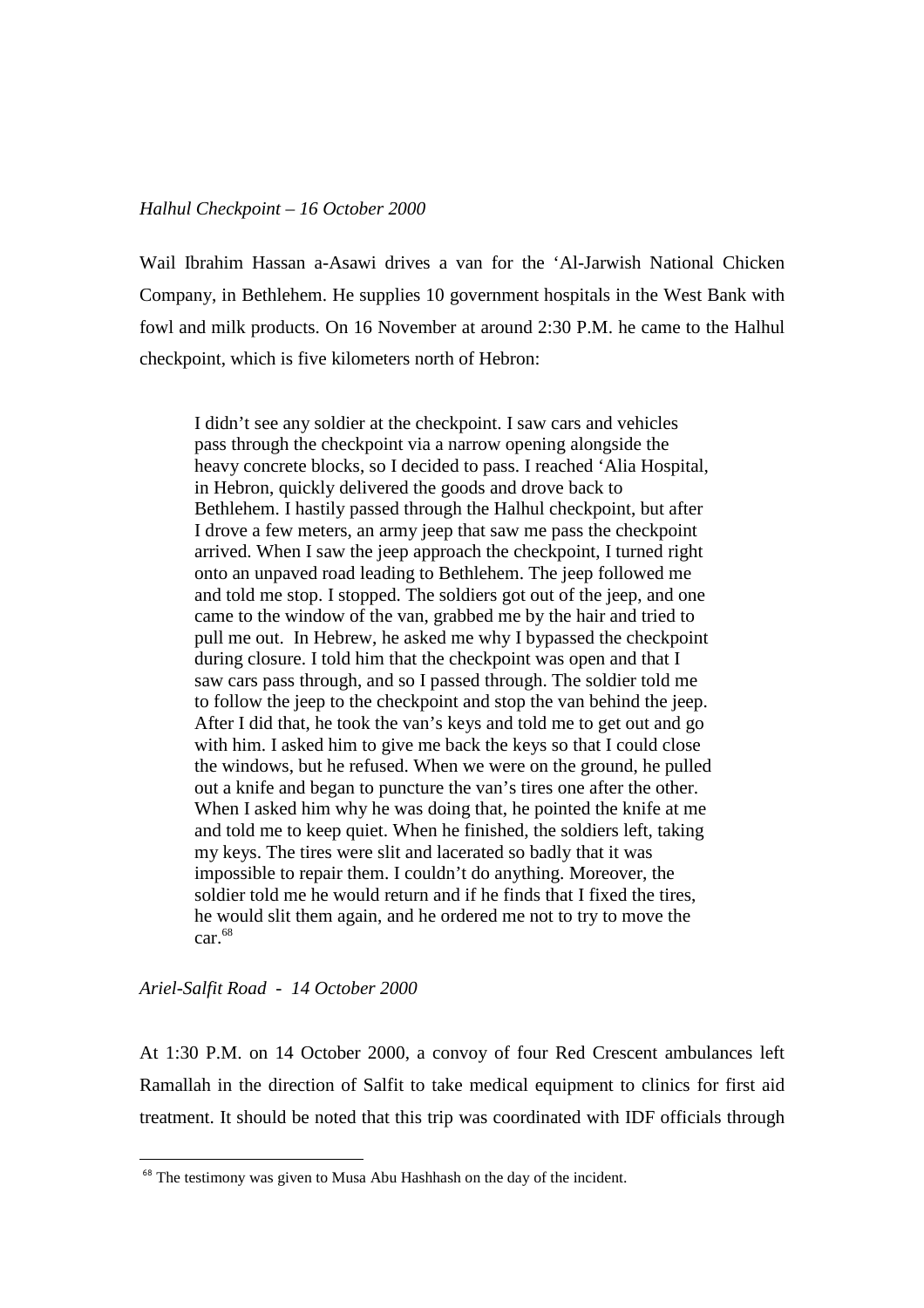*Halhul Checkpoint – 16 October 2000*

Wail Ibrahim Hassan a-Asawi drives a van for the 'Al-Jarwish National Chicken Company, in Bethlehem. He supplies 10 government hospitals in the West Bank with fowl and milk products. On 16 November at around 2:30 P.M. he came to the Halhul checkpoint, which is five kilometers north of Hebron:

> I didn't see any soldier at the checkpoint. I saw cars and vehicles pass through the checkpoint via a narrow opening alongside the heavy concrete blocks, so I decided to pass. I reached 'Alia Hospital, in Hebron, quickly delivered the goods and drove back to Bethlehem. I hastily passed through the Halhul checkpoint, but after I drove a few meters, an army jeep that saw me pass the checkpoint arrived. When I saw the jeep approach the checkpoint, I turned right onto an unpaved road leading to Bethlehem. The jeep followed me and told me stop. I stopped. The soldiers got out of the jeep, and one came to the window of the van, grabbed me by the hair and tried to pull me out. In Hebrew, he asked me why I bypassed the checkpoint during closure. I told him that the checkpoint was open and that I saw cars pass through, and so I passed through. The soldier told me to follow the jeep to the checkpoint and stop the van behind the jeep. After I did that, he took the van's keys and told me to get out and go with him. I asked him to give me back the keys so that I could close the windows, but he refused. When we were on the ground, he pulled out a knife and began to puncture the van's tires one after the other. When I asked him why he was doing that, he pointed the knife at me and told me to keep quiet. When he finished, the soldiers left, taking my keys. The tires were slit and lacerated so badly that it was impossible to repair them. I couldn't do anything. Moreover, the soldier told me he would return and if he finds that I fixed the tires, he would slit them again, and he ordered me not to try to move the car.[68]

*Ariel-Salfit Road - 14 October 2000*

At 1:30 P.M. on 14 October 2000, a convoy of four Red Crescent ambulances left Ramallah in the direction of Salfit to take medical equipment to clinics for first aid treatment. It should be noted that this trip was coordinated with IDF officials through

[68] The testimony was given to Musa Abu Hashhash on the day of the incident.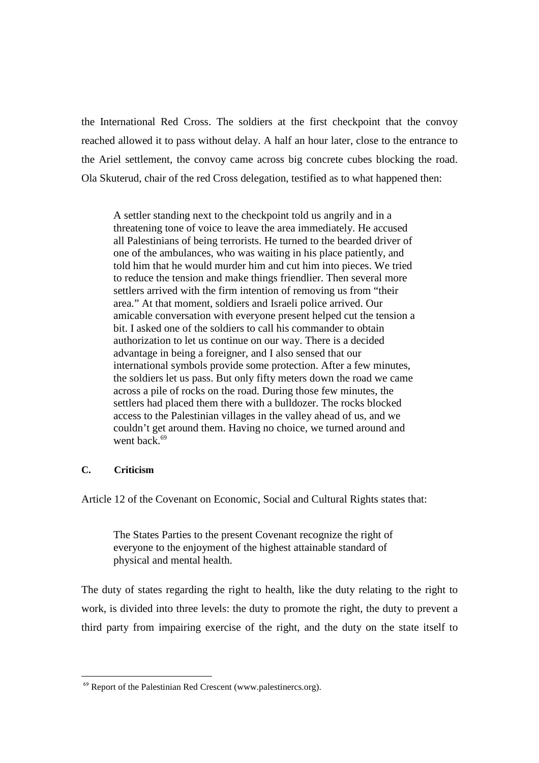the International Red Cross. The soldiers at the first checkpoint that the convoy reached allowed it to pass without delay. A half an hour later, close to the entrance to the Ariel settlement, the convoy came across big concrete cubes blocking the road. Ola Skuterud, chair of the red Cross delegation, testified as to what happened then:

> A settler standing next to the checkpoint told us angrily and in a threatening tone of voice to leave the area immediately. He accused all Palestinians of being terrorists. He turned to the bearded driver of one of the ambulances, who was waiting in his place patiently, and told him that he would murder him and cut him into pieces. We tried to reduce the tension and make things friendlier. Then several more settlers arrived with the firm intention of removing us from "their area." At that moment, soldiers and Israeli police arrived. Our amicable conversation with everyone present helped cut the tension a bit. I asked one of the soldiers to call his commander to obtain authorization to let us continue on our way. There is a decided advantage in being a foreigner, and I also sensed that our international symbols provide some protection. After a few minutes, the soldiers let us pass. But only fifty meters down the road we came across a pile of rocks on the road. During those few minutes, the settlers had placed them there with a bulldozer. The rocks blocked access to the Palestinian villages in the valley ahead of us, and we couldn't get around them. Having no choice, we turned around and went back.[69]

**C. Criticism**

Article 12 of the Covenant on Economic, Social and Cultural Rights states that:

> The States Parties to the present Covenant recognize the right of everyone to the enjoyment of the highest attainable standard of physical and mental health.

The duty of states regarding the right to health, like the duty relating to the right to work, is divided into three levels: the duty to promote the right, the duty to prevent a third party from impairing exercise of the right, and the duty on the state itself to

---

[69] Report of the Palestinian Red Crescent (www.palestinercs.org).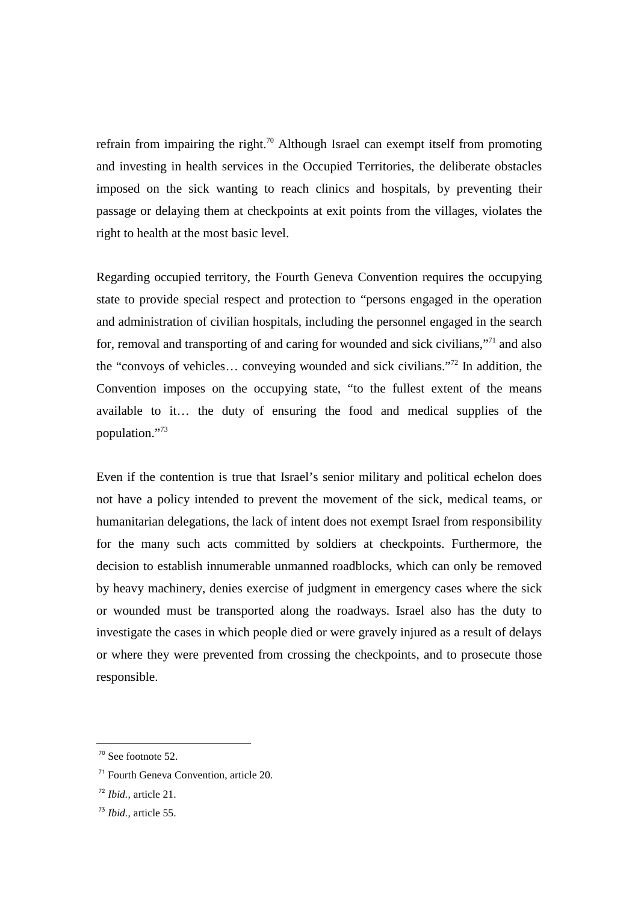refrain from impairing the right.[70] Although Israel can exempt itself from promoting and investing in health services in the Occupied Territories, the deliberate obstacles imposed on the sick wanting to reach clinics and hospitals, by preventing their passage or delaying them at checkpoints at exit points from the villages, violates the right to health at the most basic level.

Regarding occupied territory, the Fourth Geneva Convention requires the occupying state to provide special respect and protection to "persons engaged in the operation and administration of civilian hospitals, including the personnel engaged in the search for, removal and transporting of and caring for wounded and sick civilians,"[71] and also the "convoys of vehicles… conveying wounded and sick civilians."[72] In addition, the Convention imposes on the occupying state, "to the fullest extent of the means available to it… the duty of ensuring the food and medical supplies of the population."[73]

Even if the contention is true that Israel's senior military and political echelon does not have a policy intended to prevent the movement of the sick, medical teams, or humanitarian delegations, the lack of intent does not exempt Israel from responsibility for the many such acts committed by soldiers at checkpoints. Furthermore, the decision to establish innumerable unmanned roadblocks, which can only be removed by heavy machinery, denies exercise of judgment in emergency cases where the sick or wounded must be transported along the roadways. Israel also has the duty to investigate the cases in which people died or were gravely injured as a result of delays or where they were prevented from crossing the checkpoints, and to prosecute those responsible.

---

[70] See footnote 52.

[71] Fourth Geneva Convention, article 20.

[72] *Ibid.,* article 21.

[73] *Ibid.,* article 55.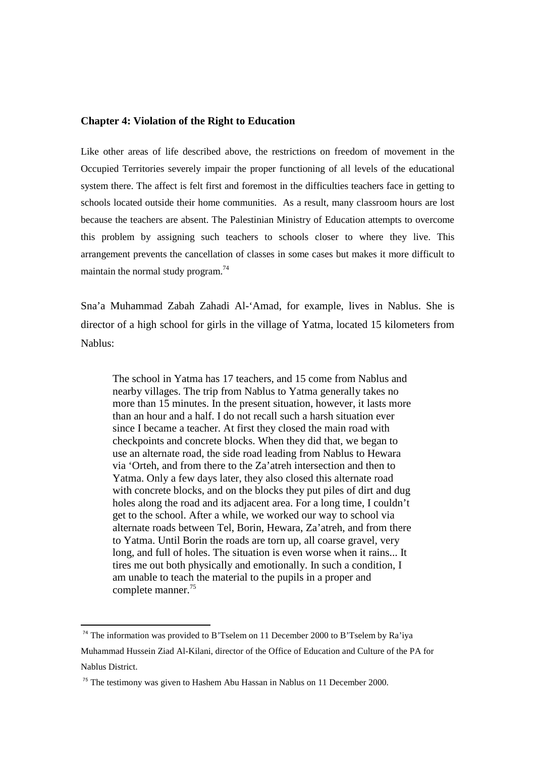### Chapter 4: Violation of the Right to Education

Like other areas of life described above, the restrictions on freedom of movement in the Occupied Territories severely impair the proper functioning of all levels of the educational system there. The affect is felt first and foremost in the difficulties teachers face in getting to schools located outside their home communities. As a result, many classroom hours are lost because the teachers are absent. The Palestinian Ministry of Education attempts to overcome this problem by assigning such teachers to schools closer to where they live. This arrangement prevents the cancellation of classes in some cases but makes it more difficult to maintain the normal study program.[74]

Sna'a Muhammad Zabah Zahadi Al-'Amad, for example, lives in Nablus. She is director of a high school for girls in the village of Yatma, located 15 kilometers from Nablus:

> The school in Yatma has 17 teachers, and 15 come from Nablus and nearby villages. The trip from Nablus to Yatma generally takes no more than 15 minutes. In the present situation, however, it lasts more than an hour and a half. I do not recall such a harsh situation ever since I became a teacher. At first they closed the main road with checkpoints and concrete blocks. When they did that, we began to use an alternate road, the side road leading from Nablus to Hewara via 'Orteh, and from there to the Za'atreh intersection and then to Yatma. Only a few days later, they also closed this alternate road with concrete blocks, and on the blocks they put piles of dirt and dug holes along the road and its adjacent area. For a long time, I couldn't get to the school. After a while, we worked our way to school via alternate roads between Tel, Borin, Hewara, Za'atreh, and from there to Yatma. Until Borin the roads are torn up, all coarse gravel, very long, and full of holes. The situation is even worse when it rains... It tires me out both physically and emotionally. In such a condition, I am unable to teach the material to the pupils in a proper and complete manner.[75]

---

[74] The information was provided to B'Tselem on 11 December 2000 to B'Tselem by Ra'iya Muhammad Hussein Ziad Al-Kilani, director of the Office of Education and Culture of the PA for Nablus District.

[75] The testimony was given to Hashem Abu Hassan in Nablus on 11 December 2000.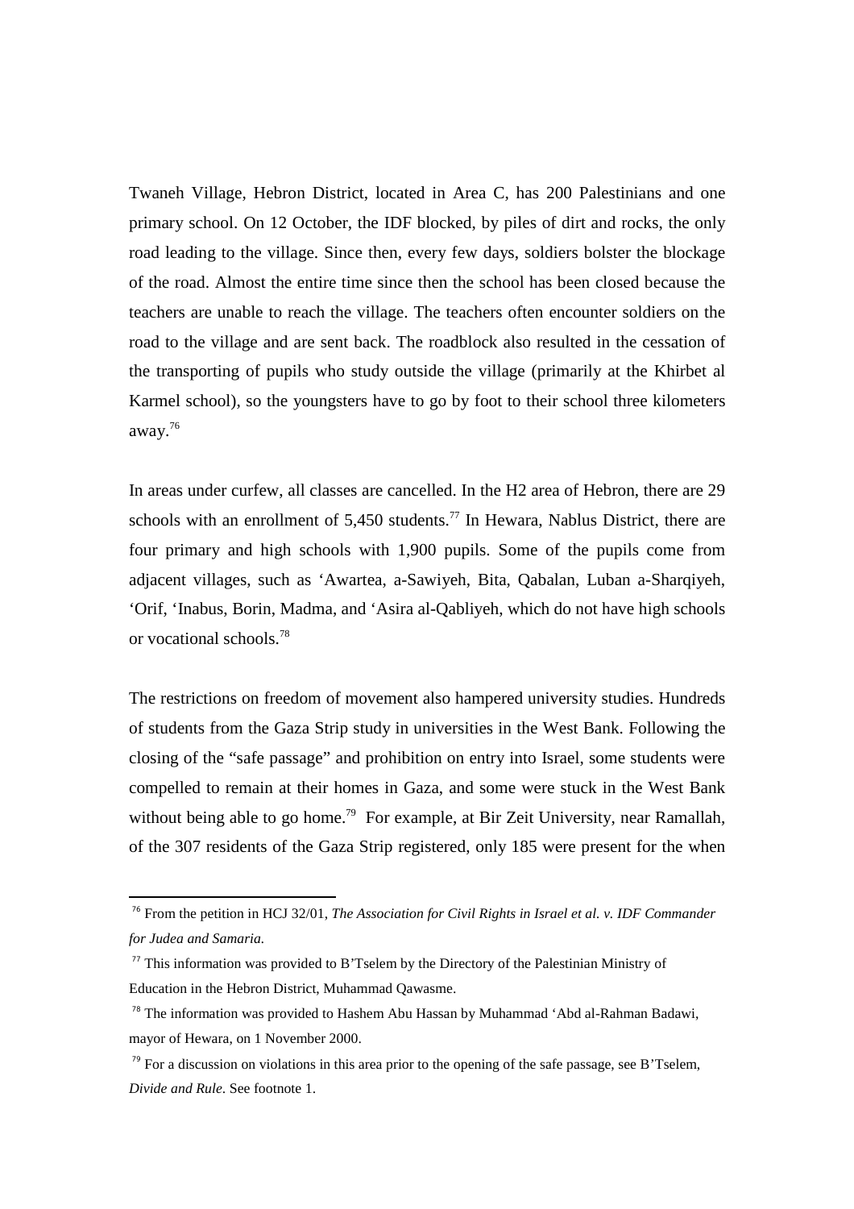Twaneh Village, Hebron District, located in Area C, has 200 Palestinians and one primary school. On 12 October, the IDF blocked, by piles of dirt and rocks, the only road leading to the village. Since then, every few days, soldiers bolster the blockage of the road. Almost the entire time since then the school has been closed because the teachers are unable to reach the village. The teachers often encounter soldiers on the road to the village and are sent back. The roadblock also resulted in the cessation of the transporting of pupils who study outside the village (primarily at the Khirbet al Karmel school), so the youngsters have to go by foot to their school three kilometers away.[76]

In areas under curfew, all classes are cancelled. In the H2 area of Hebron, there are 29 schools with an enrollment of 5,450 students.[77] In Hewara, Nablus District, there are four primary and high schools with 1,900 pupils. Some of the pupils come from adjacent villages, such as 'Awartea, a-Sawiyeh, Bita, Qabalan, Luban a-Sharqiyeh, 'Orif, 'Inabus, Borin, Madma, and 'Asira al-Qabliyeh, which do not have high schools or vocational schools.[78]

The restrictions on freedom of movement also hampered university studies. Hundreds of students from the Gaza Strip study in universities in the West Bank. Following the closing of the "safe passage" and prohibition on entry into Israel, some students were compelled to remain at their homes in Gaza, and some were stuck in the West Bank without being able to go home.[79] For example, at Bir Zeit University, near Ramallah, of the 307 residents of the Gaza Strip registered, only 185 were present for the when

---

[76] From the petition in HCJ 32/01, *The Association for Civil Rights in Israel et al. v. IDF Commander for Judea and Samaria*.

[77] This information was provided to B'Tselem by the Directory of the Palestinian Ministry of Education in the Hebron District, Muhammad Qawasme.

[78] The information was provided to Hashem Abu Hassan by Muhammad 'Abd al-Rahman Badawi, mayor of Hewara, on 1 November 2000.

[79] For a discussion on violations in this area prior to the opening of the safe passage, see B'Tselem, *Divide and Rule*. See footnote 1.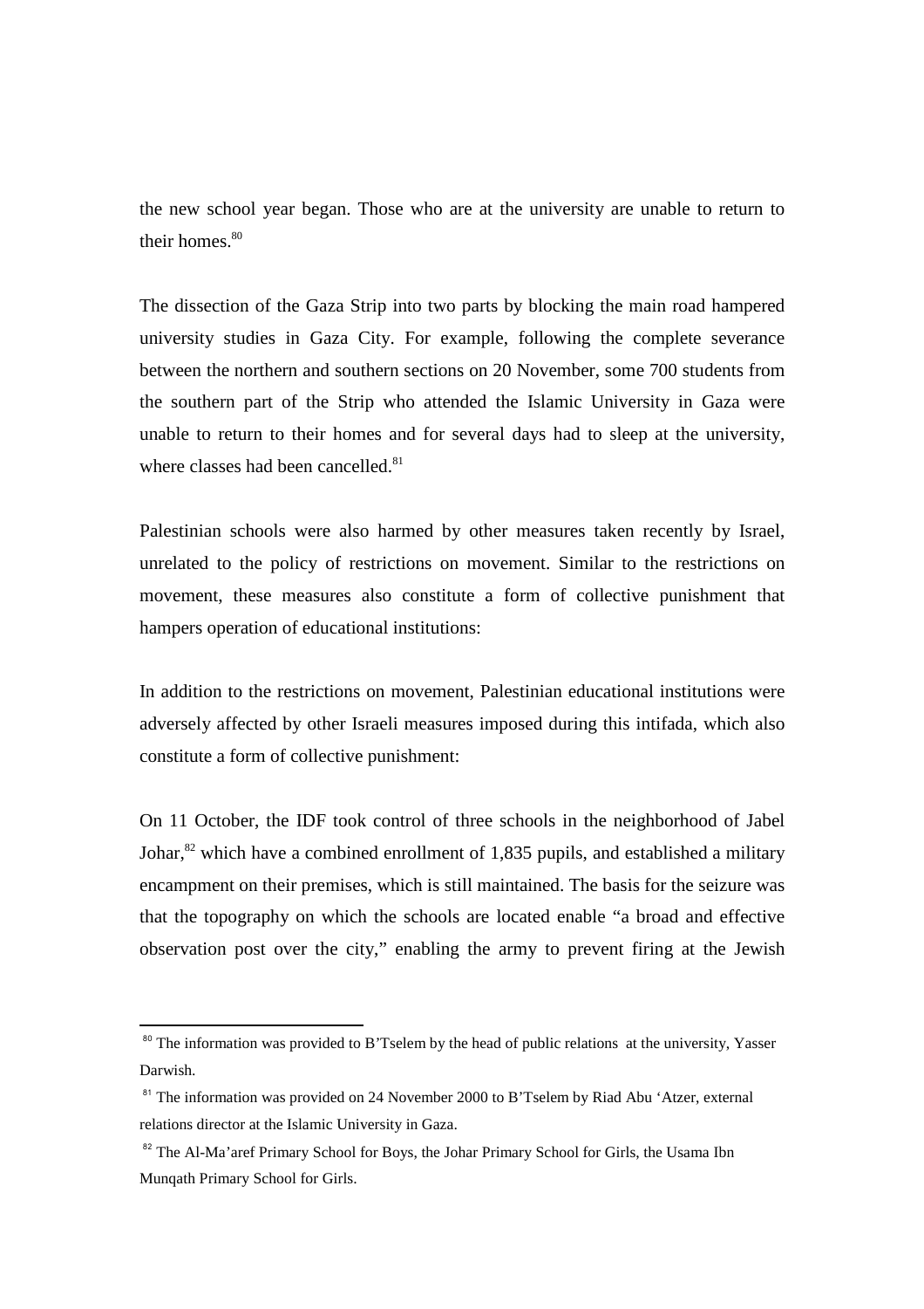the new school year began. Those who are at the university are unable to return to their homes.[80]

The dissection of the Gaza Strip into two parts by blocking the main road hampered university studies in Gaza City. For example, following the complete severance between the northern and southern sections on 20 November, some 700 students from the southern part of the Strip who attended the Islamic University in Gaza were unable to return to their homes and for several days had to sleep at the university, where classes had been cancelled.[81]

Palestinian schools were also harmed by other measures taken recently by Israel, unrelated to the policy of restrictions on movement. Similar to the restrictions on movement, these measures also constitute a form of collective punishment that hampers operation of educational institutions:

In addition to the restrictions on movement, Palestinian educational institutions were adversely affected by other Israeli measures imposed during this intifada, which also constitute a form of collective punishment:

On 11 October, the IDF took control of three schools in the neighborhood of Jabel Johar,[82] which have a combined enrollment of 1,835 pupils, and established a military encampment on their premises, which is still maintained. The basis for the seizure was that the topography on which the schools are located enable "a broad and effective observation post over the city," enabling the army to prevent firing at the Jewish

---

[80] The information was provided to B'Tselem by the head of public relations at the university, Yasser Darwish.

[81] The information was provided on 24 November 2000 to B'Tselem by Riad Abu 'Atzer, external relations director at the Islamic University in Gaza.

[82] The Al-Ma'aref Primary School for Boys, the Johar Primary School for Girls, the Usama Ibn Munqath Primary School for Girls.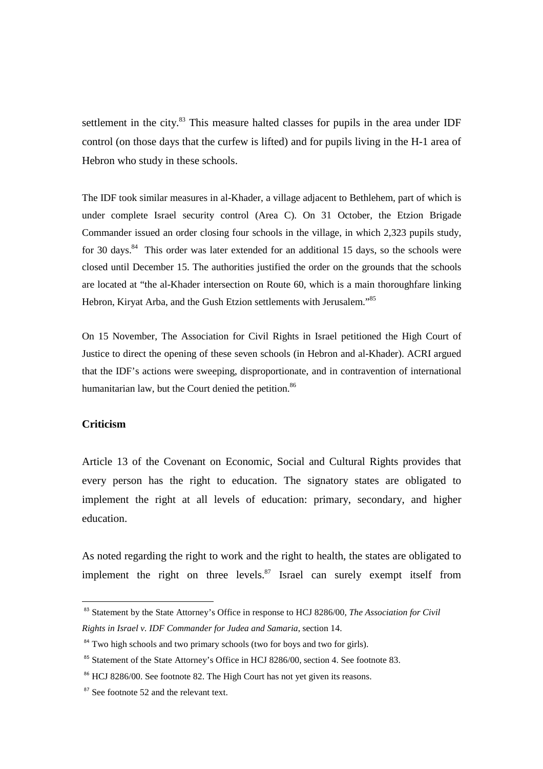settlement in the city.[83] This measure halted classes for pupils in the area under IDF control (on those days that the curfew is lifted) and for pupils living in the H-1 area of Hebron who study in these schools.

The IDF took similar measures in al-Khader, a village adjacent to Bethlehem, part of which is under complete Israel security control (Area C). On 31 October, the Etzion Brigade Commander issued an order closing four schools in the village, in which 2,323 pupils study, for 30 days.[84] This order was later extended for an additional 15 days, so the schools were closed until December 15. The authorities justified the order on the grounds that the schools are located at "the al-Khader intersection on Route 60, which is a main thoroughfare linking Hebron, Kiryat Arba, and the Gush Etzion settlements with Jerusalem."[85]

On 15 November, The Association for Civil Rights in Israel petitioned the High Court of Justice to direct the opening of these seven schools (in Hebron and al-Khader). ACRI argued that the IDF's actions were sweeping, disproportionate, and in contravention of international humanitarian law, but the Court denied the petition.[86]

**Criticism**

Article 13 of the Covenant on Economic, Social and Cultural Rights provides that every person has the right to education. The signatory states are obligated to implement the right at all levels of education: primary, secondary, and higher education.

As noted regarding the right to work and the right to health, the states are obligated to implement the right on three levels.[87] Israel can surely exempt itself from

---

[83] Statement by the State Attorney's Office in response to HCJ 8286/00, *The Association for Civil Rights in Israel v. IDF Commander for Judea and Samaria*, section 14.

[84] Two high schools and two primary schools (two for boys and two for girls).

[85] Statement of the State Attorney's Office in HCJ 8286/00, section 4. See footnote 83.

[86] HCJ 8286/00. See footnote 82. The High Court has not yet given its reasons.

[87] See footnote 52 and the relevant text.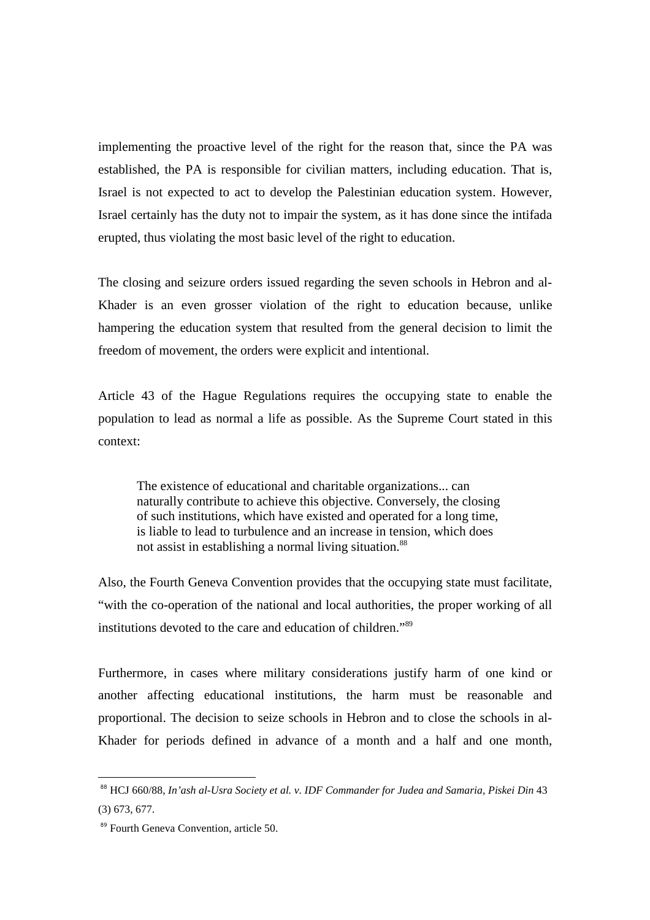implementing the proactive level of the right for the reason that, since the PA was established, the PA is responsible for civilian matters, including education. That is, Israel is not expected to act to develop the Palestinian education system. However, Israel certainly has the duty not to impair the system, as it has done since the intifada erupted, thus violating the most basic level of the right to education.

The closing and seizure orders issued regarding the seven schools in Hebron and al-Khader is an even grosser violation of the right to education because, unlike hampering the education system that resulted from the general decision to limit the freedom of movement, the orders were explicit and intentional.

Article 43 of the Hague Regulations requires the occupying state to enable the population to lead as normal a life as possible. As the Supreme Court stated in this context:

> The existence of educational and charitable organizations... can naturally contribute to achieve this objective. Conversely, the closing of such institutions, which have existed and operated for a long time, is liable to lead to turbulence and an increase in tension, which does not assist in establishing a normal living situation.[88]

Also, the Fourth Geneva Convention provides that the occupying state must facilitate, "with the co-operation of the national and local authorities, the proper working of all institutions devoted to the care and education of children."[89]

Furthermore, in cases where military considerations justify harm of one kind or another affecting educational institutions, the harm must be reasonable and proportional. The decision to seize schools in Hebron and to close the schools in al-Khader for periods defined in advance of a month and a half and one month,

---

[88] HCJ 660/88, *In'ash al-Usra Society et al. v. IDF Commander for Judea and Samaria, Piskei Din* 43 (3) 673, 677.

[89] Fourth Geneva Convention, article 50.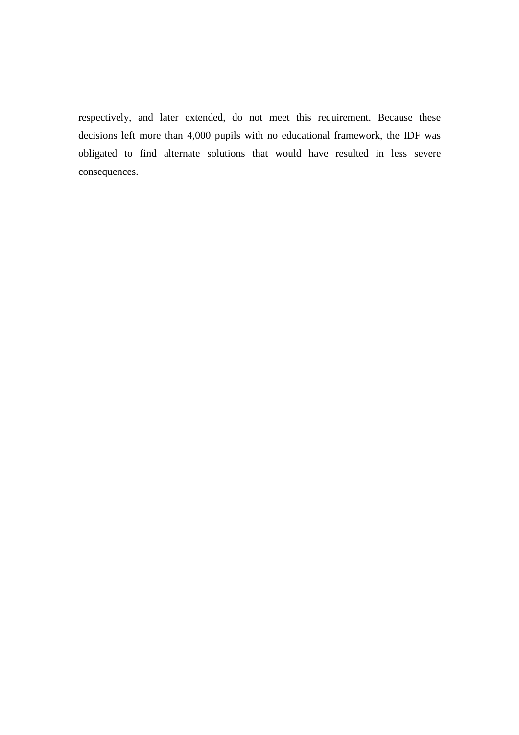respectively, and later extended, do not meet this requirement. Because these decisions left more than 4,000 pupils with no educational framework, the IDF was obligated to find alternate solutions that would have resulted in less severe consequences.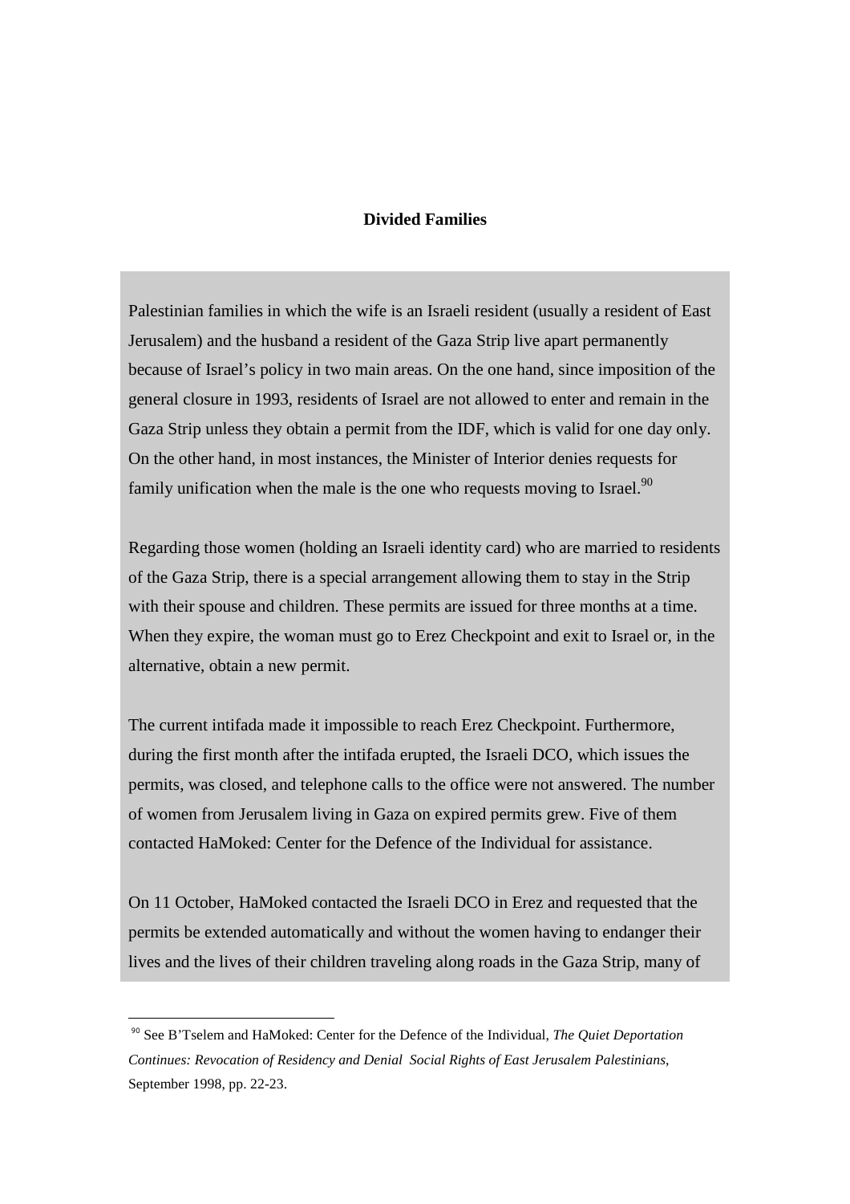**Divided Families**

Palestinian families in which the wife is an Israeli resident (usually a resident of East Jerusalem) and the husband a resident of the Gaza Strip live apart permanently because of Israel's policy in two main areas. On the one hand, since imposition of the general closure in 1993, residents of Israel are not allowed to enter and remain in the Gaza Strip unless they obtain a permit from the IDF, which is valid for one day only. On the other hand, in most instances, the Minister of Interior denies requests for family unification when the male is the one who requests moving to Israel.[90]

Regarding those women (holding an Israeli identity card) who are married to residents of the Gaza Strip, there is a special arrangement allowing them to stay in the Strip with their spouse and children. These permits are issued for three months at a time. When they expire, the woman must go to Erez Checkpoint and exit to Israel or, in the alternative, obtain a new permit.

The current intifada made it impossible to reach Erez Checkpoint. Furthermore, during the first month after the intifada erupted, the Israeli DCO, which issues the permits, was closed, and telephone calls to the office were not answered. The number of women from Jerusalem living in Gaza on expired permits grew. Five of them contacted HaMoked: Center for the Defence of the Individual for assistance.

On 11 October, HaMoked contacted the Israeli DCO in Erez and requested that the permits be extended automatically and without the women having to endanger their lives and the lives of their children traveling along roads in the Gaza Strip, many of

---

[90] See B'Tselem and HaMoked: Center for the Defence of the Individual, *The Quiet Deportation Continues: Revocation of Residency and Denial Social Rights of East Jerusalem Palestinians*, September 1998, pp. 22-23.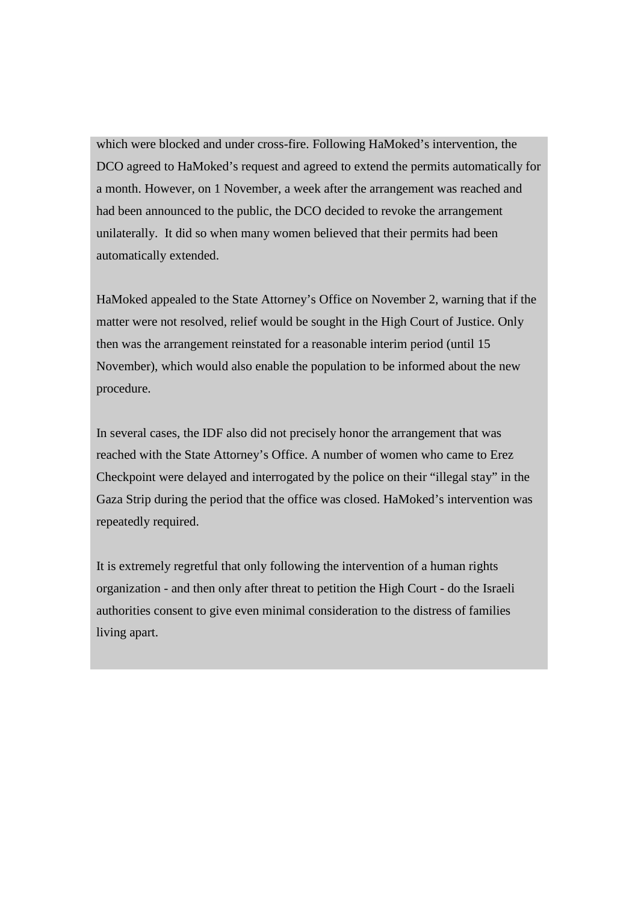which were blocked and under cross-fire. Following HaMoked's intervention, the DCO agreed to HaMoked's request and agreed to extend the permits automatically for a month. However, on 1 November, a week after the arrangement was reached and had been announced to the public, the DCO decided to revoke the arrangement unilaterally. It did so when many women believed that their permits had been automatically extended.

HaMoked appealed to the State Attorney's Office on November 2, warning that if the matter were not resolved, relief would be sought in the High Court of Justice. Only then was the arrangement reinstated for a reasonable interim period (until 15 November), which would also enable the population to be informed about the new procedure.

In several cases, the IDF also did not precisely honor the arrangement that was reached with the State Attorney's Office. A number of women who came to Erez Checkpoint were delayed and interrogated by the police on their "illegal stay" in the Gaza Strip during the period that the office was closed. HaMoked's intervention was repeatedly required.

It is extremely regretful that only following the intervention of a human rights organization - and then only after threat to petition the High Court - do the Israeli authorities consent to give even minimal consideration to the distress of families living apart.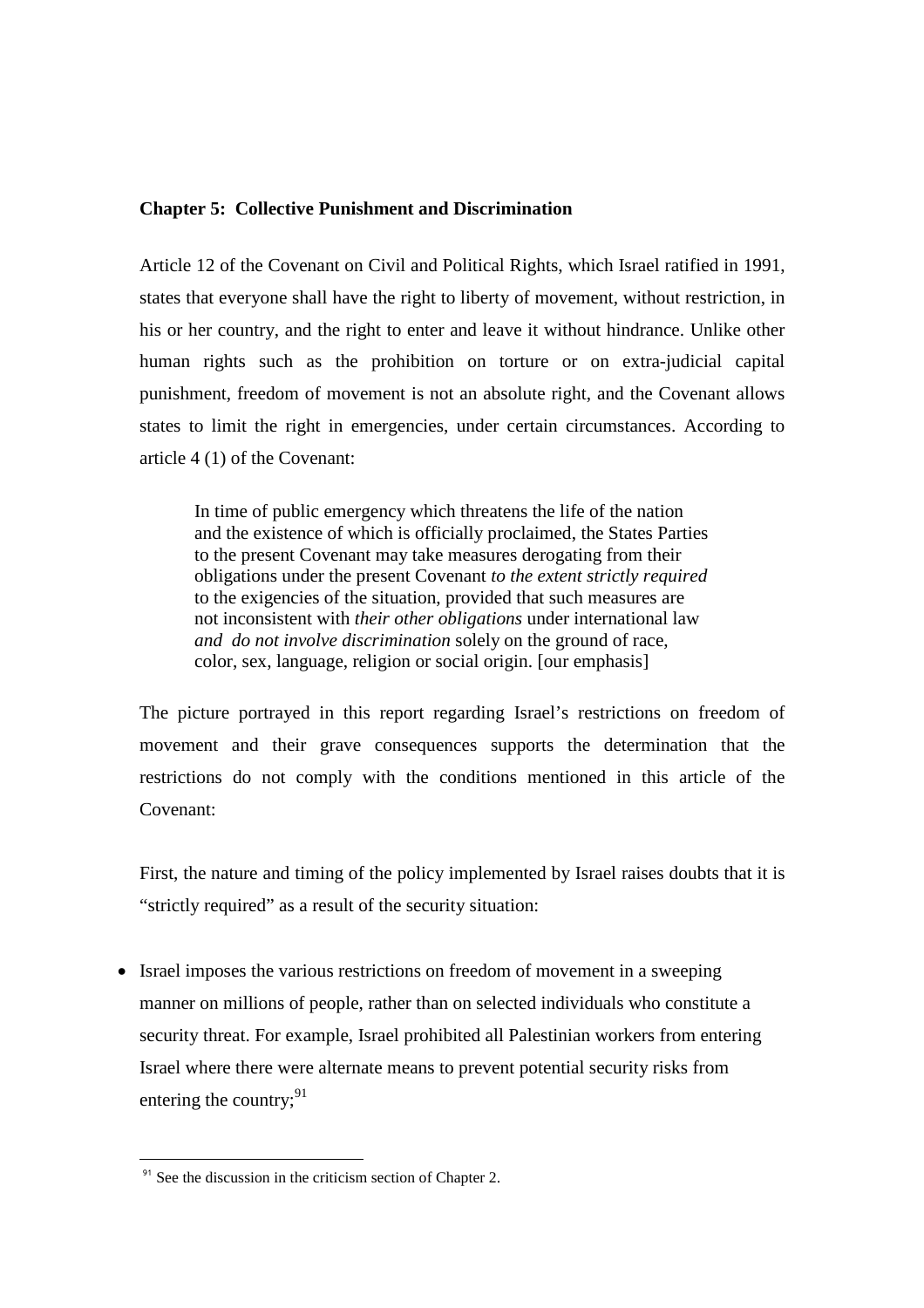## Chapter 5: Collective Punishment and Discrimination

Article 12 of the Covenant on Civil and Political Rights, which Israel ratified in 1991, states that everyone shall have the right to liberty of movement, without restriction, in his or her country, and the right to enter and leave it without hindrance. Unlike other human rights such as the prohibition on torture or on extra-judicial capital punishment, freedom of movement is not an absolute right, and the Covenant allows states to limit the right in emergencies, under certain circumstances. According to article 4 (1) of the Covenant:

> In time of public emergency which threatens the life of the nation and the existence of which is officially proclaimed, the States Parties to the present Covenant may take measures derogating from their obligations under the present Covenant *to the extent strictly required* to the exigencies of the situation, provided that such measures are not inconsistent with *their other obligations* under international law *and do not involve discrimination* solely on the ground of race, color, sex, language, religion or social origin. [our emphasis]

The picture portrayed in this report regarding Israel's restrictions on freedom of movement and their grave consequences supports the determination that the restrictions do not comply with the conditions mentioned in this article of the Covenant:

First, the nature and timing of the policy implemented by Israel raises doubts that it is "strictly required" as a result of the security situation:

- Israel imposes the various restrictions on freedom of movement in a sweeping manner on millions of people, rather than on selected individuals who constitute a security threat. For example, Israel prohibited all Palestinian workers from entering Israel where there were alternate means to prevent potential security risks from entering the country;[91]

[91] See the discussion in the criticism section of Chapter 2.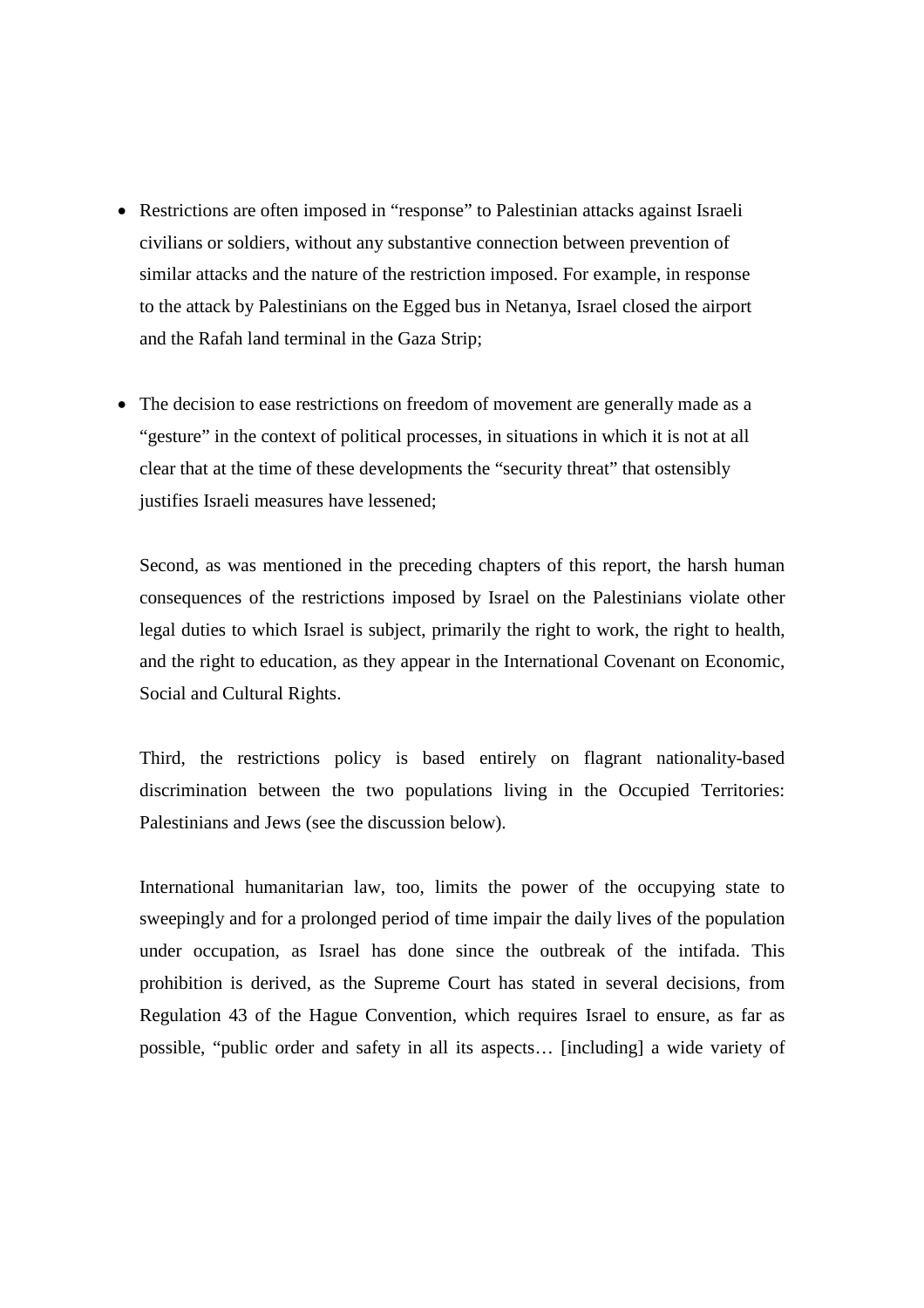- Restrictions are often imposed in "response" to Palestinian attacks against Israeli civilians or soldiers, without any substantive connection between prevention of similar attacks and the nature of the restriction imposed. For example, in response to the attack by Palestinians on the Egged bus in Netanya, Israel closed the airport and the Rafah land terminal in the Gaza Strip;

- The decision to ease restrictions on freedom of movement are generally made as a "gesture" in the context of political processes, in situations in which it is not at all clear that at the time of these developments the "security threat" that ostensibly justifies Israeli measures have lessened;

Second, as was mentioned in the preceding chapters of this report, the harsh human consequences of the restrictions imposed by Israel on the Palestinians violate other legal duties to which Israel is subject, primarily the right to work, the right to health, and the right to education, as they appear in the International Covenant on Economic, Social and Cultural Rights.

Third, the restrictions policy is based entirely on flagrant nationality-based discrimination between the two populations living in the Occupied Territories: Palestinians and Jews (see the discussion below).

International humanitarian law, too, limits the power of the occupying state to sweepingly and for a prolonged period of time impair the daily lives of the population under occupation, as Israel has done since the outbreak of the intifada. This prohibition is derived, as the Supreme Court has stated in several decisions, from Regulation 43 of the Hague Convention, which requires Israel to ensure, as far as possible, "public order and safety in all its aspects… [including] a wide variety of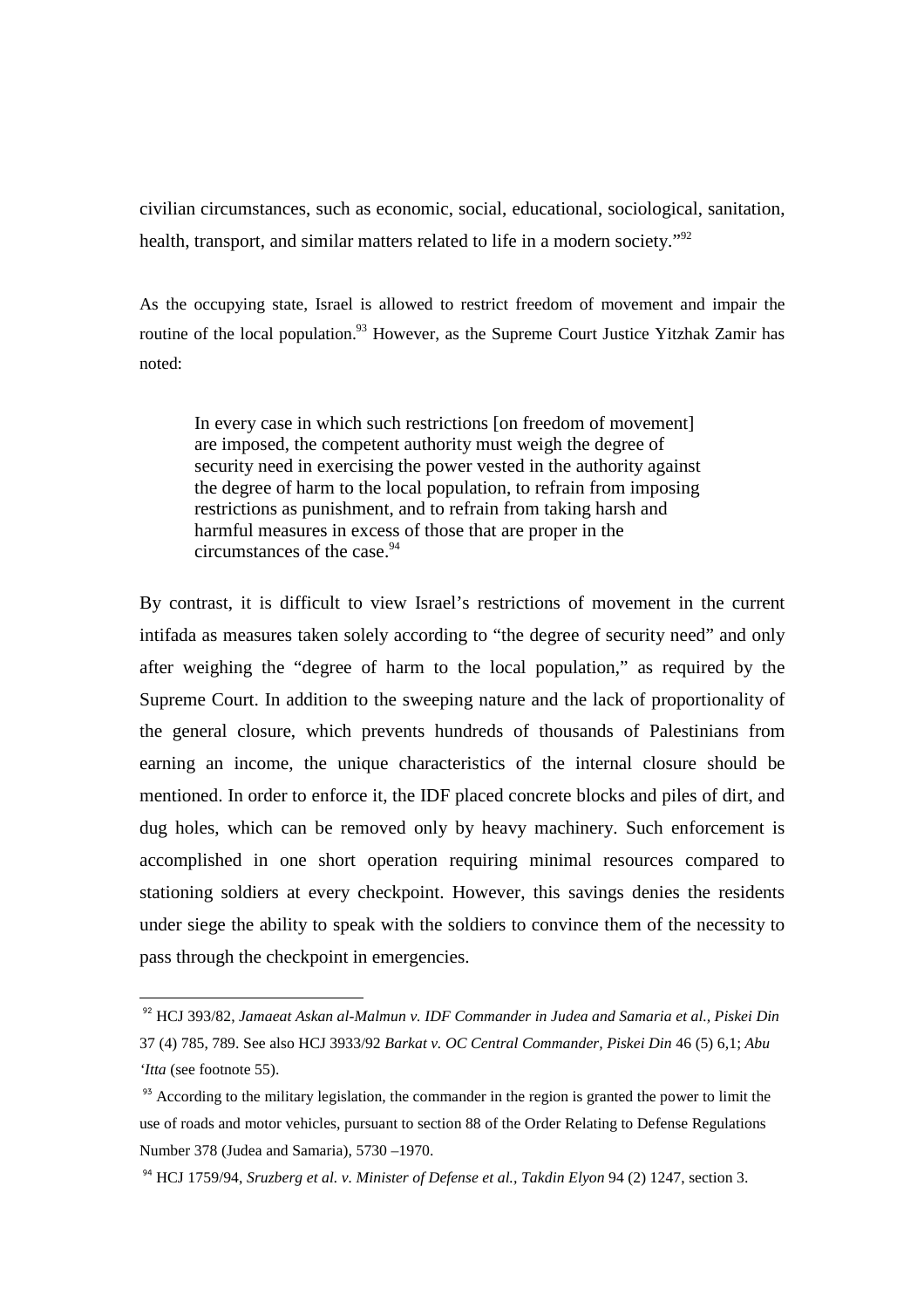civilian circumstances, such as economic, social, educational, sociological, sanitation, health, transport, and similar matters related to life in a modern society."[92]

As the occupying state, Israel is allowed to restrict freedom of movement and impair the routine of the local population.[93] However, as the Supreme Court Justice Yitzhak Zamir has noted:

> In every case in which such restrictions [on freedom of movement] are imposed, the competent authority must weigh the degree of security need in exercising the power vested in the authority against the degree of harm to the local population, to refrain from imposing restrictions as punishment, and to refrain from taking harsh and harmful measures in excess of those that are proper in the circumstances of the case.[94]

By contrast, it is difficult to view Israel's restrictions of movement in the current intifada as measures taken solely according to "the degree of security need" and only after weighing the "degree of harm to the local population," as required by the Supreme Court. In addition to the sweeping nature and the lack of proportionality of the general closure, which prevents hundreds of thousands of Palestinians from earning an income, the unique characteristics of the internal closure should be mentioned. In order to enforce it, the IDF placed concrete blocks and piles of dirt, and dug holes, which can be removed only by heavy machinery. Such enforcement is accomplished in one short operation requiring minimal resources compared to stationing soldiers at every checkpoint. However, this savings denies the residents under siege the ability to speak with the soldiers to convince them of the necessity to pass through the checkpoint in emergencies.

---

[92] HCJ 393/82, *Jamaeat Askan al-Malmun v. IDF Commander in Judea and Samaria et al., Piskei Din* 37 (4) 785, 789. See also HCJ 3933/92 *Barkat v. OC Central Commander, Piskei Din* 46 (5) 6,1; *Abu 'Itta* (see footnote 55).

[93] According to the military legislation, the commander in the region is granted the power to limit the use of roads and motor vehicles, pursuant to section 88 of the Order Relating to Defense Regulations Number 378 (Judea and Samaria), 5730 –1970.

[94] HCJ 1759/94, *Sruzberg et al. v. Minister of Defense et al., Takdin Elyon* 94 (2) 1247, section 3.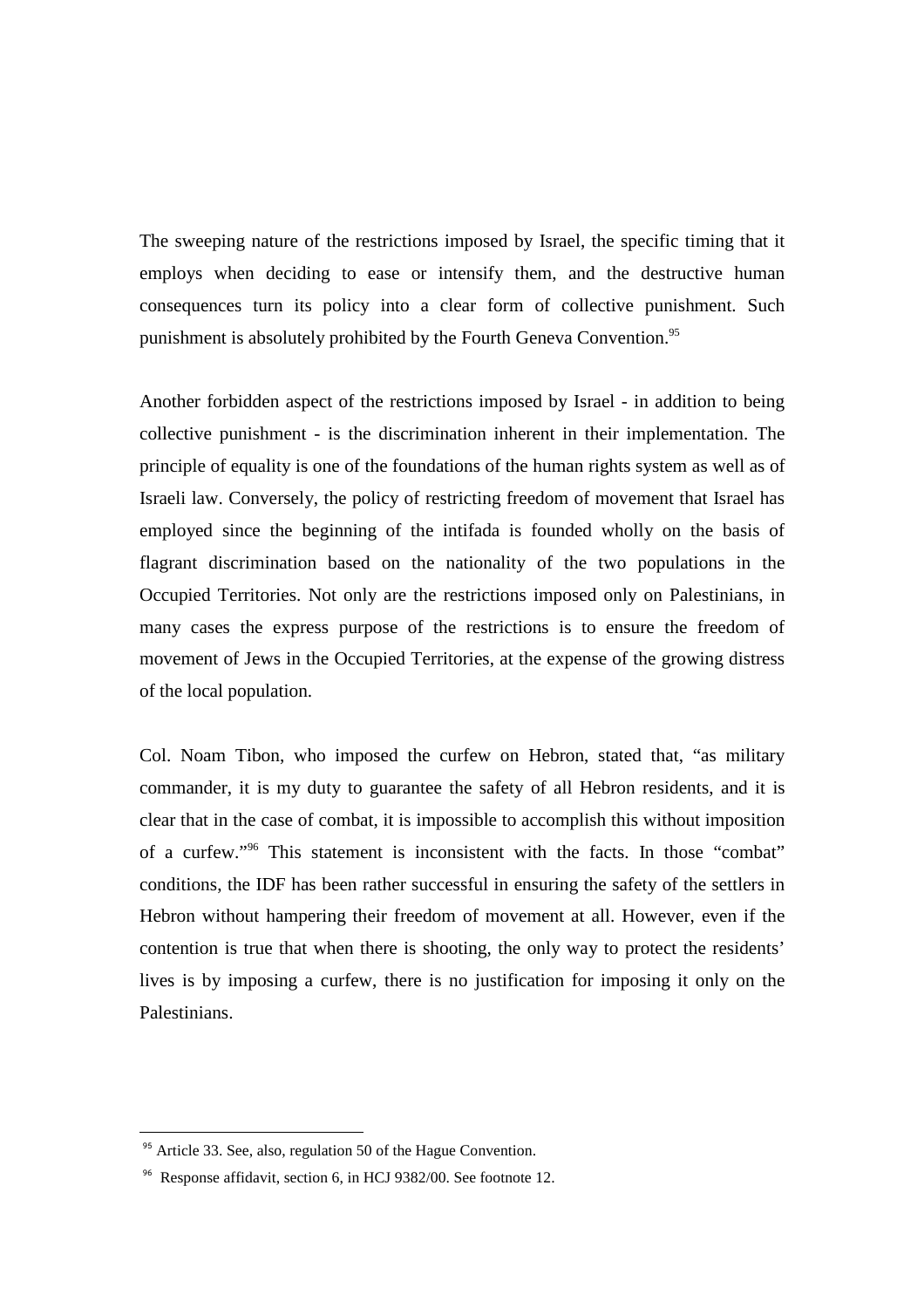The sweeping nature of the restrictions imposed by Israel, the specific timing that it employs when deciding to ease or intensify them, and the destructive human consequences turn its policy into a clear form of collective punishment. Such punishment is absolutely prohibited by the Fourth Geneva Convention.[95]

Another forbidden aspect of the restrictions imposed by Israel - in addition to being collective punishment - is the discrimination inherent in their implementation. The principle of equality is one of the foundations of the human rights system as well as of Israeli law. Conversely, the policy of restricting freedom of movement that Israel has employed since the beginning of the intifada is founded wholly on the basis of flagrant discrimination based on the nationality of the two populations in the Occupied Territories. Not only are the restrictions imposed only on Palestinians, in many cases the express purpose of the restrictions is to ensure the freedom of movement of Jews in the Occupied Territories, at the expense of the growing distress of the local population.

Col. Noam Tibon, who imposed the curfew on Hebron, stated that, "as military commander, it is my duty to guarantee the safety of all Hebron residents, and it is clear that in the case of combat, it is impossible to accomplish this without imposition of a curfew."[96] This statement is inconsistent with the facts. In those "combat" conditions, the IDF has been rather successful in ensuring the safety of the settlers in Hebron without hampering their freedom of movement at all. However, even if the contention is true that when there is shooting, the only way to protect the residents' lives is by imposing a curfew, there is no justification for imposing it only on the Palestinians.

---

[95] Article 33. See, also, regulation 50 of the Hague Convention.

[96] Response affidavit, section 6, in HCJ 9382/00. See footnote 12.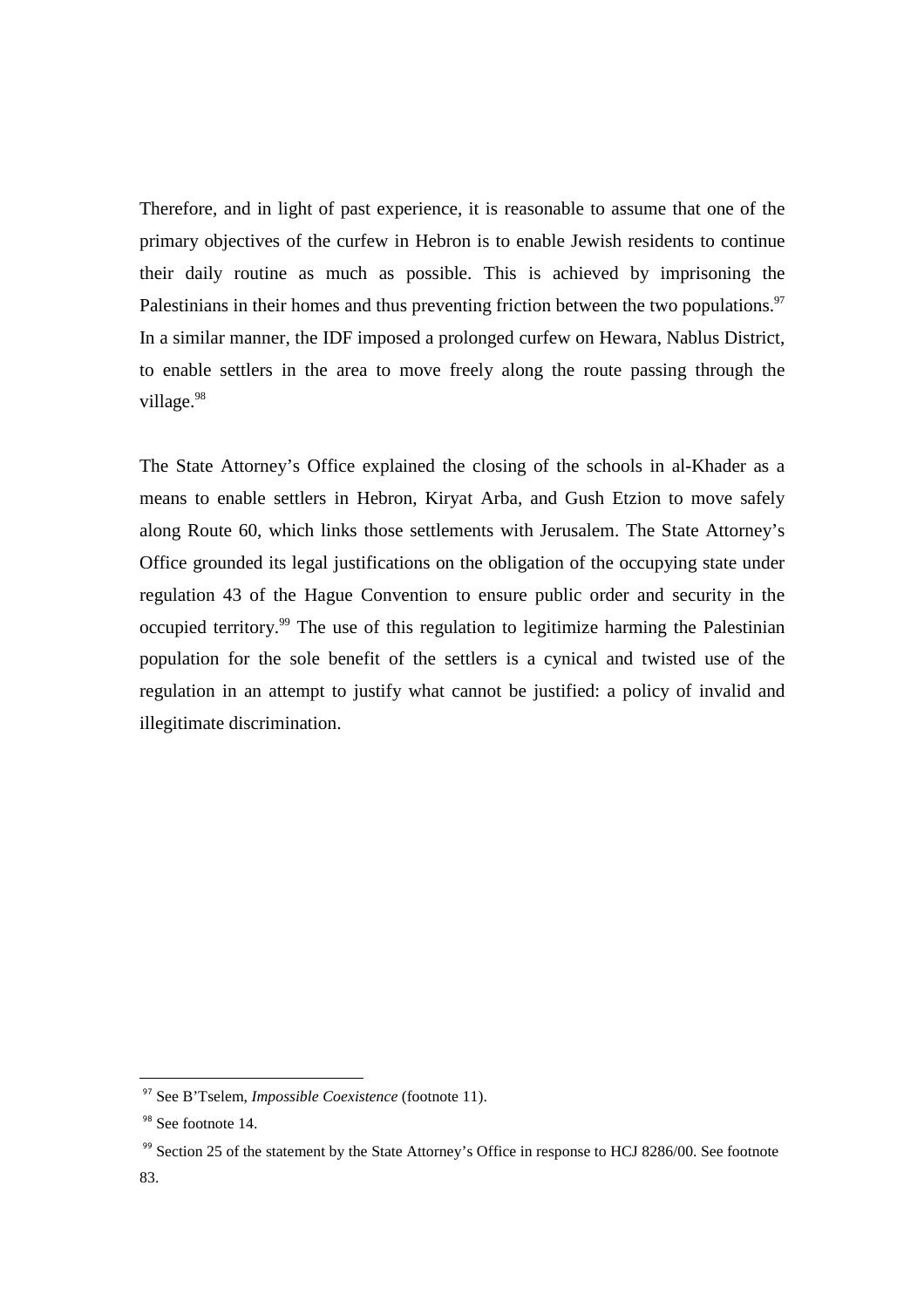Therefore, and in light of past experience, it is reasonable to assume that one of the primary objectives of the curfew in Hebron is to enable Jewish residents to continue their daily routine as much as possible. This is achieved by imprisoning the Palestinians in their homes and thus preventing friction between the two populations.[97] In a similar manner, the IDF imposed a prolonged curfew on Hewara, Nablus District, to enable settlers in the area to move freely along the route passing through the village.[98]

The State Attorney's Office explained the closing of the schools in al-Khader as a means to enable settlers in Hebron, Kiryat Arba, and Gush Etzion to move safely along Route 60, which links those settlements with Jerusalem. The State Attorney's Office grounded its legal justifications on the obligation of the occupying state under regulation 43 of the Hague Convention to ensure public order and security in the occupied territory.[99] The use of this regulation to legitimize harming the Palestinian population for the sole benefit of the settlers is a cynical and twisted use of the regulation in an attempt to justify what cannot be justified: a policy of invalid and illegitimate discrimination.

---

[97] See B'Tselem, *Impossible Coexistence* (footnote 11).

[98] See footnote 14.

[99] Section 25 of the statement by the State Attorney's Office in response to HCJ 8286/00. See footnote 83.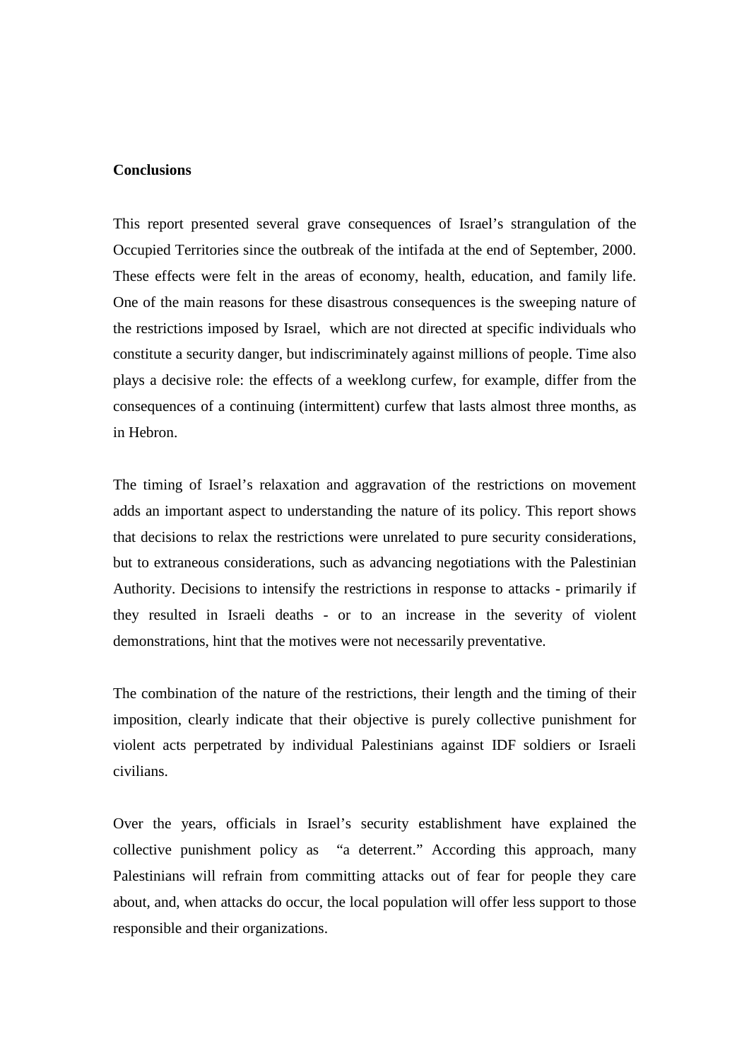**Conclusions**

This report presented several grave consequences of Israel's strangulation of the Occupied Territories since the outbreak of the intifada at the end of September, 2000. These effects were felt in the areas of economy, health, education, and family life. One of the main reasons for these disastrous consequences is the sweeping nature of the restrictions imposed by Israel, which are not directed at specific individuals who constitute a security danger, but indiscriminately against millions of people. Time also plays a decisive role: the effects of a weeklong curfew, for example, differ from the consequences of a continuing (intermittent) curfew that lasts almost three months, as in Hebron.

The timing of Israel's relaxation and aggravation of the restrictions on movement adds an important aspect to understanding the nature of its policy. This report shows that decisions to relax the restrictions were unrelated to pure security considerations, but to extraneous considerations, such as advancing negotiations with the Palestinian Authority. Decisions to intensify the restrictions in response to attacks - primarily if they resulted in Israeli deaths - or to an increase in the severity of violent demonstrations, hint that the motives were not necessarily preventative.

The combination of the nature of the restrictions, their length and the timing of their imposition, clearly indicate that their objective is purely collective punishment for violent acts perpetrated by individual Palestinians against IDF soldiers or Israeli civilians.

Over the years, officials in Israel's security establishment have explained the collective punishment policy as "a deterrent." According this approach, many Palestinians will refrain from committing attacks out of fear for people they care about, and, when attacks do occur, the local population will offer less support to those responsible and their organizations.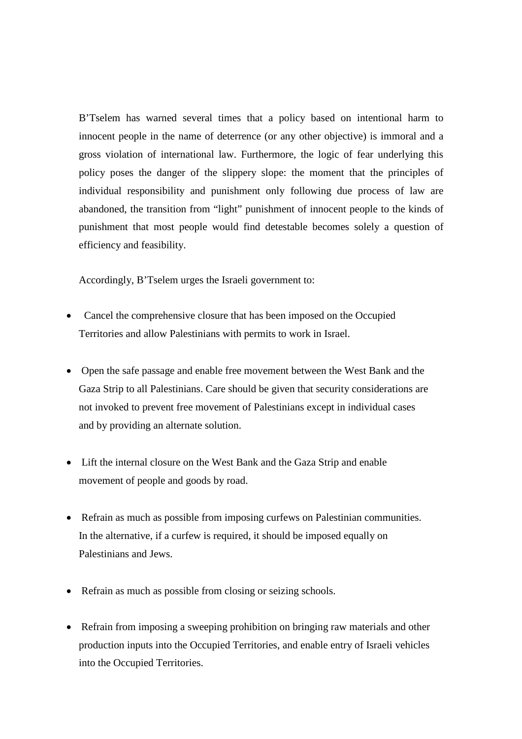B'Tselem has warned several times that a policy based on intentional harm to innocent people in the name of deterrence (or any other objective) is immoral and a gross violation of international law. Furthermore, the logic of fear underlying this policy poses the danger of the slippery slope: the moment that the principles of individual responsibility and punishment only following due process of law are abandoned, the transition from "light" punishment of innocent people to the kinds of punishment that most people would find detestable becomes solely a question of efficiency and feasibility.

Accordingly, B'Tselem urges the Israeli government to:

- Cancel the comprehensive closure that has been imposed on the Occupied Territories and allow Palestinians with permits to work in Israel.

- Open the safe passage and enable free movement between the West Bank and the Gaza Strip to all Palestinians. Care should be given that security considerations are not invoked to prevent free movement of Palestinians except in individual cases and by providing an alternate solution.

- Lift the internal closure on the West Bank and the Gaza Strip and enable movement of people and goods by road.

- Refrain as much as possible from imposing curfews on Palestinian communities. In the alternative, if a curfew is required, it should be imposed equally on Palestinians and Jews.

- Refrain as much as possible from closing or seizing schools.

- Refrain from imposing a sweeping prohibition on bringing raw materials and other production inputs into the Occupied Territories, and enable entry of Israeli vehicles into the Occupied Territories.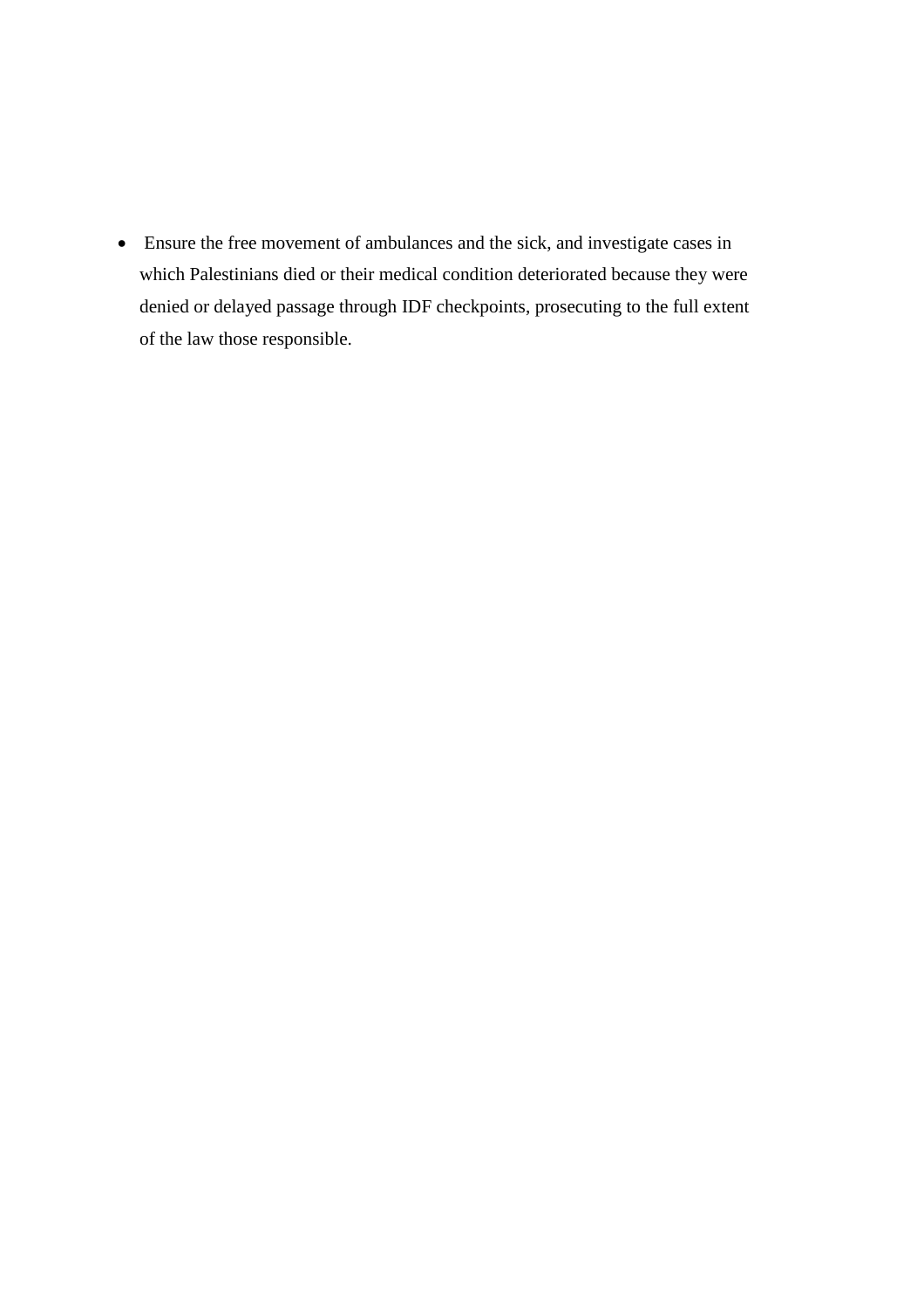- Ensure the free movement of ambulances and the sick, and investigate cases in which Palestinians died or their medical condition deteriorated because they were denied or delayed passage through IDF checkpoints, prosecuting to the full extent of the law those responsible.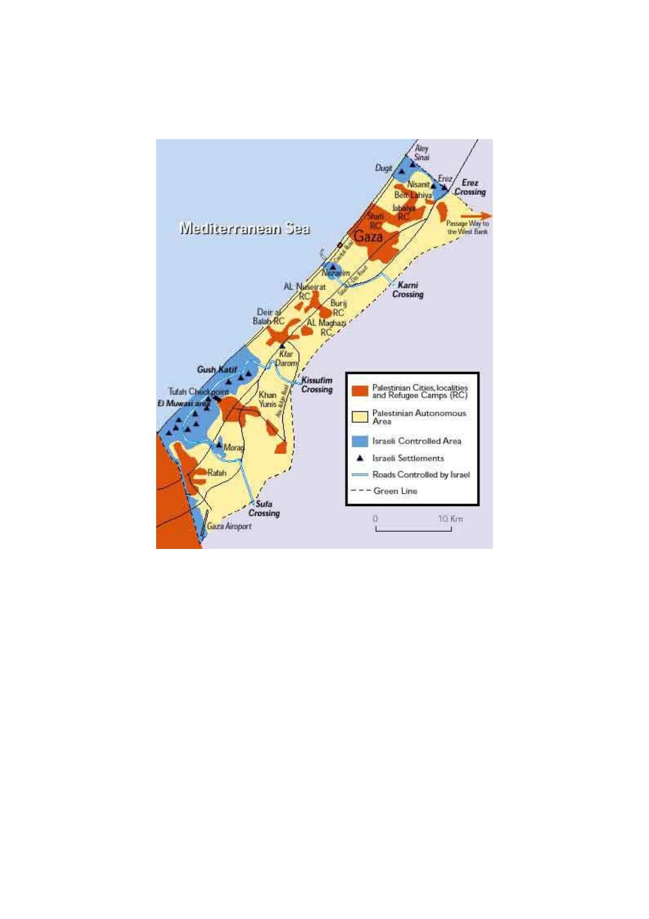Mediterranean Sea

Aley Sinai
Dugit
Nisanit
Erez
**Erez Crossing**
Beit Lahiya
Jabalya RC
Shati RC
**Gaza**
Passage Way to the West Bank
Netzarim
**Karni Crossing**
AL Nuseirat RC
Burij RC
Deir al Balah RC
AL Maghazi RC
Kfar Darom
**Gush Katif**
**Kissufim Crossing**
Tufah Checkpoint
**El Muwasi area**
Khan Yunis
Morag
Rafah
**Sufa Crossing**
Gaza Airoport

| Legend |
| --- |
| Palestinian Cities, localities and Refugee Camps (RC) |
| Palestinian Autonomous Area |
| Israeli Controlled Area |
| Israeli Settlements |
| Roads Controlled by Israel |
| Green Line |

0 10 Km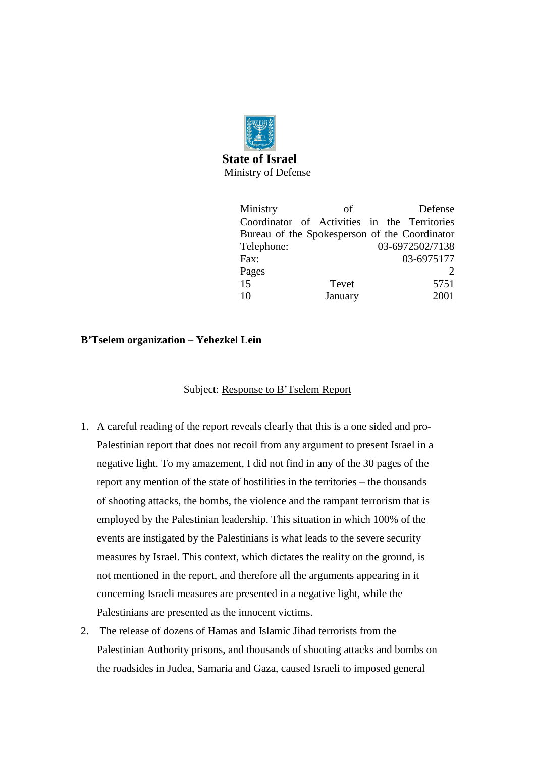**State of Israel**
Ministry of Defense

Ministry of Defense
Coordinator of Activities in the Territories
Bureau of the Spokesperson of the Coordinator
Telephone: 03-6972502/7138
Fax: 03-6975177
Pages 2
15 Tevet 5751
10 January 2001

**B'Tselem organization – Yehezkel Lein**

Subject: Response to B'Tselem Report

1. A careful reading of the report reveals clearly that this is a one sided and pro-Palestinian report that does not recoil from any argument to present Israel in a negative light. To my amazement, I did not find in any of the 30 pages of the report any mention of the state of hostilities in the territories – the thousands of shooting attacks, the bombs, the violence and the rampant terrorism that is employed by the Palestinian leadership. This situation in which 100% of the events are instigated by the Palestinians is what leads to the severe security measures by Israel. This context, which dictates the reality on the ground, is not mentioned in the report, and therefore all the arguments appearing in it concerning Israeli measures are presented in a negative light, while the Palestinians are presented as the innocent victims.
2. The release of dozens of Hamas and Islamic Jihad terrorists from the Palestinian Authority prisons, and thousands of shooting attacks and bombs on the roadsides in Judea, Samaria and Gaza, caused Israeli to imposed general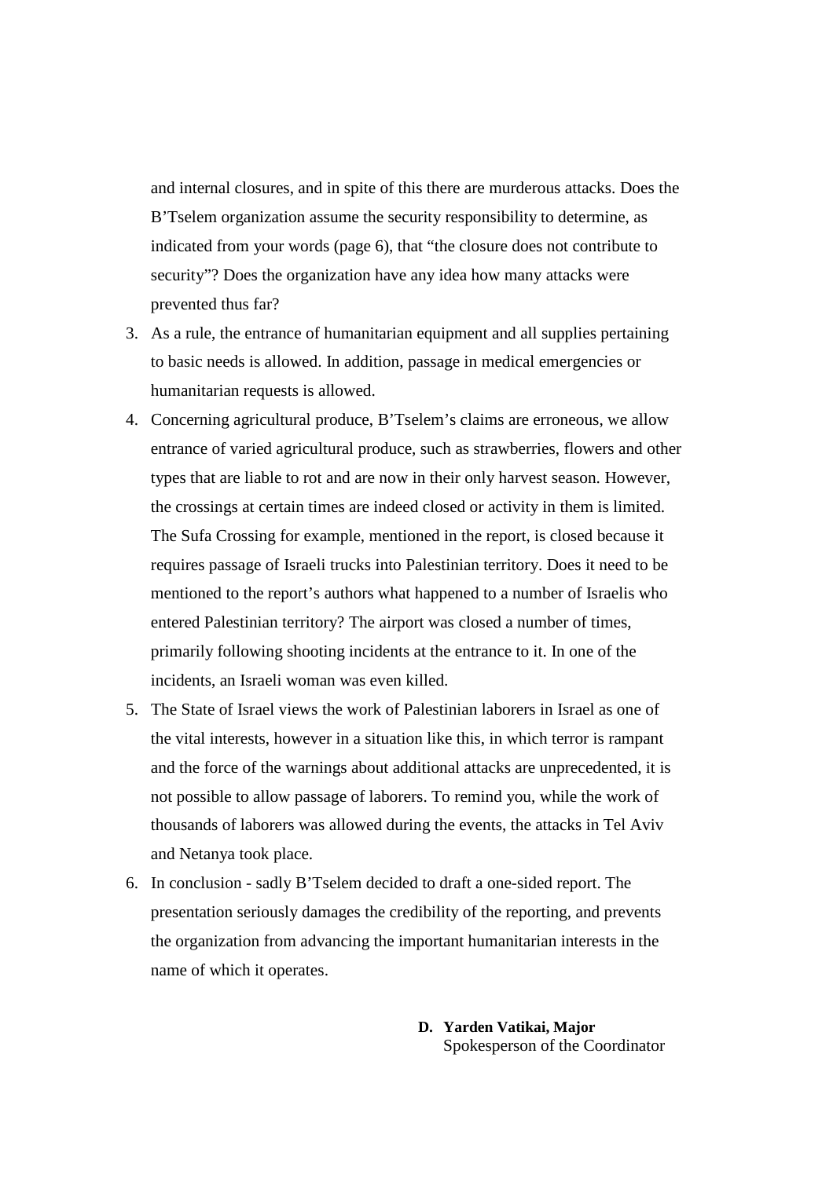and internal closures, and in spite of this there are murderous attacks. Does the B'Tselem organization assume the security responsibility to determine, as indicated from your words (page 6), that "the closure does not contribute to security"? Does the organization have any idea how many attacks were prevented thus far?

3. As a rule, the entrance of humanitarian equipment and all supplies pertaining to basic needs is allowed. In addition, passage in medical emergencies or humanitarian requests is allowed.
4. Concerning agricultural produce, B'Tselem's claims are erroneous, we allow entrance of varied agricultural produce, such as strawberries, flowers and other types that are liable to rot and are now in their only harvest season. However, the crossings at certain times are indeed closed or activity in them is limited. The Sufa Crossing for example, mentioned in the report, is closed because it requires passage of Israeli trucks into Palestinian territory. Does it need to be mentioned to the report's authors what happened to a number of Israelis who entered Palestinian territory? The airport was closed a number of times, primarily following shooting incidents at the entrance to it. In one of the incidents, an Israeli woman was even killed.
5. The State of Israel views the work of Palestinian laborers in Israel as one of the vital interests, however in a situation like this, in which terror is rampant and the force of the warnings about additional attacks are unprecedented, it is not possible to allow passage of laborers. To remind you, while the work of thousands of laborers was allowed during the events, the attacks in Tel Aviv and Netanya took place.
6. In conclusion - sadly B'Tselem decided to draft a one-sided report. The presentation seriously damages the credibility of the reporting, and prevents the organization from advancing the important humanitarian interests in the name of which it operates.

**D. Yarden Vatikai, Major**
Spokesperson of the Coordinator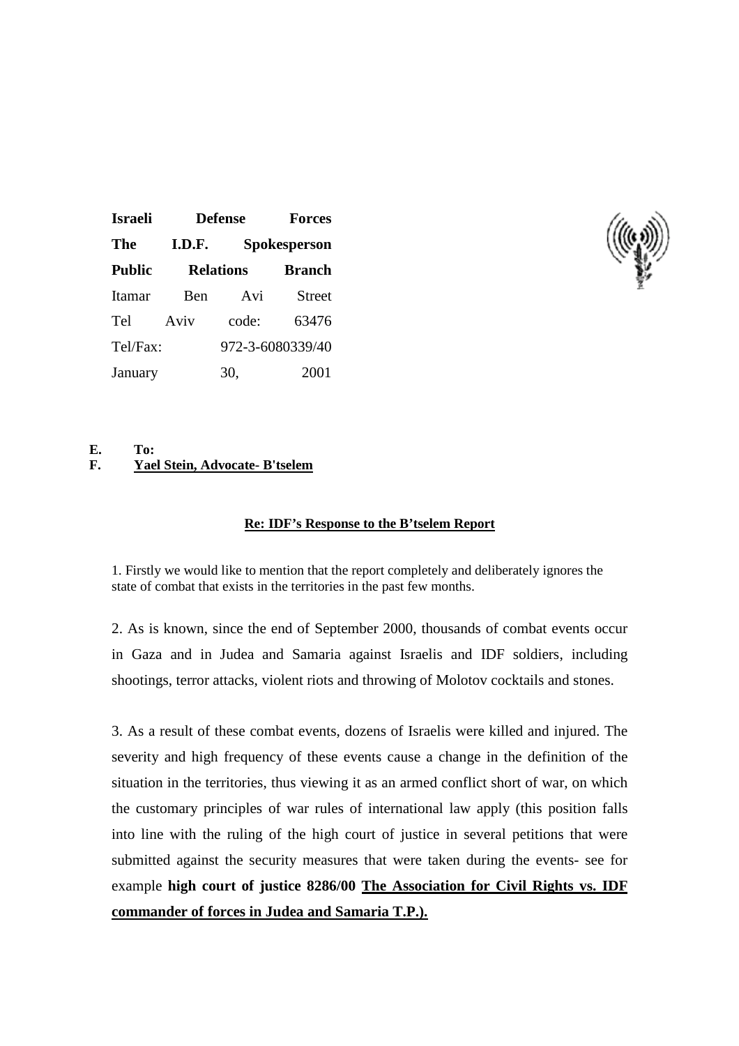**Israeli Defense Forces**
**The I.D.F. Spokesperson**
**Public Relations Branch**
Itamar Ben Avi Street
Tel Aviv code: 63476
Tel/Fax: 972-3-6080339/40
January 30, 2001

E. **To:**
F. **Yael Stein, Advocate- B'tselem**

**Re: IDF's Response to the B'tselem Report**

1. Firstly we would like to mention that the report completely and deliberately ignores the state of combat that exists in the territories in the past few months.

2. As is known, since the end of September 2000, thousands of combat events occur in Gaza and in Judea and Samaria against Israelis and IDF soldiers, including shootings, terror attacks, violent riots and throwing of Molotov cocktails and stones.

3. As a result of these combat events, dozens of Israelis were killed and injured. The severity and high frequency of these events cause a change in the definition of the situation in the territories, thus viewing it as an armed conflict short of war, on which the customary principles of war rules of international law apply (this position falls into line with the ruling of the high court of justice in several petitions that were submitted against the security measures that were taken during the events- see for example **high court of justice 8286/00 The Association for Civil Rights vs. IDF commander of forces in Judea and Samaria T.P.).**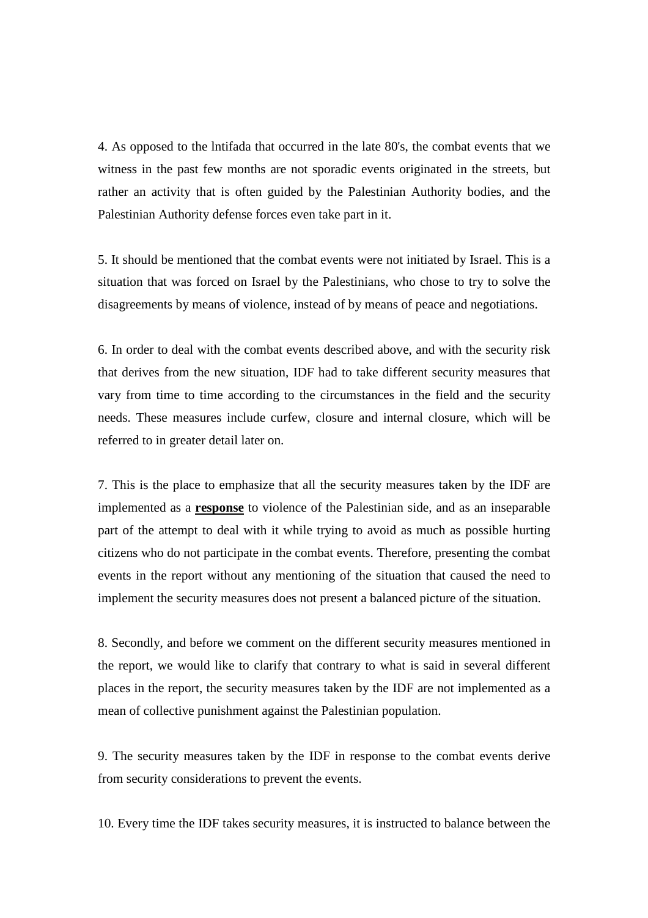4. As opposed to the lntifada that occurred in the late 80's, the combat events that we witness in the past few months are not sporadic events originated in the streets, but rather an activity that is often guided by the Palestinian Authority bodies, and the Palestinian Authority defense forces even take part in it.

5. It should be mentioned that the combat events were not initiated by Israel. This is a situation that was forced on Israel by the Palestinians, who chose to try to solve the disagreements by means of violence, instead of by means of peace and negotiations.

6. In order to deal with the combat events described above, and with the security risk that derives from the new situation, IDF had to take different security measures that vary from time to time according to the circumstances in the field and the security needs. These measures include curfew, closure and internal closure, which will be referred to in greater detail later on.

7. This is the place to emphasize that all the security measures taken by the IDF are implemented as a **response** to violence of the Palestinian side, and as an inseparable part of the attempt to deal with it while trying to avoid as much as possible hurting citizens who do not participate in the combat events. Therefore, presenting the combat events in the report without any mentioning of the situation that caused the need to implement the security measures does not present a balanced picture of the situation.

8. Secondly, and before we comment on the different security measures mentioned in the report, we would like to clarify that contrary to what is said in several different places in the report, the security measures taken by the IDF are not implemented as a mean of collective punishment against the Palestinian population.

9. The security measures taken by the IDF in response to the combat events derive from security considerations to prevent the events.

10. Every time the IDF takes security measures, it is instructed to balance between the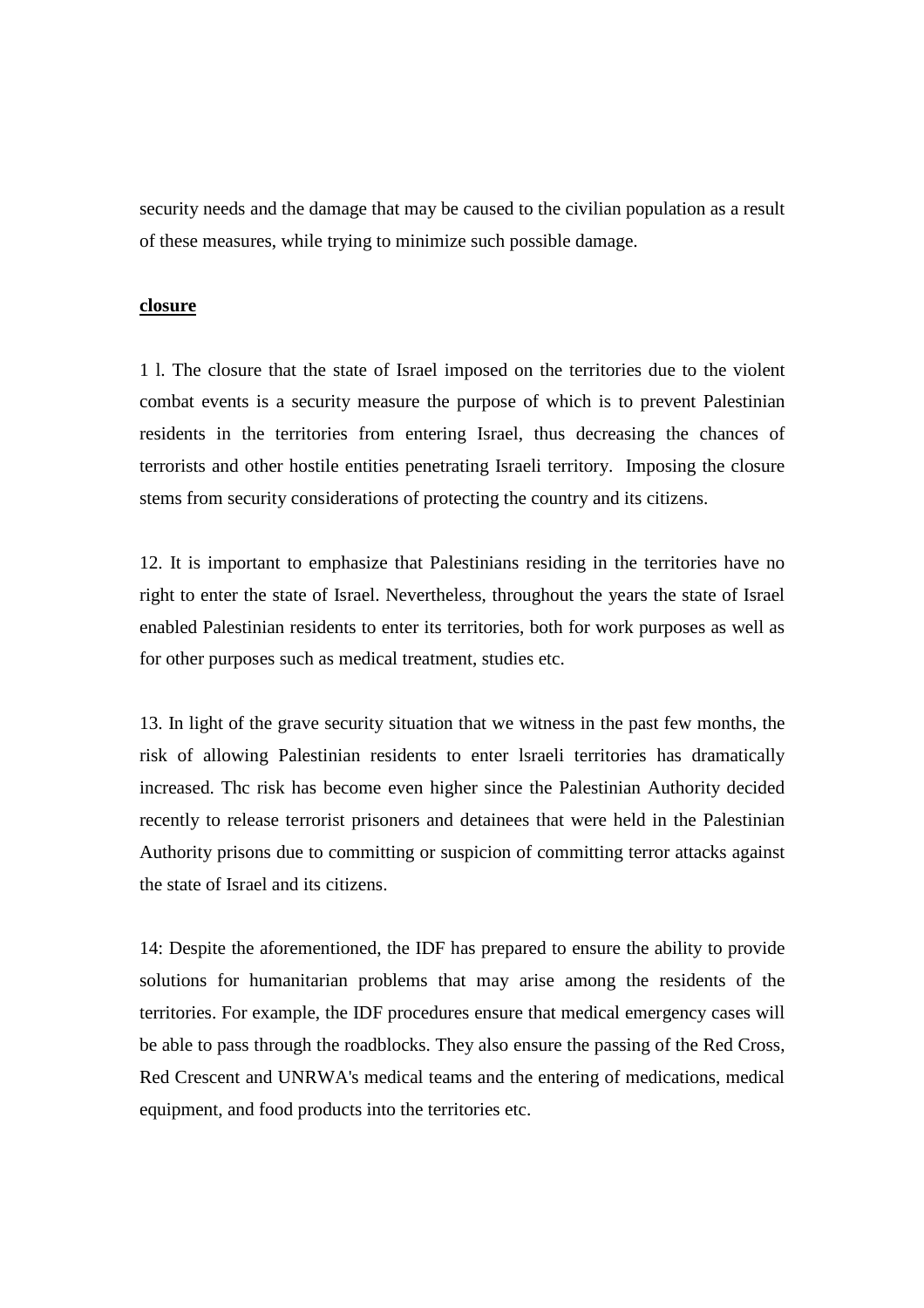security needs and the damage that may be caused to the civilian population as a result of these measures, while trying to minimize such possible damage.

**closure**

1 l. The closure that the state of Israel imposed on the territories due to the violent combat events is a security measure the purpose of which is to prevent Palestinian residents in the territories from entering Israel, thus decreasing the chances of terrorists and other hostile entities penetrating Israeli territory. Imposing the closure stems from security considerations of protecting the country and its citizens.

12. It is important to emphasize that Palestinians residing in the territories have no right to enter the state of Israel. Nevertheless, throughout the years the state of Israel enabled Palestinian residents to enter its territories, both for work purposes as well as for other purposes such as medical treatment, studies etc.

13. In light of the grave security situation that we witness in the past few months, the risk of allowing Palestinian residents to enter lsraeli territories has dramatically increased. Thc risk has become even higher since the Palestinian Authority decided recently to release terrorist prisoners and detainees that were held in the Palestinian Authority prisons due to committing or suspicion of committing terror attacks against the state of Israel and its citizens.

14: Despite the aforementioned, the IDF has prepared to ensure the ability to provide solutions for humanitarian problems that may arise among the residents of the territories. For example, the IDF procedures ensure that medical emergency cases will be able to pass through the roadblocks. They also ensure the passing of the Red Cross, Red Crescent and UNRWA's medical teams and the entering of medications, medical equipment, and food products into the territories etc.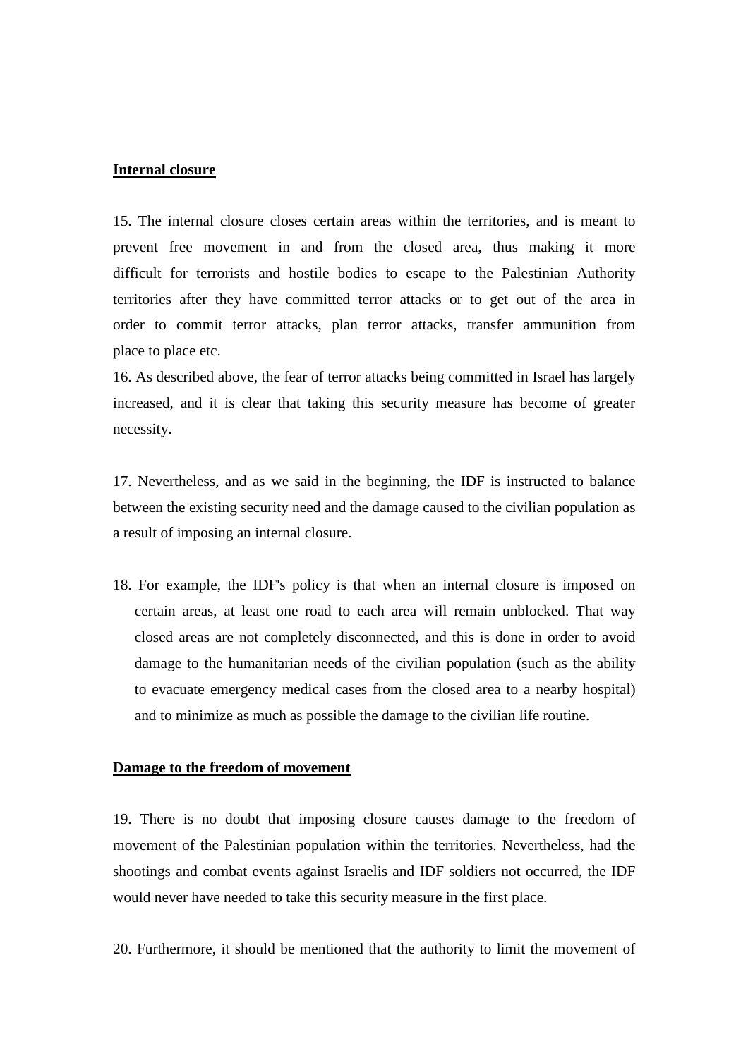**Internal closure**

15. The internal closure closes certain areas within the territories, and is meant to prevent free movement in and from the closed area, thus making it more difficult for terrorists and hostile bodies to escape to the Palestinian Authority territories after they have committed terror attacks or to get out of the area in order to commit terror attacks, plan terror attacks, transfer ammunition from place to place etc.

16. As described above, the fear of terror attacks being committed in Israel has largely increased, and it is clear that taking this security measure has become of greater necessity.

17. Nevertheless, and as we said in the beginning, the IDF is instructed to balance between the existing security need and the damage caused to the civilian population as a result of imposing an internal closure.

18. For example, the IDF's policy is that when an internal closure is imposed on certain areas, at least one road to each area will remain unblocked. That way closed areas are not completely disconnected, and this is done in order to avoid damage to the humanitarian needs of the civilian population (such as the ability to evacuate emergency medical cases from the closed area to a nearby hospital) and to minimize as much as possible the damage to the civilian life routine.

**Damage to the freedom of movement**

19. There is no doubt that imposing closure causes damage to the freedom of movement of the Palestinian population within the territories. Nevertheless, had the shootings and combat events against Israelis and IDF soldiers not occurred, the IDF would never have needed to take this security measure in the first place.

20. Furthermore, it should be mentioned that the authority to limit the movement of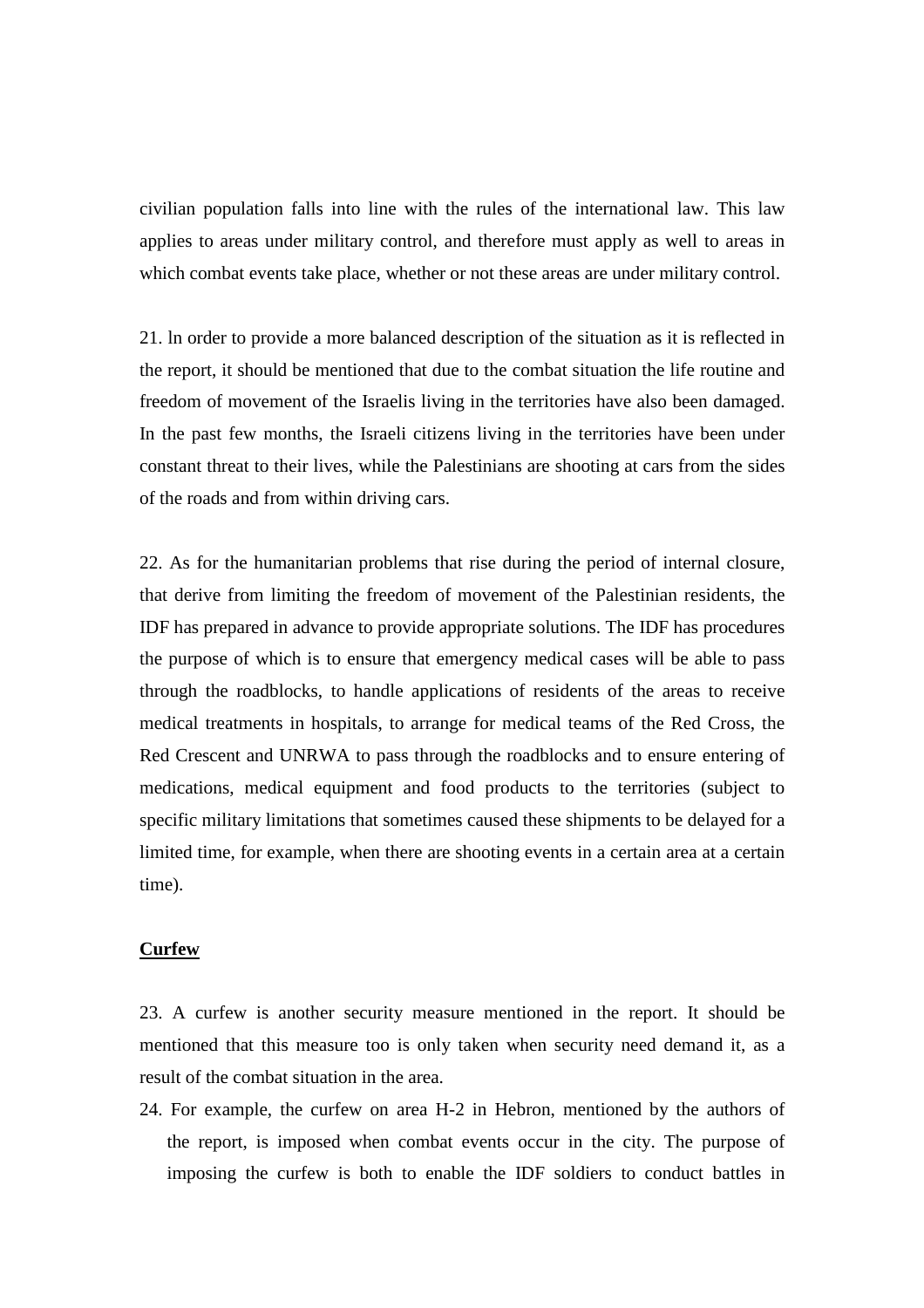civilian population falls into line with the rules of the international law. This law applies to areas under military control, and therefore must apply as well to areas in which combat events take place, whether or not these areas are under military control.

21. In order to provide a more balanced description of the situation as it is reflected in the report, it should be mentioned that due to the combat situation the life routine and freedom of movement of the Israelis living in the territories have also been damaged. In the past few months, the Israeli citizens living in the territories have been under constant threat to their lives, while the Palestinians are shooting at cars from the sides of the roads and from within driving cars.

22. As for the humanitarian problems that rise during the period of internal closure, that derive from limiting the freedom of movement of the Palestinian residents, the IDF has prepared in advance to provide appropriate solutions. The IDF has procedures the purpose of which is to ensure that emergency medical cases will be able to pass through the roadblocks, to handle applications of residents of the areas to receive medical treatments in hospitals, to arrange for medical teams of the Red Cross, the Red Crescent and UNRWA to pass through the roadblocks and to ensure entering of medications, medical equipment and food products to the territories (subject to specific military limitations that sometimes caused these shipments to be delayed for a limited time, for example, when there are shooting events in a certain area at a certain time).

**Curfew**

23. A curfew is another security measure mentioned in the report. It should be mentioned that this measure too is only taken when security need demand it, as a result of the combat situation in the area.

24. For example, the curfew on area H-2 in Hebron, mentioned by the authors of the report, is imposed when combat events occur in the city. The purpose of imposing the curfew is both to enable the IDF soldiers to conduct battles in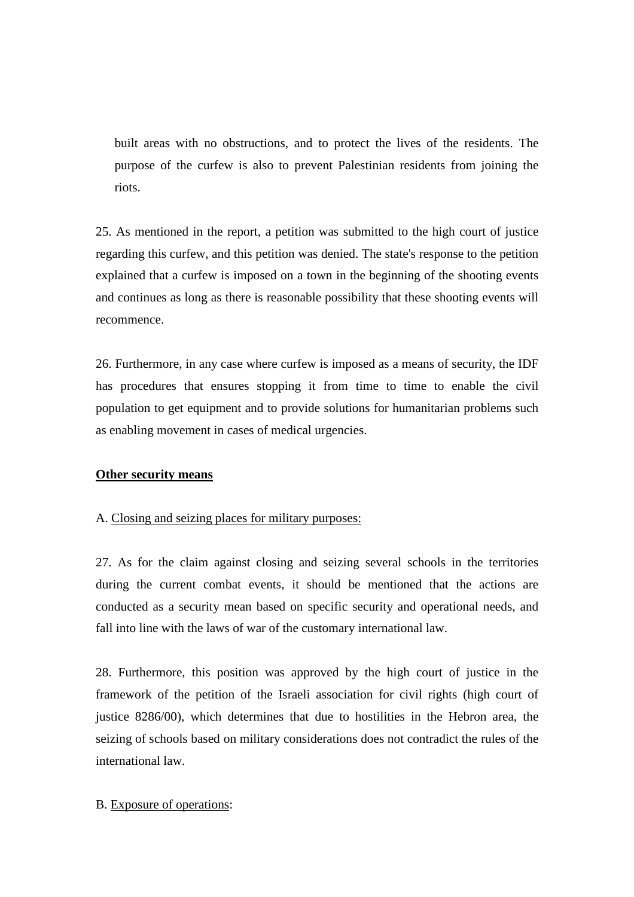built areas with no obstructions, and to protect the lives of the residents. The purpose of the curfew is also to prevent Palestinian residents from joining the riots.

25. As mentioned in the report, a petition was submitted to the high court of justice regarding this curfew, and this petition was denied. The state's response to the petition explained that a curfew is imposed on a town in the beginning of the shooting events and continues as long as there is reasonable possibility that these shooting events will recommence.

26. Furthermore, in any case where curfew is imposed as a means of security, the IDF has procedures that ensures stopping it from time to time to enable the civil population to get equipment and to provide solutions for humanitarian problems such as enabling movement in cases of medical urgencies.

<u>**Other security means**</u>

A. <u>Closing and seizing places for military purposes:</u>

27. As for the claim against closing and seizing several schools in the territories during the current combat events, it should be mentioned that the actions are conducted as a security mean based on specific security and operational needs, and fall into line with the laws of war of the customary international law.

28. Furthermore, this position was approved by the high court of justice in the framework of the petition of the Israeli association for civil rights (high court of justice 8286/00), which determines that due to hostilities in the Hebron area, the seizing of schools based on military considerations does not contradict the rules of the international law.

B. <u>Exposure of operations</u>: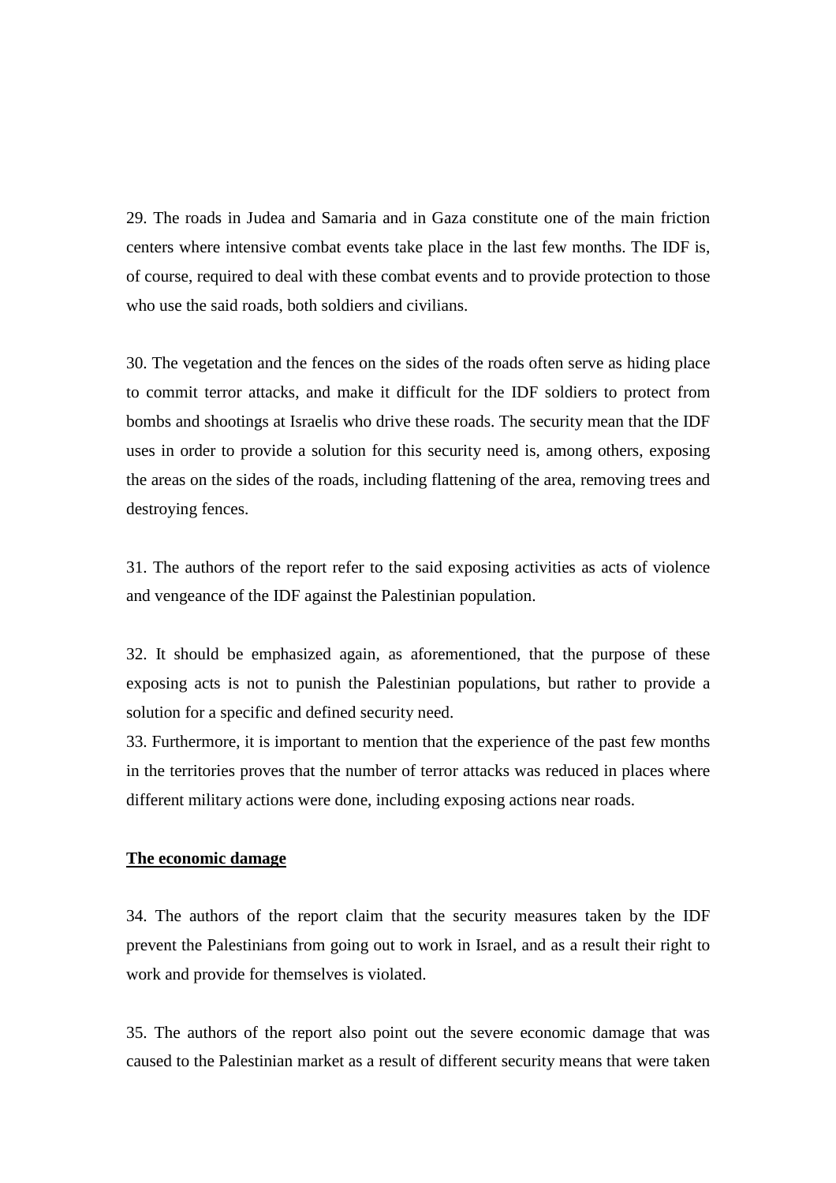29. The roads in Judea and Samaria and in Gaza constitute one of the main friction centers where intensive combat events take place in the last few months. The IDF is, of course, required to deal with these combat events and to provide protection to those who use the said roads, both soldiers and civilians.

30. The vegetation and the fences on the sides of the roads often serve as hiding place to commit terror attacks, and make it difficult for the IDF soldiers to protect from bombs and shootings at Israelis who drive these roads. The security mean that the IDF uses in order to provide a solution for this security need is, among others, exposing the areas on the sides of the roads, including flattening of the area, removing trees and destroying fences.

31. The authors of the report refer to the said exposing activities as acts of violence and vengeance of the IDF against the Palestinian population.

32. It should be emphasized again, as aforementioned, that the purpose of these exposing acts is not to punish the Palestinian populations, but rather to provide a solution for a specific and defined security need.

33. Furthermore, it is important to mention that the experience of the past few months in the territories proves that the number of terror attacks was reduced in places where different military actions were done, including exposing actions near roads.

**<u>The economic damage</u>**

34. The authors of the report claim that the security measures taken by the IDF prevent the Palestinians from going out to work in Israel, and as a result their right to work and provide for themselves is violated.

35. The authors of the report also point out the severe economic damage that was caused to the Palestinian market as a result of different security means that were taken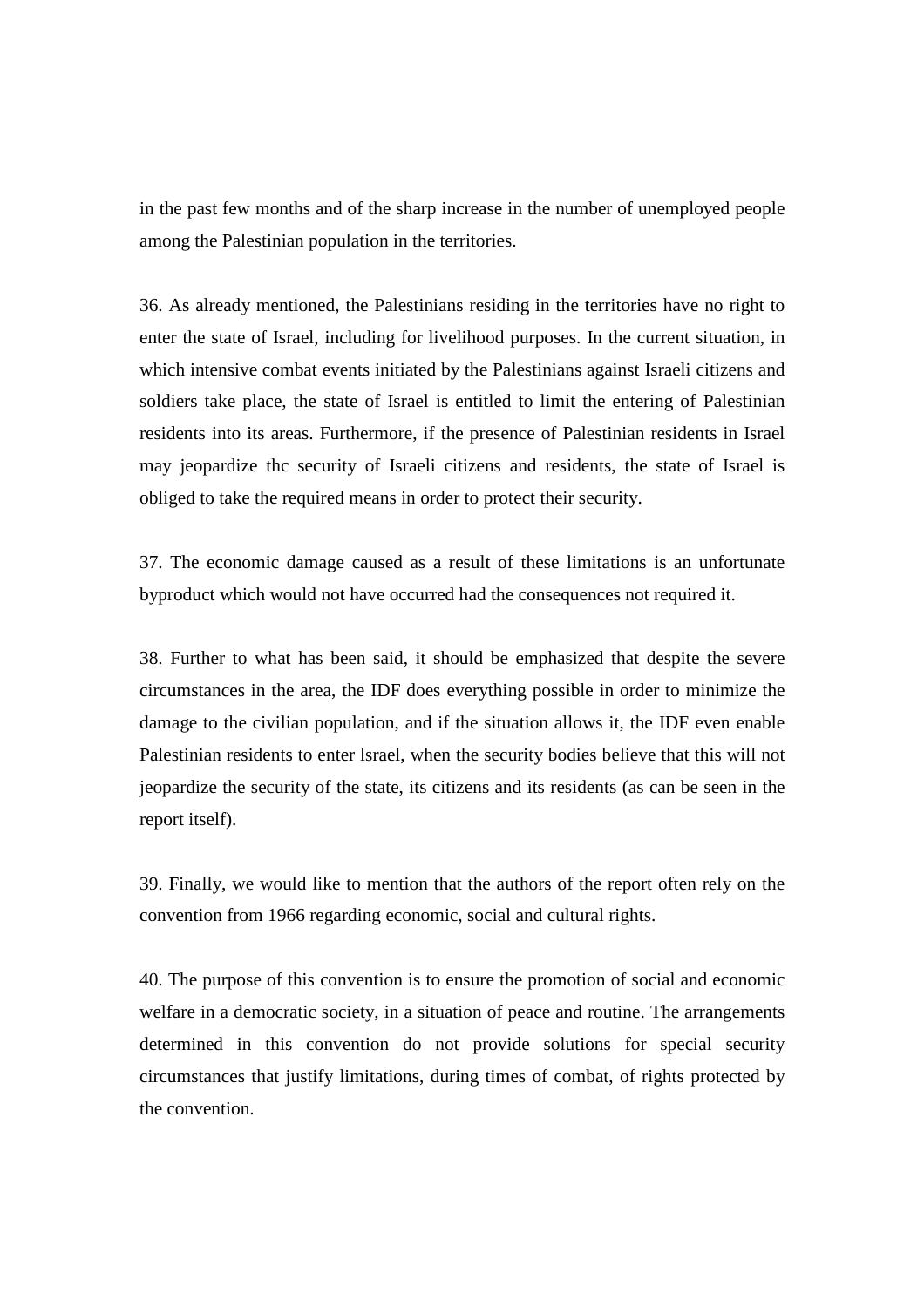in the past few months and of the sharp increase in the number of unemployed people among the Palestinian population in the territories.

36. As already mentioned, the Palestinians residing in the territories have no right to enter the state of Israel, including for livelihood purposes. In the current situation, in which intensive combat events initiated by the Palestinians against Israeli citizens and soldiers take place, the state of Israel is entitled to limit the entering of Palestinian residents into its areas. Furthermore, if the presence of Palestinian residents in Israel may jeopardize thc security of Israeli citizens and residents, the state of Israel is obliged to take the required means in order to protect their security.

37. The economic damage caused as a result of these limitations is an unfortunate byproduct which would not have occurred had the consequences not required it.

38. Further to what has been said, it should be emphasized that despite the severe circumstances in the area, the IDF does everything possible in order to minimize the damage to the civilian population, and if the situation allows it, the IDF even enable Palestinian residents to enter lsrael, when the security bodies believe that this will not jeopardize the security of the state, its citizens and its residents (as can be seen in the report itself).

39. Finally, we would like to mention that the authors of the report often rely on the convention from 1966 regarding economic, social and cultural rights.

40. The purpose of this convention is to ensure the promotion of social and economic welfare in a democratic society, in a situation of peace and routine. The arrangements determined in this convention do not provide solutions for special security circumstances that justify limitations, during times of combat, of rights protected by the convention.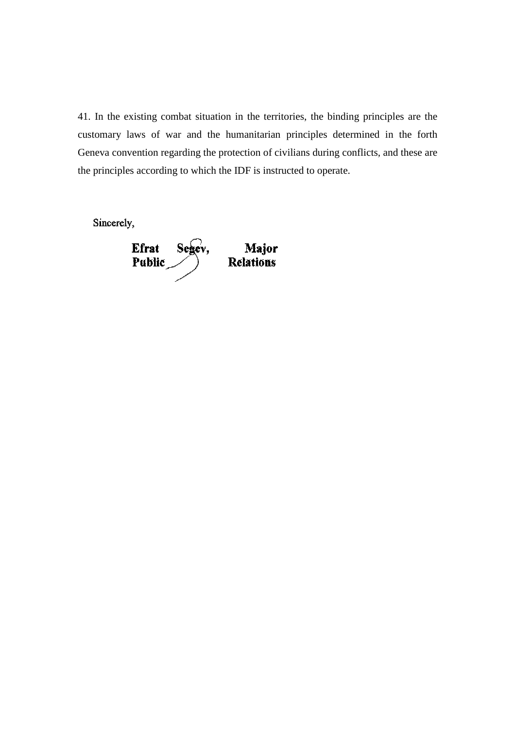41. In the existing combat situation in the territories, the binding principles are the customary laws of war and the humanitarian principles determined in the forth Geneva convention regarding the protection of civilians during conflicts, and these are the principles according to which the IDF is instructed to operate.

Sincerely,

**Efrat Segev, Major**
**Public Relations**